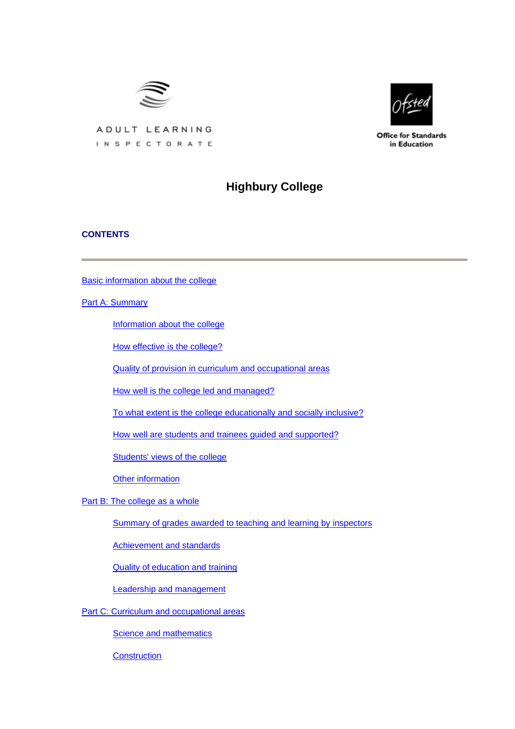ADULT LEARNING INSPECTORATE

Office for Standards in Education

# Highbury College

## CONTENTS

---

Basic information about the college

Part A: Summary

- Information about the college
- How effective is the college?
- Quality of provision in curriculum and occupational areas
- How well is the college led and managed?
- To what extent is the college educationally and socially inclusive?
- How well are students and trainees guided and supported?
- Students' views of the college
- Other information

Part B: The college as a whole

- Summary of grades awarded to teaching and learning by inspectors
- Achievement and standards
- Quality of education and training
- Leadership and management

Part C: Curriculum and occupational areas

- Science and mathematics
- Construction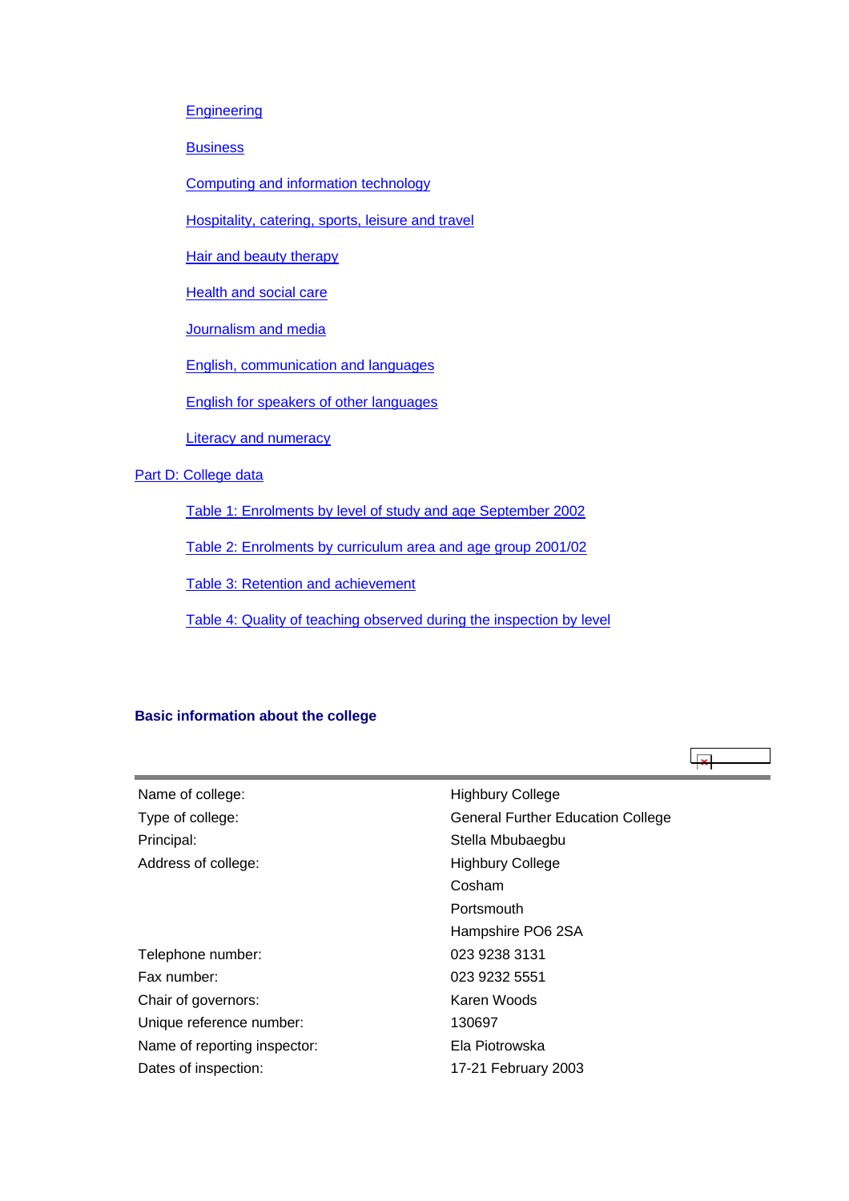- Engineering
- Business
- Computing and information technology
- Hospitality, catering, sports, leisure and travel
- Hair and beauty therapy
- Health and social care
- Journalism and media
- English, communication and languages
- English for speakers of other languages
- Literacy and numeracy

Part D: College data

- Table 1: Enrolments by level of study and age September 2002
- Table 2: Enrolments by curriculum area and age group 2001/02
- Table 3: Retention and achievement
- Table 4: Quality of teaching observed during the inspection by level

## Basic information about the college

| | |
|---|---|
| Name of college: | Highbury College |
| Type of college: | General Further Education College |
| Principal: | Stella Mbubaegbu |
| Address of college: | Highbury College<br>Cosham<br>Portsmouth<br>Hampshire PO6 2SA |
| Telephone number: | 023 9238 3131 |
| Fax number: | 023 9232 5551 |
| Chair of governors: | Karen Woods |
| Unique reference number: | 130697 |
| Name of reporting inspector: | Ela Piotrowska |
| Dates of inspection: | 17-21 February 2003 |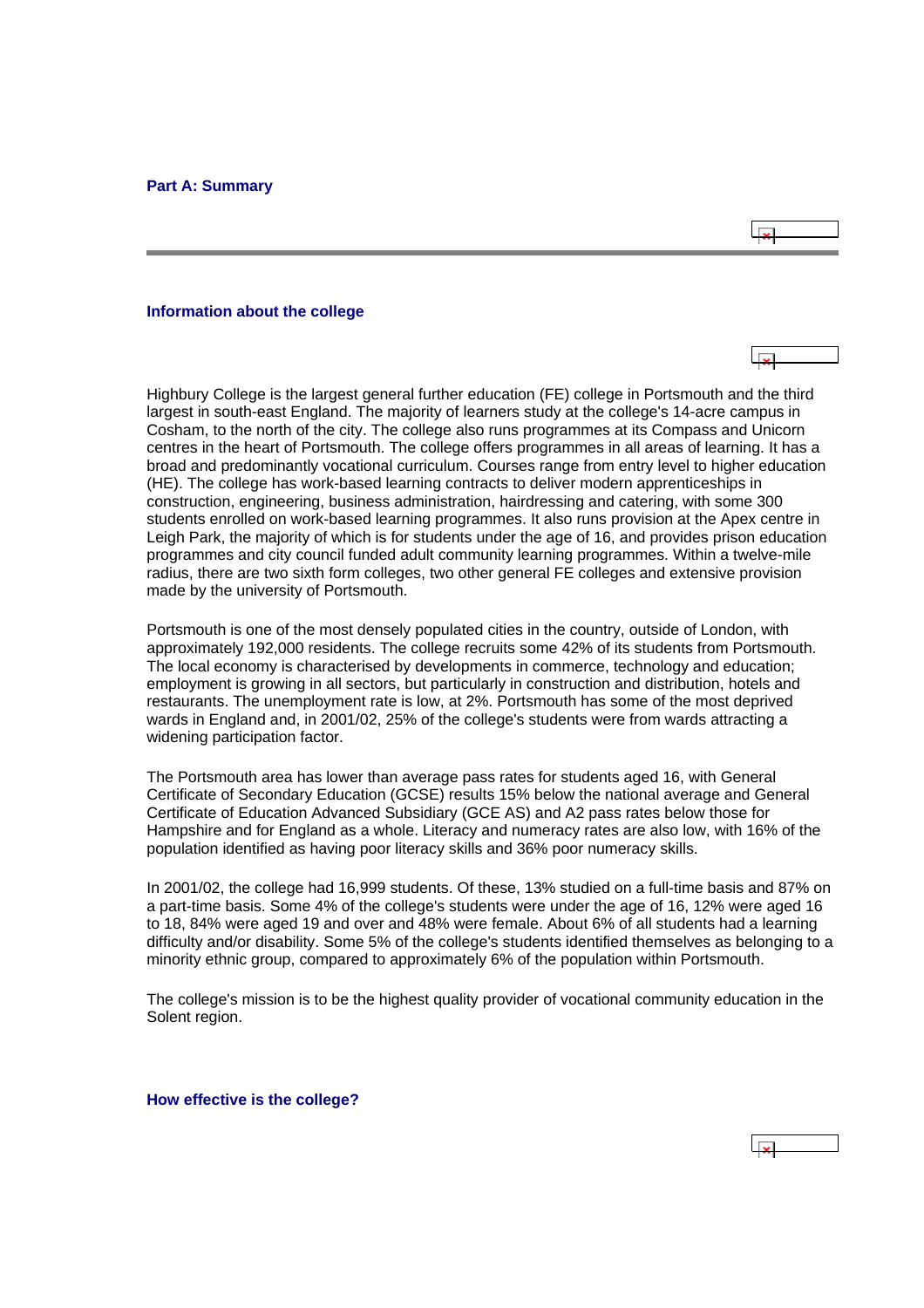## Part A: Summary

### Information about the college

Highbury College is the largest general further education (FE) college in Portsmouth and the third largest in south-east England. The majority of learners study at the college's 14-acre campus in Cosham, to the north of the city. The college also runs programmes at its Compass and Unicorn centres in the heart of Portsmouth. The college offers programmes in all areas of learning. It has a broad and predominantly vocational curriculum. Courses range from entry level to higher education (HE). The college has work-based learning contracts to deliver modern apprenticeships in construction, engineering, business administration, hairdressing and catering, with some 300 students enrolled on work-based learning programmes. It also runs provision at the Apex centre in Leigh Park, the majority of which is for students under the age of 16, and provides prison education programmes and city council funded adult community learning programmes. Within a twelve-mile radius, there are two sixth form colleges, two other general FE colleges and extensive provision made by the university of Portsmouth.

Portsmouth is one of the most densely populated cities in the country, outside of London, with approximately 192,000 residents. The college recruits some 42% of its students from Portsmouth. The local economy is characterised by developments in commerce, technology and education; employment is growing in all sectors, but particularly in construction and distribution, hotels and restaurants. The unemployment rate is low, at 2%. Portsmouth has some of the most deprived wards in England and, in 2001/02, 25% of the college's students were from wards attracting a widening participation factor.

The Portsmouth area has lower than average pass rates for students aged 16, with General Certificate of Secondary Education (GCSE) results 15% below the national average and General Certificate of Education Advanced Subsidiary (GCE AS) and A2 pass rates below those for Hampshire and for England as a whole. Literacy and numeracy rates are also low, with 16% of the population identified as having poor literacy skills and 36% poor numeracy skills.

In 2001/02, the college had 16,999 students. Of these, 13% studied on a full-time basis and 87% on a part-time basis. Some 4% of the college's students were under the age of 16, 12% were aged 16 to 18, 84% were aged 19 and over and 48% were female. About 6% of all students had a learning difficulty and/or disability. Some 5% of the college's students identified themselves as belonging to a minority ethnic group, compared to approximately 6% of the population within Portsmouth.

The college's mission is to be the highest quality provider of vocational community education in the Solent region.

### How effective is the college?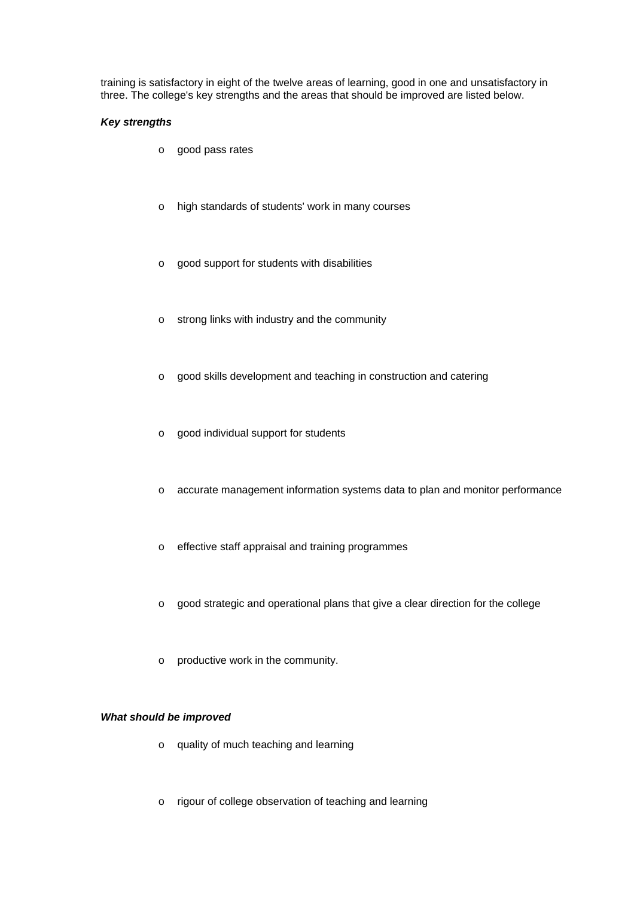training is satisfactory in eight of the twelve areas of learning, good in one and unsatisfactory in three. The college's key strengths and the areas that should be improved are listed below.

***Key strengths***

- good pass rates
- high standards of students' work in many courses
- good support for students with disabilities
- strong links with industry and the community
- good skills development and teaching in construction and catering
- good individual support for students
- accurate management information systems data to plan and monitor performance
- effective staff appraisal and training programmes
- good strategic and operational plans that give a clear direction for the college
- productive work in the community.

***What should be improved***

- quality of much teaching and learning
- rigour of college observation of teaching and learning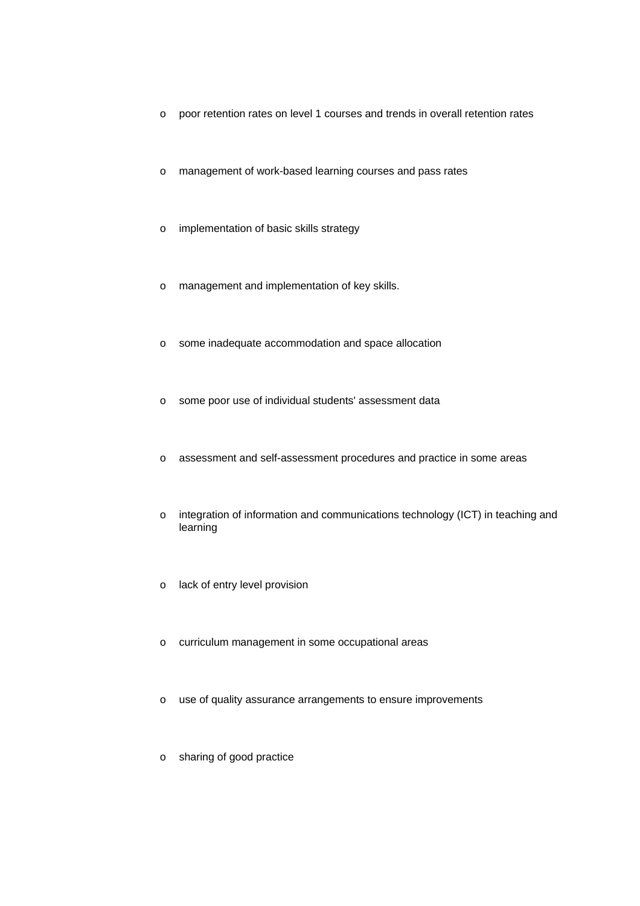- poor retention rates on level 1 courses and trends in overall retention rates
- management of work-based learning courses and pass rates
- implementation of basic skills strategy
- management and implementation of key skills.
- some inadequate accommodation and space allocation
- some poor use of individual students' assessment data
- assessment and self-assessment procedures and practice in some areas
- integration of information and communications technology (ICT) in teaching and learning
- lack of entry level provision
- curriculum management in some occupational areas
- use of quality assurance arrangements to ensure improvements
- sharing of good practice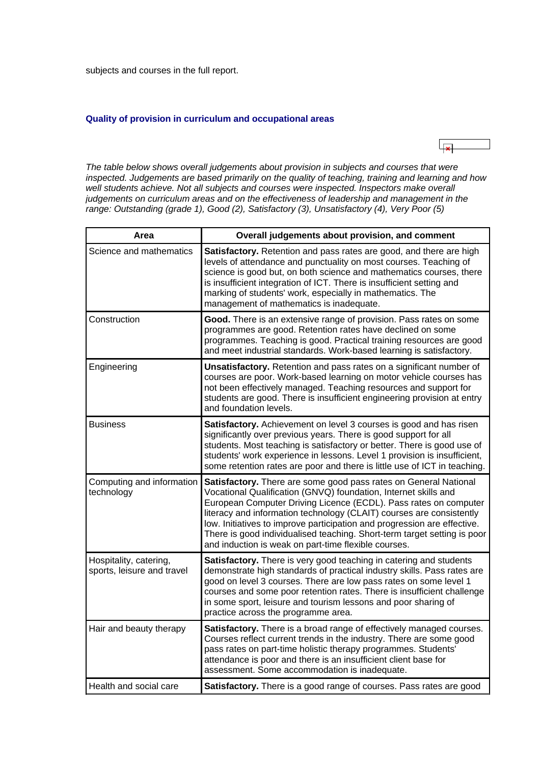subjects and courses in the full report.

## Quality of provision in curriculum and occupational areas

*The table below shows overall judgements about provision in subjects and courses that were inspected. Judgements are based primarily on the quality of teaching, training and learning and how well students achieve. Not all subjects and courses were inspected. Inspectors make overall judgements on curriculum areas and on the effectiveness of leadership and management in the range: Outstanding (grade 1), Good (2), Satisfactory (3), Unsatisfactory (4), Very Poor (5)*

| Area | Overall judgements about provision, and comment |
|---|---|
| Science and mathematics | **Satisfactory.** Retention and pass rates are good, and there are high levels of attendance and punctuality on most courses. Teaching of science is good but, on both science and mathematics courses, there is insufficient integration of ICT. There is insufficient setting and marking of students' work, especially in mathematics. The management of mathematics is inadequate. |
| Construction | **Good.** There is an extensive range of provision. Pass rates on some programmes are good. Retention rates have declined on some programmes. Teaching is good. Practical training resources are good and meet industrial standards. Work-based learning is satisfactory. |
| Engineering | **Unsatisfactory.** Retention and pass rates on a significant number of courses are poor. Work-based learning on motor vehicle courses has not been effectively managed. Teaching resources and support for students are good. There is insufficient engineering provision at entry and foundation levels. |
| Business | **Satisfactory.** Achievement on level 3 courses is good and has risen significantly over previous years. There is good support for all students. Most teaching is satisfactory or better. There is good use of students' work experience in lessons. Level 1 provision is insufficient, some retention rates are poor and there is little use of ICT in teaching. |
| Computing and information technology | **Satisfactory.** There are some good pass rates on General National Vocational Qualification (GNVQ) foundation, Internet skills and European Computer Driving Licence (ECDL). Pass rates on computer literacy and information technology (CLAIT) courses are consistently low. Initiatives to improve participation and progression are effective. There is good individualised teaching. Short-term target setting is poor and induction is weak on part-time flexible courses. |
| Hospitality, catering, sports, leisure and travel | **Satisfactory.** There is very good teaching in catering and students demonstrate high standards of practical industry skills. Pass rates are good on level 3 courses. There are low pass rates on some level 1 courses and some poor retention rates. There is insufficient challenge in some sport, leisure and tourism lessons and poor sharing of practice across the programme area. |
| Hair and beauty therapy | **Satisfactory.** There is a broad range of effectively managed courses. Courses reflect current trends in the industry. There are some good pass rates on part-time holistic therapy programmes. Students' attendance is poor and there is an insufficient client base for assessment. Some accommodation is inadequate. |
| Health and social care | **Satisfactory.** There is a good range of courses. Pass rates are good |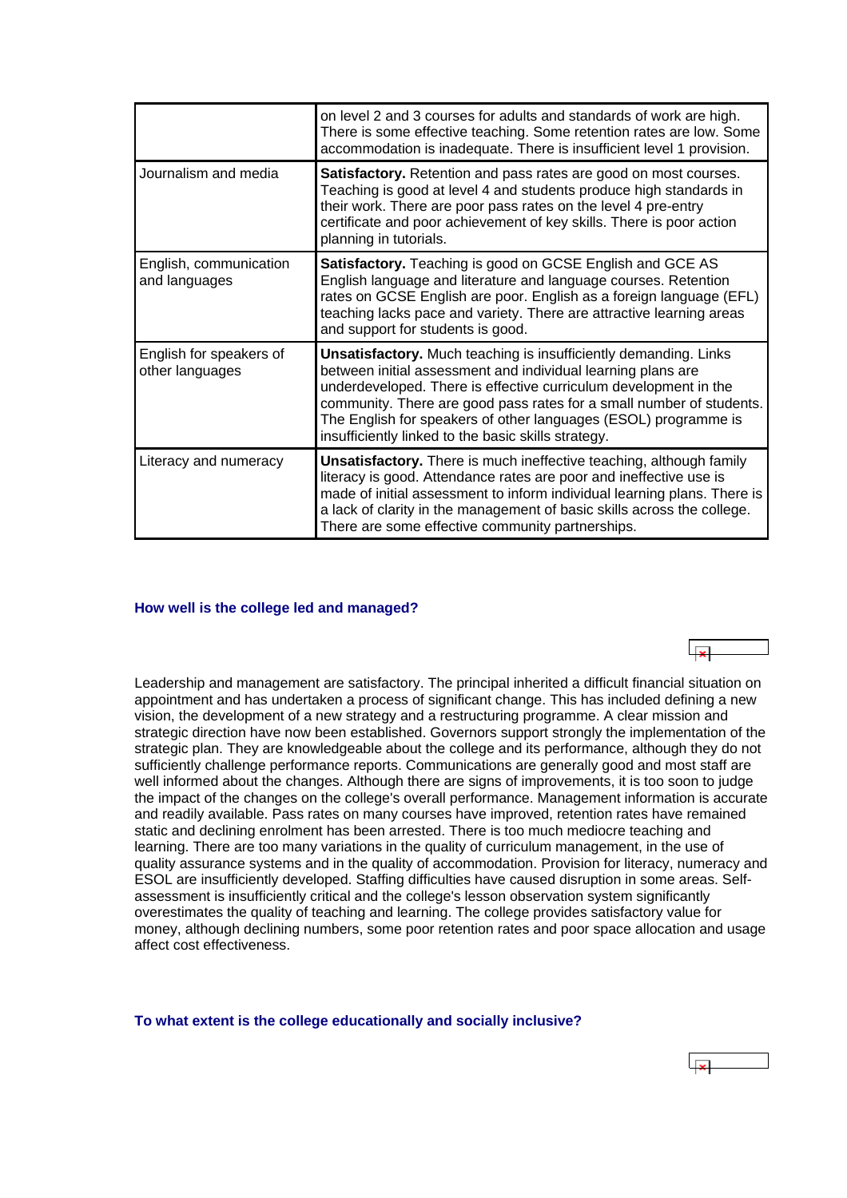| | |
|---|---|
| | on level 2 and 3 courses for adults and standards of work are high. There is some effective teaching. Some retention rates are low. Some accommodation is inadequate. There is insufficient level 1 provision. |
| Journalism and media | **Satisfactory.** Retention and pass rates are good on most courses. Teaching is good at level 4 and students produce high standards in their work. There are poor pass rates on the level 4 pre-entry certificate and poor achievement of key skills. There is poor action planning in tutorials. |
| English, communication and languages | **Satisfactory.** Teaching is good on GCSE English and GCE AS English language and literature and language courses. Retention rates on GCSE English are poor. English as a foreign language (EFL) teaching lacks pace and variety. There are attractive learning areas and support for students is good. |
| English for speakers of other languages | **Unsatisfactory.** Much teaching is insufficiently demanding. Links between initial assessment and individual learning plans are underdeveloped. There is effective curriculum development in the community. There are good pass rates for a small number of students. The English for speakers of other languages (ESOL) programme is insufficiently linked to the basic skills strategy. |
| Literacy and numeracy | **Unsatisfactory.** There is much ineffective teaching, although family literacy is good. Attendance rates are poor and ineffective use is made of initial assessment to inform individual learning plans. There is a lack of clarity in the management of basic skills across the college. There are some effective community partnerships. |

### How well is the college led and managed?

Leadership and management are satisfactory. The principal inherited a difficult financial situation on appointment and has undertaken a process of significant change. This has included defining a new vision, the development of a new strategy and a restructuring programme. A clear mission and strategic direction have now been established. Governors support strongly the implementation of the strategic plan. They are knowledgeable about the college and its performance, although they do not sufficiently challenge performance reports. Communications are generally good and most staff are well informed about the changes. Although there are signs of improvements, it is too soon to judge the impact of the changes on the college's overall performance. Management information is accurate and readily available. Pass rates on many courses have improved, retention rates have remained static and declining enrolment has been arrested. There is too much mediocre teaching and learning. There are too many variations in the quality of curriculum management, in the use of quality assurance systems and in the quality of accommodation. Provision for literacy, numeracy and ESOL are insufficiently developed. Staffing difficulties have caused disruption in some areas. Self-assessment is insufficiently critical and the college's lesson observation system significantly overestimates the quality of teaching and learning. The college provides satisfactory value for money, although declining numbers, some poor retention rates and poor space allocation and usage affect cost effectiveness.

### To what extent is the college educationally and socially inclusive?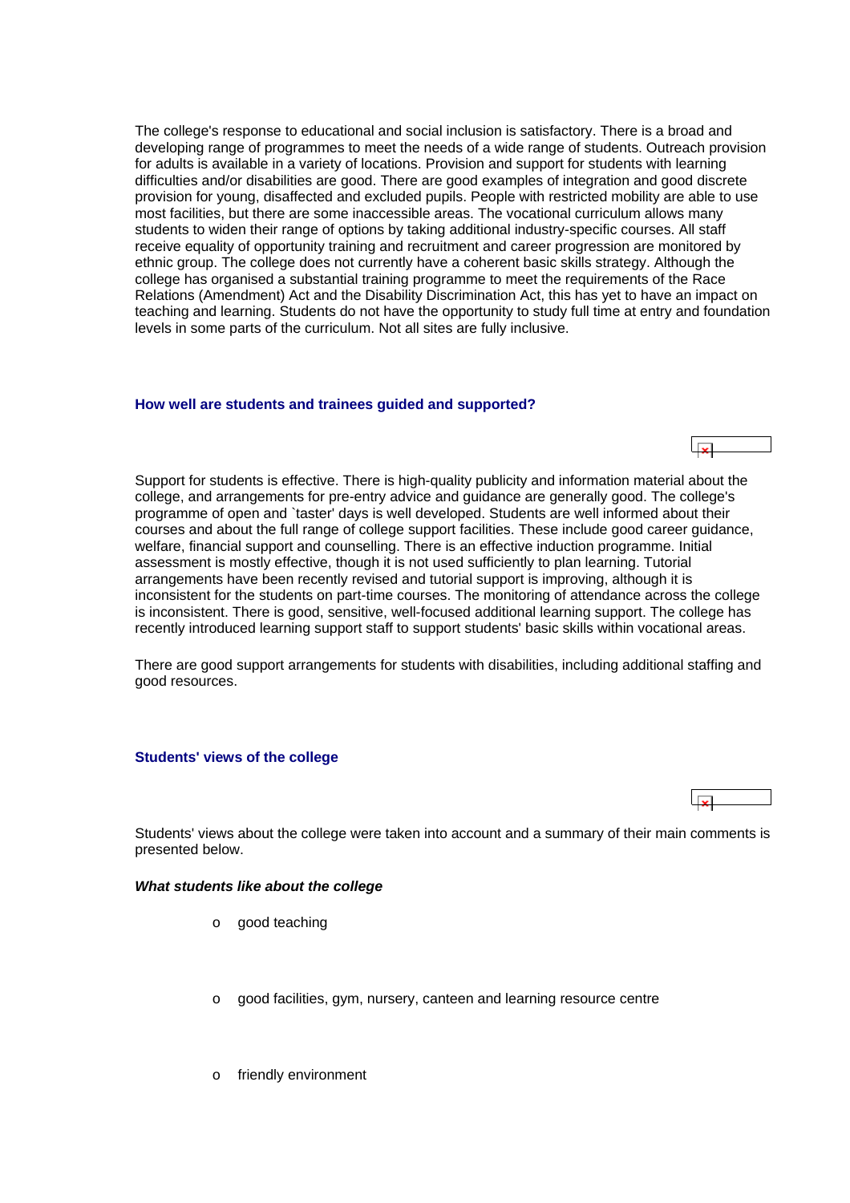The college's response to educational and social inclusion is satisfactory. There is a broad and developing range of programmes to meet the needs of a wide range of students. Outreach provision for adults is available in a variety of locations. Provision and support for students with learning difficulties and/or disabilities are good. There are good examples of integration and good discrete provision for young, disaffected and excluded pupils. People with restricted mobility are able to use most facilities, but there are some inaccessible areas. The vocational curriculum allows many students to widen their range of options by taking additional industry-specific courses. All staff receive equality of opportunity training and recruitment and career progression are monitored by ethnic group. The college does not currently have a coherent basic skills strategy. Although the college has organised a substantial training programme to meet the requirements of the Race Relations (Amendment) Act and the Disability Discrimination Act, this has yet to have an impact on teaching and learning. Students do not have the opportunity to study full time at entry and foundation levels in some parts of the curriculum. Not all sites are fully inclusive.

### How well are students and trainees guided and supported?

Support for students is effective. There is high-quality publicity and information material about the college, and arrangements for pre-entry advice and guidance are generally good. The college's programme of open and `taster' days is well developed. Students are well informed about their courses and about the full range of college support facilities. These include good career guidance, welfare, financial support and counselling. There is an effective induction programme. Initial assessment is mostly effective, though it is not used sufficiently to plan learning. Tutorial arrangements have been recently revised and tutorial support is improving, although it is inconsistent for the students on part-time courses. The monitoring of attendance across the college is inconsistent. There is good, sensitive, well-focused additional learning support. The college has recently introduced learning support staff to support students' basic skills within vocational areas.

There are good support arrangements for students with disabilities, including additional staffing and good resources.

### Students' views of the college

Students' views about the college were taken into account and a summary of their main comments is presented below.

#### *What students like about the college*

- good teaching
- good facilities, gym, nursery, canteen and learning resource centre
- friendly environment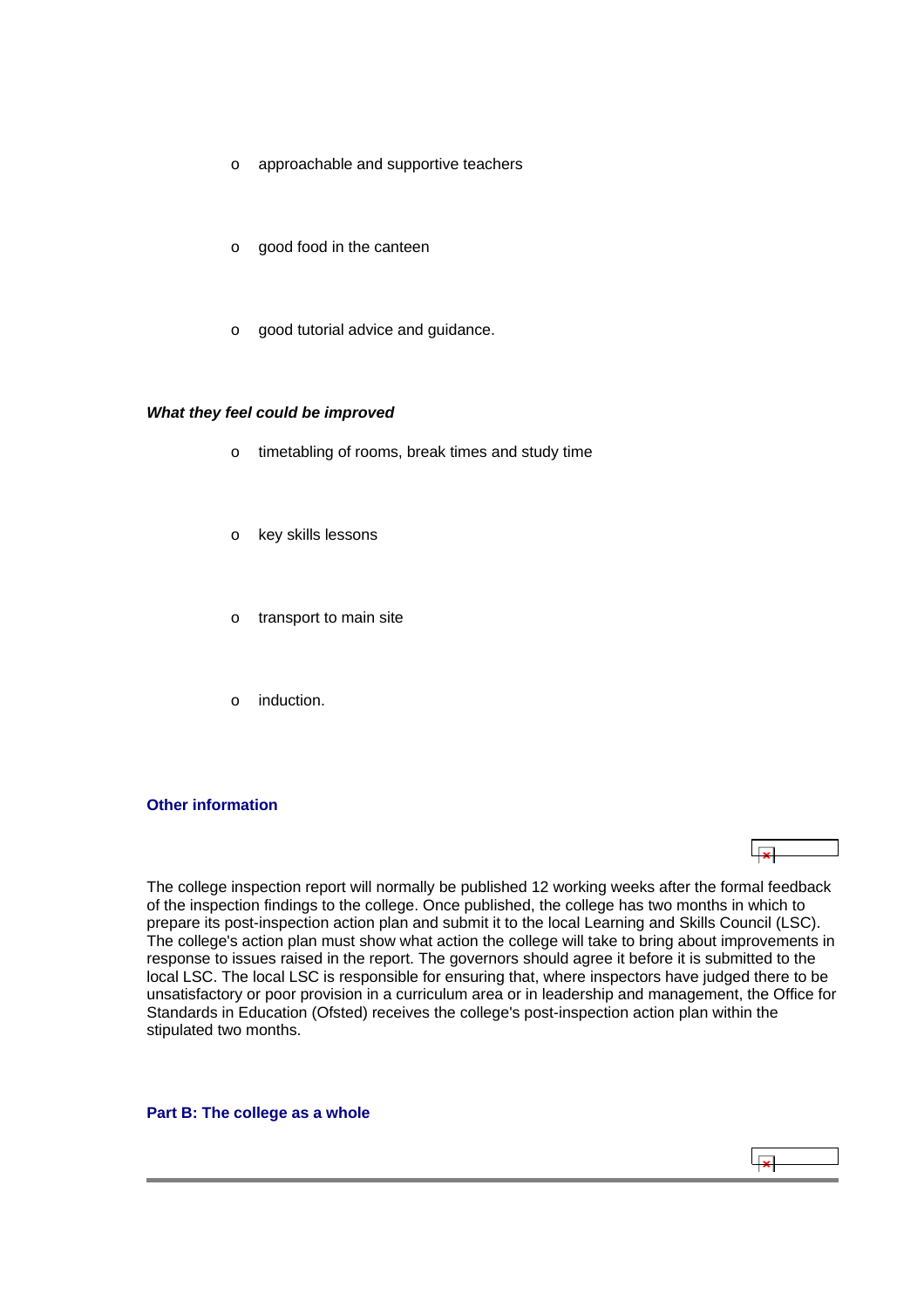- approachable and supportive teachers
- good food in the canteen
- good tutorial advice and guidance.

***What they feel could be improved***

- timetabling of rooms, break times and study time
- key skills lessons
- transport to main site
- induction.

### Other information

The college inspection report will normally be published 12 working weeks after the formal feedback of the inspection findings to the college. Once published, the college has two months in which to prepare its post-inspection action plan and submit it to the local Learning and Skills Council (LSC). The college's action plan must show what action the college will take to bring about improvements in response to issues raised in the report. The governors should agree it before it is submitted to the local LSC. The local LSC is responsible for ensuring that, where inspectors have judged there to be unsatisfactory or poor provision in a curriculum area or in leadership and management, the Office for Standards in Education (Ofsted) receives the college's post-inspection action plan within the stipulated two months.

## Part B: The college as a whole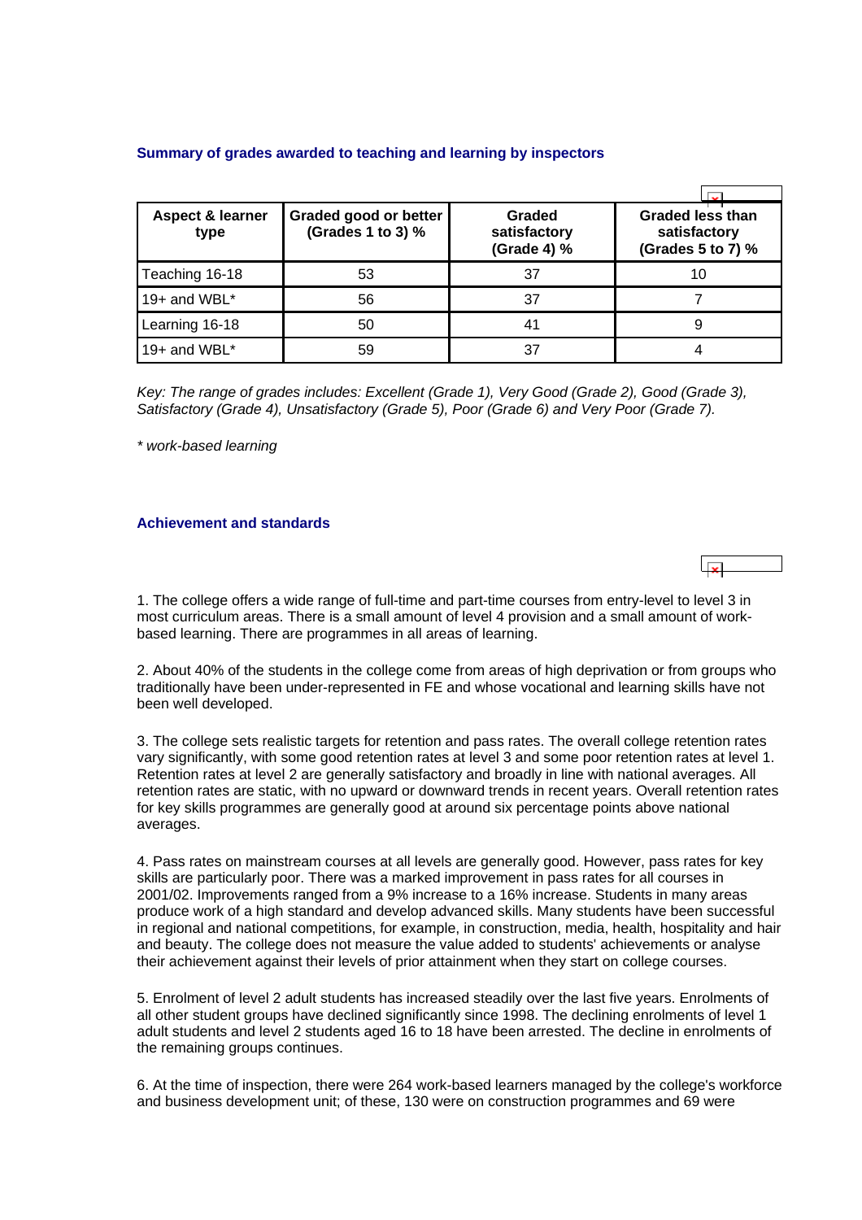### Summary of grades awarded to teaching and learning by inspectors

| Aspect & learner type | Graded good or better (Grades 1 to 3) % | Graded satisfactory (Grade 4) % | Graded less than satisfactory (Grades 5 to 7) % |
|---|---|---|---|
| Teaching 16-18 | 53 | 37 | 10 |
| 19+ and WBL* | 56 | 37 | 7 |
| Learning 16-18 | 50 | 41 | 9 |
| 19+ and WBL* | 59 | 37 | 4 |

*Key: The range of grades includes: Excellent (Grade 1), Very Good (Grade 2), Good (Grade 3), Satisfactory (Grade 4), Unsatisfactory (Grade 5), Poor (Grade 6) and Very Poor (Grade 7).*

*\* work-based learning*

### Achievement and standards

1. The college offers a wide range of full-time and part-time courses from entry-level to level 3 in most curriculum areas. There is a small amount of level 4 provision and a small amount of work-based learning. There are programmes in all areas of learning.

2. About 40% of the students in the college come from areas of high deprivation or from groups who traditionally have been under-represented in FE and whose vocational and learning skills have not been well developed.

3. The college sets realistic targets for retention and pass rates. The overall college retention rates vary significantly, with some good retention rates at level 3 and some poor retention rates at level 1. Retention rates at level 2 are generally satisfactory and broadly in line with national averages. All retention rates are static, with no upward or downward trends in recent years. Overall retention rates for key skills programmes are generally good at around six percentage points above national averages.

4. Pass rates on mainstream courses at all levels are generally good. However, pass rates for key skills are particularly poor. There was a marked improvement in pass rates for all courses in 2001/02. Improvements ranged from a 9% increase to a 16% increase. Students in many areas produce work of a high standard and develop advanced skills. Many students have been successful in regional and national competitions, for example, in construction, media, health, hospitality and hair and beauty. The college does not measure the value added to students' achievements or analyse their achievement against their levels of prior attainment when they start on college courses.

5. Enrolment of level 2 adult students has increased steadily over the last five years. Enrolments of all other student groups have declined significantly since 1998. The declining enrolments of level 1 adult students and level 2 students aged 16 to 18 have been arrested. The decline in enrolments of the remaining groups continues.

6. At the time of inspection, there were 264 work-based learners managed by the college's workforce and business development unit; of these, 130 were on construction programmes and 69 were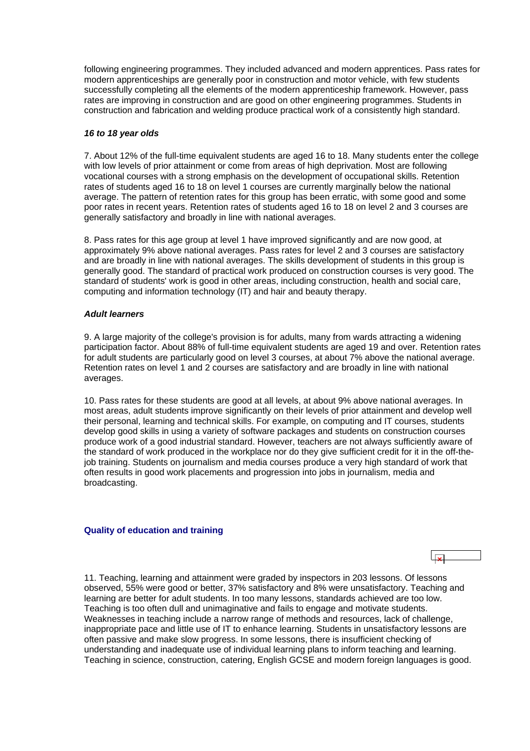following engineering programmes. They included advanced and modern apprentices. Pass rates for modern apprenticeships are generally poor in construction and motor vehicle, with few students successfully completing all the elements of the modern apprenticeship framework. However, pass rates are improving in construction and are good on other engineering programmes. Students in construction and fabrication and welding produce practical work of a consistently high standard.

### *16 to 18 year olds*

7. About 12% of the full-time equivalent students are aged 16 to 18. Many students enter the college with low levels of prior attainment or come from areas of high deprivation. Most are following vocational courses with a strong emphasis on the development of occupational skills. Retention rates of students aged 16 to 18 on level 1 courses are currently marginally below the national average. The pattern of retention rates for this group has been erratic, with some good and some poor rates in recent years. Retention rates of students aged 16 to 18 on level 2 and 3 courses are generally satisfactory and broadly in line with national averages.

8. Pass rates for this age group at level 1 have improved significantly and are now good, at approximately 9% above national averages. Pass rates for level 2 and 3 courses are satisfactory and are broadly in line with national averages. The skills development of students in this group is generally good. The standard of practical work produced on construction courses is very good. The standard of students' work is good in other areas, including construction, health and social care, computing and information technology (IT) and hair and beauty therapy.

### *Adult learners*

9. A large majority of the college's provision is for adults, many from wards attracting a widening participation factor. About 88% of full-time equivalent students are aged 19 and over. Retention rates for adult students are particularly good on level 3 courses, at about 7% above the national average. Retention rates on level 1 and 2 courses are satisfactory and are broadly in line with national averages.

10. Pass rates for these students are good at all levels, at about 9% above national averages. In most areas, adult students improve significantly on their levels of prior attainment and develop well their personal, learning and technical skills. For example, on computing and IT courses, students develop good skills in using a variety of software packages and students on construction courses produce work of a good industrial standard. However, teachers are not always sufficiently aware of the standard of work produced in the workplace nor do they give sufficient credit for it in the off-the-job training. Students on journalism and media courses produce a very high standard of work that often results in good work placements and progression into jobs in journalism, media and broadcasting.

## Quality of education and training

11. Teaching, learning and attainment were graded by inspectors in 203 lessons. Of lessons observed, 55% were good or better, 37% satisfactory and 8% were unsatisfactory. Teaching and learning are better for adult students. In too many lessons, standards achieved are too low. Teaching is too often dull and unimaginative and fails to engage and motivate students. Weaknesses in teaching include a narrow range of methods and resources, lack of challenge, inappropriate pace and little use of IT to enhance learning. Students in unsatisfactory lessons are often passive and make slow progress. In some lessons, there is insufficient checking of understanding and inadequate use of individual learning plans to inform teaching and learning. Teaching in science, construction, catering, English GCSE and modern foreign languages is good.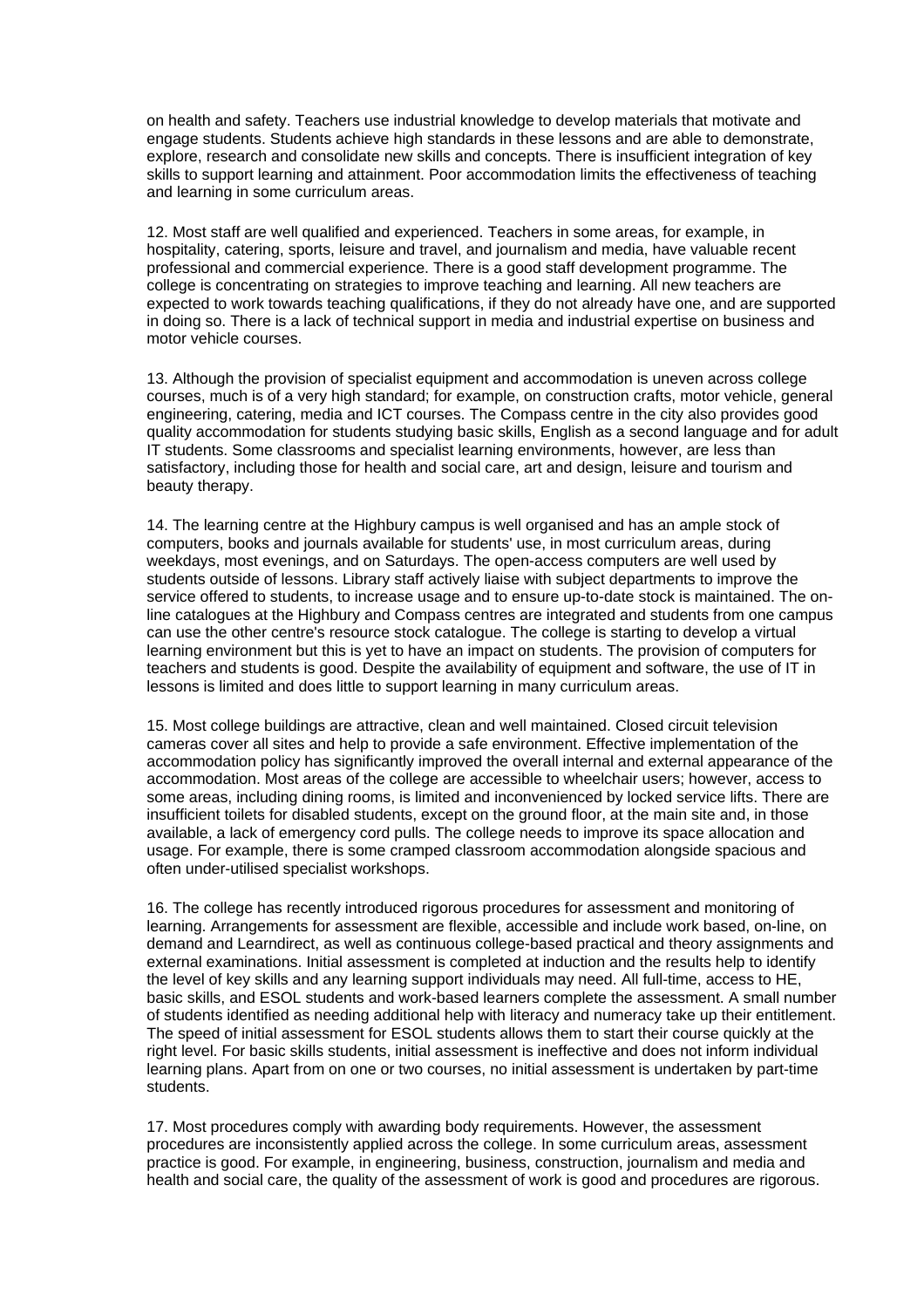on health and safety. Teachers use industrial knowledge to develop materials that motivate and engage students. Students achieve high standards in these lessons and are able to demonstrate, explore, research and consolidate new skills and concepts. There is insufficient integration of key skills to support learning and attainment. Poor accommodation limits the effectiveness of teaching and learning in some curriculum areas.

12. Most staff are well qualified and experienced. Teachers in some areas, for example, in hospitality, catering, sports, leisure and travel, and journalism and media, have valuable recent professional and commercial experience. There is a good staff development programme. The college is concentrating on strategies to improve teaching and learning. All new teachers are expected to work towards teaching qualifications, if they do not already have one, and are supported in doing so. There is a lack of technical support in media and industrial expertise on business and motor vehicle courses.

13. Although the provision of specialist equipment and accommodation is uneven across college courses, much is of a very high standard; for example, on construction crafts, motor vehicle, general engineering, catering, media and ICT courses. The Compass centre in the city also provides good quality accommodation for students studying basic skills, English as a second language and for adult IT students. Some classrooms and specialist learning environments, however, are less than satisfactory, including those for health and social care, art and design, leisure and tourism and beauty therapy.

14. The learning centre at the Highbury campus is well organised and has an ample stock of computers, books and journals available for students' use, in most curriculum areas, during weekdays, most evenings, and on Saturdays. The open-access computers are well used by students outside of lessons. Library staff actively liaise with subject departments to improve the service offered to students, to increase usage and to ensure up-to-date stock is maintained. The on-line catalogues at the Highbury and Compass centres are integrated and students from one campus can use the other centre's resource stock catalogue. The college is starting to develop a virtual learning environment but this is yet to have an impact on students. The provision of computers for teachers and students is good. Despite the availability of equipment and software, the use of IT in lessons is limited and does little to support learning in many curriculum areas.

15. Most college buildings are attractive, clean and well maintained. Closed circuit television cameras cover all sites and help to provide a safe environment. Effective implementation of the accommodation policy has significantly improved the overall internal and external appearance of the accommodation. Most areas of the college are accessible to wheelchair users; however, access to some areas, including dining rooms, is limited and inconvenienced by locked service lifts. There are insufficient toilets for disabled students, except on the ground floor, at the main site and, in those available, a lack of emergency cord pulls. The college needs to improve its space allocation and usage. For example, there is some cramped classroom accommodation alongside spacious and often under-utilised specialist workshops.

16. The college has recently introduced rigorous procedures for assessment and monitoring of learning. Arrangements for assessment are flexible, accessible and include work based, on-line, on demand and Learndirect, as well as continuous college-based practical and theory assignments and external examinations. Initial assessment is completed at induction and the results help to identify the level of key skills and any learning support individuals may need. All full-time, access to HE, basic skills, and ESOL students and work-based learners complete the assessment. A small number of students identified as needing additional help with literacy and numeracy take up their entitlement. The speed of initial assessment for ESOL students allows them to start their course quickly at the right level. For basic skills students, initial assessment is ineffective and does not inform individual learning plans. Apart from on one or two courses, no initial assessment is undertaken by part-time students.

17. Most procedures comply with awarding body requirements. However, the assessment procedures are inconsistently applied across the college. In some curriculum areas, assessment practice is good. For example, in engineering, business, construction, journalism and media and health and social care, the quality of the assessment of work is good and procedures are rigorous.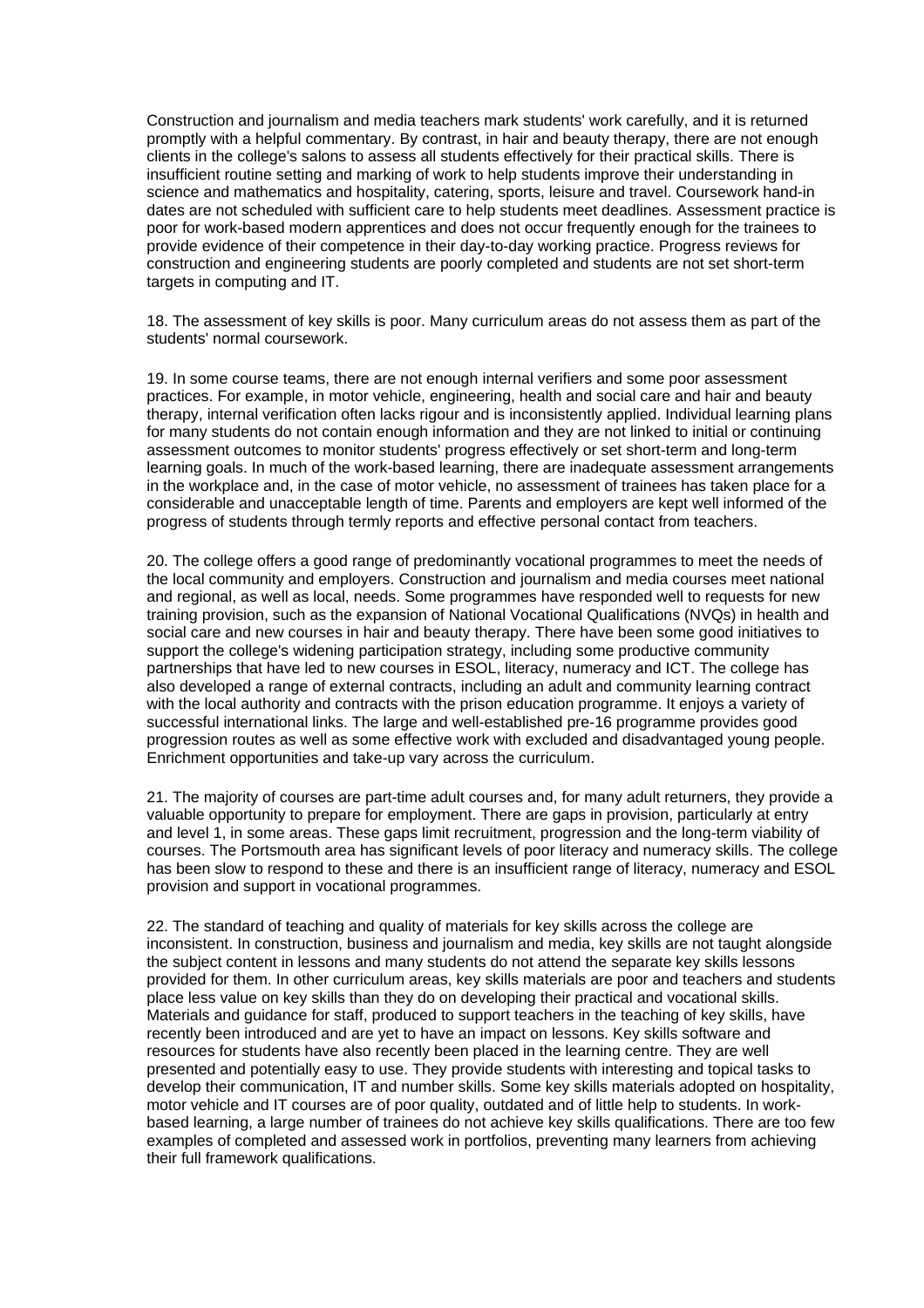Construction and journalism and media teachers mark students' work carefully, and it is returned promptly with a helpful commentary. By contrast, in hair and beauty therapy, there are not enough clients in the college's salons to assess all students effectively for their practical skills. There is insufficient routine setting and marking of work to help students improve their understanding in science and mathematics and hospitality, catering, sports, leisure and travel. Coursework hand-in dates are not scheduled with sufficient care to help students meet deadlines. Assessment practice is poor for work-based modern apprentices and does not occur frequently enough for the trainees to provide evidence of their competence in their day-to-day working practice. Progress reviews for construction and engineering students are poorly completed and students are not set short-term targets in computing and IT.

18. The assessment of key skills is poor. Many curriculum areas do not assess them as part of the students' normal coursework.

19. In some course teams, there are not enough internal verifiers and some poor assessment practices. For example, in motor vehicle, engineering, health and social care and hair and beauty therapy, internal verification often lacks rigour and is inconsistently applied. Individual learning plans for many students do not contain enough information and they are not linked to initial or continuing assessment outcomes to monitor students' progress effectively or set short-term and long-term learning goals. In much of the work-based learning, there are inadequate assessment arrangements in the workplace and, in the case of motor vehicle, no assessment of trainees has taken place for a considerable and unacceptable length of time. Parents and employers are kept well informed of the progress of students through termly reports and effective personal contact from teachers.

20. The college offers a good range of predominantly vocational programmes to meet the needs of the local community and employers. Construction and journalism and media courses meet national and regional, as well as local, needs. Some programmes have responded well to requests for new training provision, such as the expansion of National Vocational Qualifications (NVQs) in health and social care and new courses in hair and beauty therapy. There have been some good initiatives to support the college's widening participation strategy, including some productive community partnerships that have led to new courses in ESOL, literacy, numeracy and ICT. The college has also developed a range of external contracts, including an adult and community learning contract with the local authority and contracts with the prison education programme. It enjoys a variety of successful international links. The large and well-established pre-16 programme provides good progression routes as well as some effective work with excluded and disadvantaged young people. Enrichment opportunities and take-up vary across the curriculum.

21. The majority of courses are part-time adult courses and, for many adult returners, they provide a valuable opportunity to prepare for employment. There are gaps in provision, particularly at entry and level 1, in some areas. These gaps limit recruitment, progression and the long-term viability of courses. The Portsmouth area has significant levels of poor literacy and numeracy skills. The college has been slow to respond to these and there is an insufficient range of literacy, numeracy and ESOL provision and support in vocational programmes.

22. The standard of teaching and quality of materials for key skills across the college are inconsistent. In construction, business and journalism and media, key skills are not taught alongside the subject content in lessons and many students do not attend the separate key skills lessons provided for them. In other curriculum areas, key skills materials are poor and teachers and students place less value on key skills than they do on developing their practical and vocational skills. Materials and guidance for staff, produced to support teachers in the teaching of key skills, have recently been introduced and are yet to have an impact on lessons. Key skills software and resources for students have also recently been placed in the learning centre. They are well presented and potentially easy to use. They provide students with interesting and topical tasks to develop their communication, IT and number skills. Some key skills materials adopted on hospitality, motor vehicle and IT courses are of poor quality, outdated and of little help to students. In work-based learning, a large number of trainees do not achieve key skills qualifications. There are too few examples of completed and assessed work in portfolios, preventing many learners from achieving their full framework qualifications.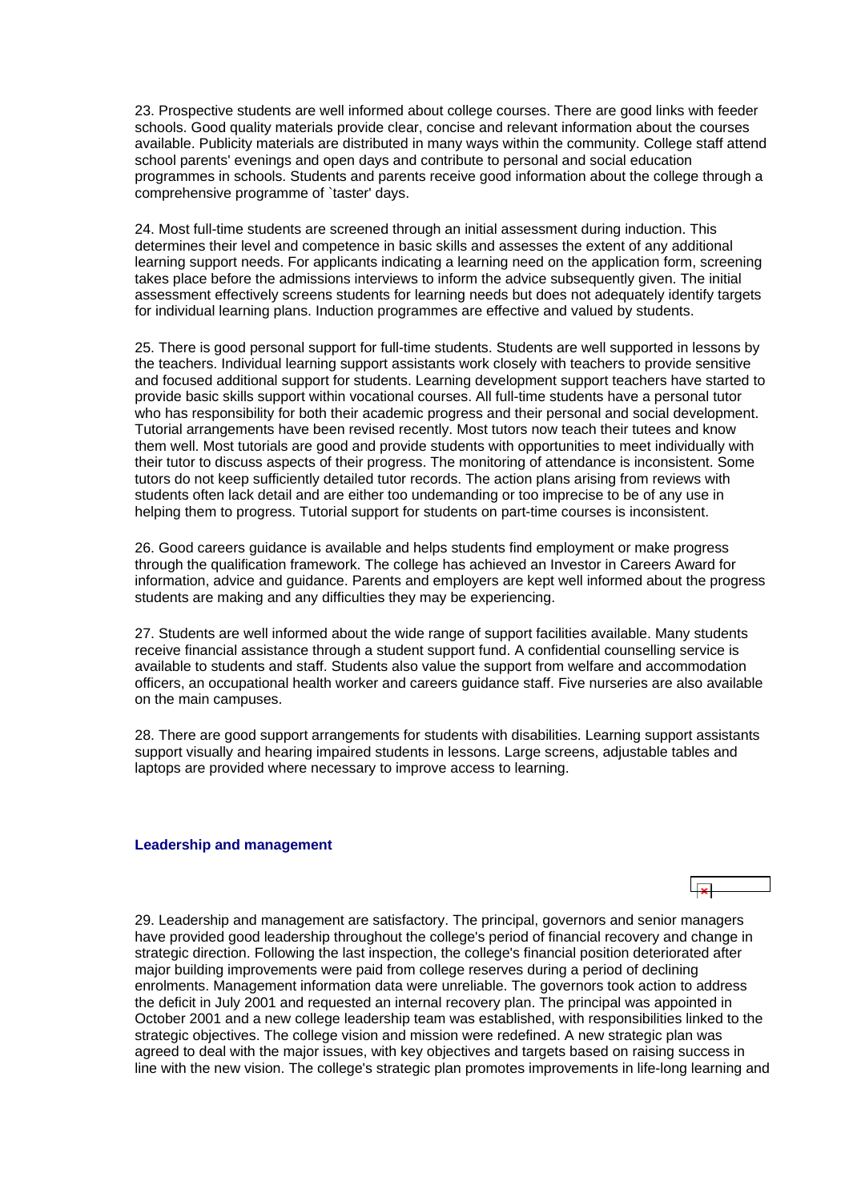23. Prospective students are well informed about college courses. There are good links with feeder schools. Good quality materials provide clear, concise and relevant information about the courses available. Publicity materials are distributed in many ways within the community. College staff attend school parents' evenings and open days and contribute to personal and social education programmes in schools. Students and parents receive good information about the college through a comprehensive programme of `taster' days.

24. Most full-time students are screened through an initial assessment during induction. This determines their level and competence in basic skills and assesses the extent of any additional learning support needs. For applicants indicating a learning need on the application form, screening takes place before the admissions interviews to inform the advice subsequently given. The initial assessment effectively screens students for learning needs but does not adequately identify targets for individual learning plans. Induction programmes are effective and valued by students.

25. There is good personal support for full-time students. Students are well supported in lessons by the teachers. Individual learning support assistants work closely with teachers to provide sensitive and focused additional support for students. Learning development support teachers have started to provide basic skills support within vocational courses. All full-time students have a personal tutor who has responsibility for both their academic progress and their personal and social development. Tutorial arrangements have been revised recently. Most tutors now teach their tutees and know them well. Most tutorials are good and provide students with opportunities to meet individually with their tutor to discuss aspects of their progress. The monitoring of attendance is inconsistent. Some tutors do not keep sufficiently detailed tutor records. The action plans arising from reviews with students often lack detail and are either too undemanding or too imprecise to be of any use in helping them to progress. Tutorial support for students on part-time courses is inconsistent.

26. Good careers guidance is available and helps students find employment or make progress through the qualification framework. The college has achieved an Investor in Careers Award for information, advice and guidance. Parents and employers are kept well informed about the progress students are making and any difficulties they may be experiencing.

27. Students are well informed about the wide range of support facilities available. Many students receive financial assistance through a student support fund. A confidential counselling service is available to students and staff. Students also value the support from welfare and accommodation officers, an occupational health worker and careers guidance staff. Five nurseries are also available on the main campuses.

28. There are good support arrangements for students with disabilities. Learning support assistants support visually and hearing impaired students in lessons. Large screens, adjustable tables and laptops are provided where necessary to improve access to learning.

### Leadership and management

29. Leadership and management are satisfactory. The principal, governors and senior managers have provided good leadership throughout the college's period of financial recovery and change in strategic direction. Following the last inspection, the college's financial position deteriorated after major building improvements were paid from college reserves during a period of declining enrolments. Management information data were unreliable. The governors took action to address the deficit in July 2001 and requested an internal recovery plan. The principal was appointed in October 2001 and a new college leadership team was established, with responsibilities linked to the strategic objectives. The college vision and mission were redefined. A new strategic plan was agreed to deal with the major issues, with key objectives and targets based on raising success in line with the new vision. The college's strategic plan promotes improvements in life-long learning and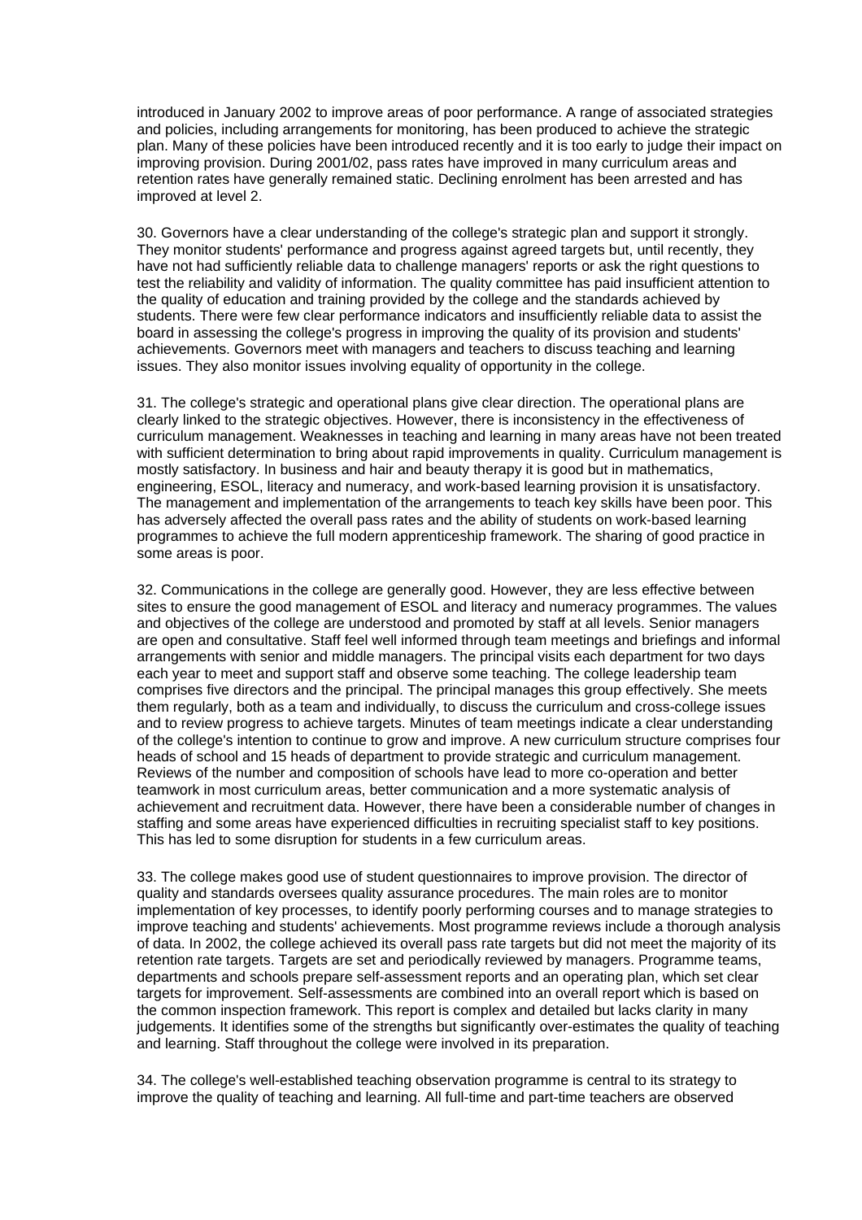introduced in January 2002 to improve areas of poor performance. A range of associated strategies and policies, including arrangements for monitoring, has been produced to achieve the strategic plan. Many of these policies have been introduced recently and it is too early to judge their impact on improving provision. During 2001/02, pass rates have improved in many curriculum areas and retention rates have generally remained static. Declining enrolment has been arrested and has improved at level 2.

30. Governors have a clear understanding of the college's strategic plan and support it strongly. They monitor students' performance and progress against agreed targets but, until recently, they have not had sufficiently reliable data to challenge managers' reports or ask the right questions to test the reliability and validity of information. The quality committee has paid insufficient attention to the quality of education and training provided by the college and the standards achieved by students. There were few clear performance indicators and insufficiently reliable data to assist the board in assessing the college's progress in improving the quality of its provision and students' achievements. Governors meet with managers and teachers to discuss teaching and learning issues. They also monitor issues involving equality of opportunity in the college.

31. The college's strategic and operational plans give clear direction. The operational plans are clearly linked to the strategic objectives. However, there is inconsistency in the effectiveness of curriculum management. Weaknesses in teaching and learning in many areas have not been treated with sufficient determination to bring about rapid improvements in quality. Curriculum management is mostly satisfactory. In business and hair and beauty therapy it is good but in mathematics, engineering, ESOL, literacy and numeracy, and work-based learning provision it is unsatisfactory. The management and implementation of the arrangements to teach key skills have been poor. This has adversely affected the overall pass rates and the ability of students on work-based learning programmes to achieve the full modern apprenticeship framework. The sharing of good practice in some areas is poor.

32. Communications in the college are generally good. However, they are less effective between sites to ensure the good management of ESOL and literacy and numeracy programmes. The values and objectives of the college are understood and promoted by staff at all levels. Senior managers are open and consultative. Staff feel well informed through team meetings and briefings and informal arrangements with senior and middle managers. The principal visits each department for two days each year to meet and support staff and observe some teaching. The college leadership team comprises five directors and the principal. The principal manages this group effectively. She meets them regularly, both as a team and individually, to discuss the curriculum and cross-college issues and to review progress to achieve targets. Minutes of team meetings indicate a clear understanding of the college's intention to continue to grow and improve. A new curriculum structure comprises four heads of school and 15 heads of department to provide strategic and curriculum management. Reviews of the number and composition of schools have lead to more co-operation and better teamwork in most curriculum areas, better communication and a more systematic analysis of achievement and recruitment data. However, there have been a considerable number of changes in staffing and some areas have experienced difficulties in recruiting specialist staff to key positions. This has led to some disruption for students in a few curriculum areas.

33. The college makes good use of student questionnaires to improve provision. The director of quality and standards oversees quality assurance procedures. The main roles are to monitor implementation of key processes, to identify poorly performing courses and to manage strategies to improve teaching and students' achievements. Most programme reviews include a thorough analysis of data. In 2002, the college achieved its overall pass rate targets but did not meet the majority of its retention rate targets. Targets are set and periodically reviewed by managers. Programme teams, departments and schools prepare self-assessment reports and an operating plan, which set clear targets for improvement. Self-assessments are combined into an overall report which is based on the common inspection framework. This report is complex and detailed but lacks clarity in many judgements. It identifies some of the strengths but significantly over-estimates the quality of teaching and learning. Staff throughout the college were involved in its preparation.

34. The college's well-established teaching observation programme is central to its strategy to improve the quality of teaching and learning. All full-time and part-time teachers are observed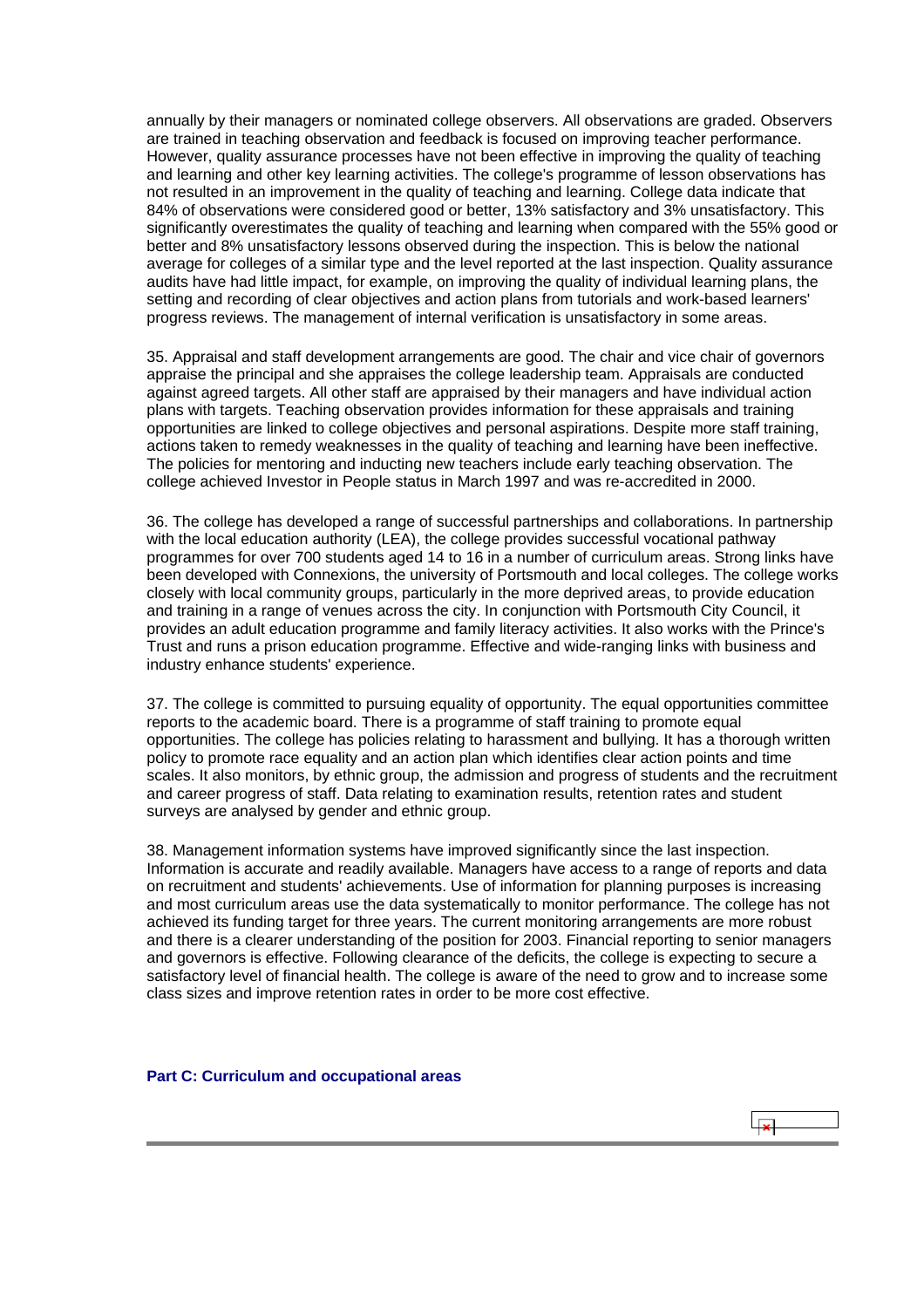annually by their managers or nominated college observers. All observations are graded. Observers are trained in teaching observation and feedback is focused on improving teacher performance. However, quality assurance processes have not been effective in improving the quality of teaching and learning and other key learning activities. The college's programme of lesson observations has not resulted in an improvement in the quality of teaching and learning. College data indicate that 84% of observations were considered good or better, 13% satisfactory and 3% unsatisfactory. This significantly overestimates the quality of teaching and learning when compared with the 55% good or better and 8% unsatisfactory lessons observed during the inspection. This is below the national average for colleges of a similar type and the level reported at the last inspection. Quality assurance audits have had little impact, for example, on improving the quality of individual learning plans, the setting and recording of clear objectives and action plans from tutorials and work-based learners' progress reviews. The management of internal verification is unsatisfactory in some areas.

35. Appraisal and staff development arrangements are good. The chair and vice chair of governors appraise the principal and she appraises the college leadership team. Appraisals are conducted against agreed targets. All other staff are appraised by their managers and have individual action plans with targets. Teaching observation provides information for these appraisals and training opportunities are linked to college objectives and personal aspirations. Despite more staff training, actions taken to remedy weaknesses in the quality of teaching and learning have been ineffective. The policies for mentoring and inducting new teachers include early teaching observation. The college achieved Investor in People status in March 1997 and was re-accredited in 2000.

36. The college has developed a range of successful partnerships and collaborations. In partnership with the local education authority (LEA), the college provides successful vocational pathway programmes for over 700 students aged 14 to 16 in a number of curriculum areas. Strong links have been developed with Connexions, the university of Portsmouth and local colleges. The college works closely with local community groups, particularly in the more deprived areas, to provide education and training in a range of venues across the city. In conjunction with Portsmouth City Council, it provides an adult education programme and family literacy activities. It also works with the Prince's Trust and runs a prison education programme. Effective and wide-ranging links with business and industry enhance students' experience.

37. The college is committed to pursuing equality of opportunity. The equal opportunities committee reports to the academic board. There is a programme of staff training to promote equal opportunities. The college has policies relating to harassment and bullying. It has a thorough written policy to promote race equality and an action plan which identifies clear action points and time scales. It also monitors, by ethnic group, the admission and progress of students and the recruitment and career progress of staff. Data relating to examination results, retention rates and student surveys are analysed by gender and ethnic group.

38. Management information systems have improved significantly since the last inspection. Information is accurate and readily available. Managers have access to a range of reports and data on recruitment and students' achievements. Use of information for planning purposes is increasing and most curriculum areas use the data systematically to monitor performance. The college has not achieved its funding target for three years. The current monitoring arrangements are more robust and there is a clearer understanding of the position for 2003. Financial reporting to senior managers and governors is effective. Following clearance of the deficits, the college is expecting to secure a satisfactory level of financial health. The college is aware of the need to grow and to increase some class sizes and improve retention rates in order to be more cost effective.

## Part C: Curriculum and occupational areas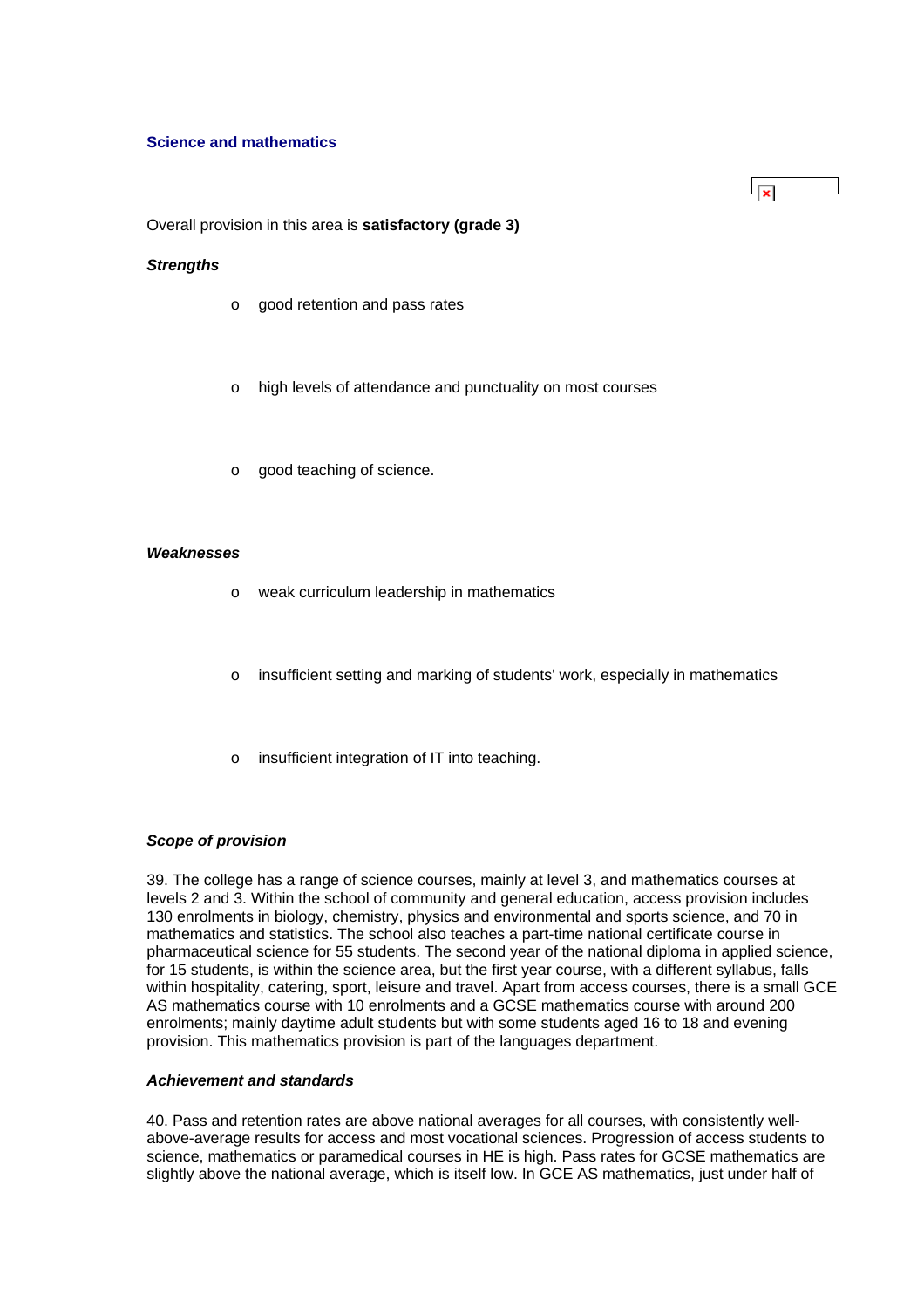## Science and mathematics

Overall provision in this area is **satisfactory (grade 3)**

***Strengths***

- good retention and pass rates
- high levels of attendance and punctuality on most courses
- good teaching of science.

***Weaknesses***

- weak curriculum leadership in mathematics
- insufficient setting and marking of students' work, especially in mathematics
- insufficient integration of IT into teaching.

***Scope of provision***

39. The college has a range of science courses, mainly at level 3, and mathematics courses at levels 2 and 3. Within the school of community and general education, access provision includes 130 enrolments in biology, chemistry, physics and environmental and sports science, and 70 in mathematics and statistics. The school also teaches a part-time national certificate course in pharmaceutical science for 55 students. The second year of the national diploma in applied science, for 15 students, is within the science area, but the first year course, with a different syllabus, falls within hospitality, catering, sport, leisure and travel. Apart from access courses, there is a small GCE AS mathematics course with 10 enrolments and a GCSE mathematics course with around 200 enrolments; mainly daytime adult students but with some students aged 16 to 18 and evening provision. This mathematics provision is part of the languages department.

***Achievement and standards***

40. Pass and retention rates are above national averages for all courses, with consistently well-above-average results for access and most vocational sciences. Progression of access students to science, mathematics or paramedical courses in HE is high. Pass rates for GCSE mathematics are slightly above the national average, which is itself low. In GCE AS mathematics, just under half of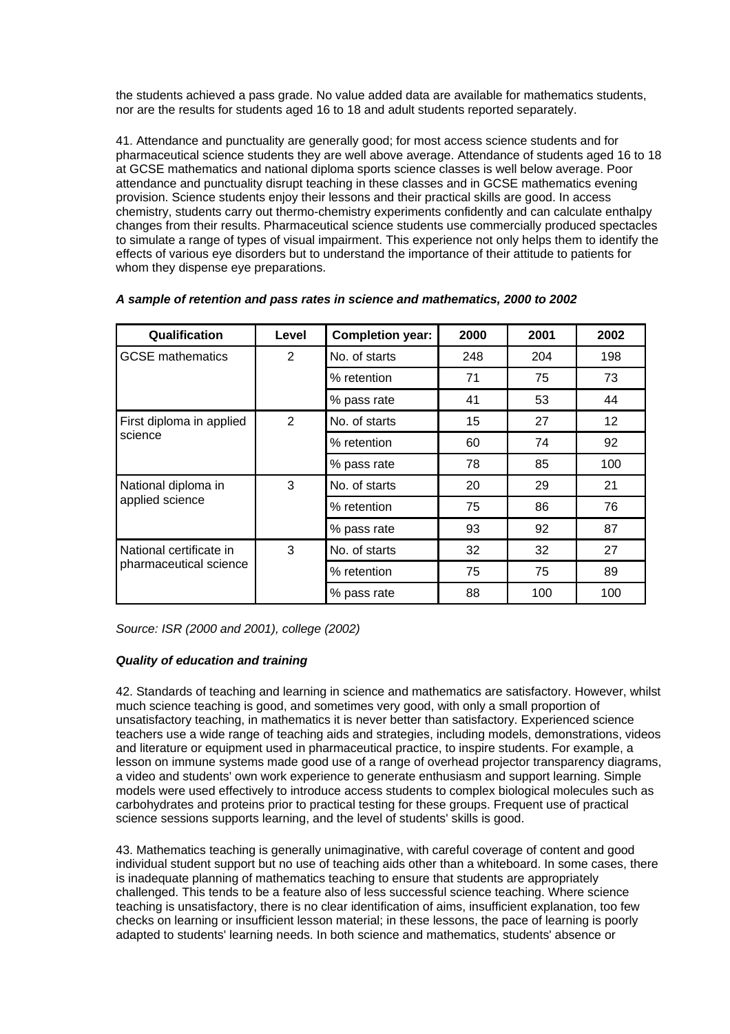the students achieved a pass grade. No value added data are available for mathematics students, nor are the results for students aged 16 to 18 and adult students reported separately.

41. Attendance and punctuality are generally good; for most access science students and for pharmaceutical science students they are well above average. Attendance of students aged 16 to 18 at GCSE mathematics and national diploma sports science classes is well below average. Poor attendance and punctuality disrupt teaching in these classes and in GCSE mathematics evening provision. Science students enjoy their lessons and their practical skills are good. In access chemistry, students carry out thermo-chemistry experiments confidently and can calculate enthalpy changes from their results. Pharmaceutical science students use commercially produced spectacles to simulate a range of types of visual impairment. This experience not only helps them to identify the effects of various eye disorders but to understand the importance of their attitude to patients for whom they dispense eye preparations.

***A sample of retention and pass rates in science and mathematics, 2000 to 2002***

| Qualification | Level | Completion year: | 2000 | 2001 | 2002 |
|---|---|---|---|---|---|
| GCSE mathematics | 2 | No. of starts | 248 | 204 | 198 |
| | | % retention | 71 | 75 | 73 |
| | | % pass rate | 41 | 53 | 44 |
| First diploma in applied science | 2 | No. of starts | 15 | 27 | 12 |
| | | % retention | 60 | 74 | 92 |
| | | % pass rate | 78 | 85 | 100 |
| National diploma in applied science | 3 | No. of starts | 20 | 29 | 21 |
| | | % retention | 75 | 86 | 76 |
| | | % pass rate | 93 | 92 | 87 |
| National certificate in pharmaceutical science | 3 | No. of starts | 32 | 32 | 27 |
| | | % retention | 75 | 75 | 89 |
| | | % pass rate | 88 | 100 | 100 |

*Source: ISR (2000 and 2001), college (2002)*

***Quality of education and training***

42. Standards of teaching and learning in science and mathematics are satisfactory. However, whilst much science teaching is good, and sometimes very good, with only a small proportion of unsatisfactory teaching, in mathematics it is never better than satisfactory. Experienced science teachers use a wide range of teaching aids and strategies, including models, demonstrations, videos and literature or equipment used in pharmaceutical practice, to inspire students. For example, a lesson on immune systems made good use of a range of overhead projector transparency diagrams, a video and students' own work experience to generate enthusiasm and support learning. Simple models were used effectively to introduce access students to complex biological molecules such as carbohydrates and proteins prior to practical testing for these groups. Frequent use of practical science sessions supports learning, and the level of students' skills is good.

43. Mathematics teaching is generally unimaginative, with careful coverage of content and good individual student support but no use of teaching aids other than a whiteboard. In some cases, there is inadequate planning of mathematics teaching to ensure that students are appropriately challenged. This tends to be a feature also of less successful science teaching. Where science teaching is unsatisfactory, there is no clear identification of aims, insufficient explanation, too few checks on learning or insufficient lesson material; in these lessons, the pace of learning is poorly adapted to students' learning needs. In both science and mathematics, students' absence or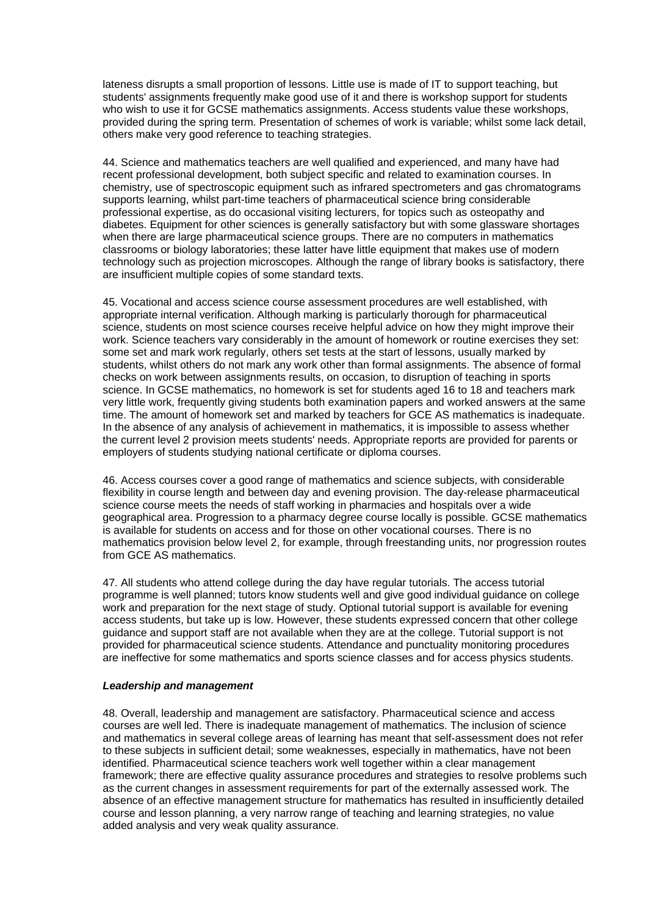lateness disrupts a small proportion of lessons. Little use is made of IT to support teaching, but students' assignments frequently make good use of it and there is workshop support for students who wish to use it for GCSE mathematics assignments. Access students value these workshops, provided during the spring term. Presentation of schemes of work is variable; whilst some lack detail, others make very good reference to teaching strategies.

44. Science and mathematics teachers are well qualified and experienced, and many have had recent professional development, both subject specific and related to examination courses. In chemistry, use of spectroscopic equipment such as infrared spectrometers and gas chromatograms supports learning, whilst part-time teachers of pharmaceutical science bring considerable professional expertise, as do occasional visiting lecturers, for topics such as osteopathy and diabetes. Equipment for other sciences is generally satisfactory but with some glassware shortages when there are large pharmaceutical science groups. There are no computers in mathematics classrooms or biology laboratories; these latter have little equipment that makes use of modern technology such as projection microscopes. Although the range of library books is satisfactory, there are insufficient multiple copies of some standard texts.

45. Vocational and access science course assessment procedures are well established, with appropriate internal verification. Although marking is particularly thorough for pharmaceutical science, students on most science courses receive helpful advice on how they might improve their work. Science teachers vary considerably in the amount of homework or routine exercises they set: some set and mark work regularly, others set tests at the start of lessons, usually marked by students, whilst others do not mark any work other than formal assignments. The absence of formal checks on work between assignments results, on occasion, to disruption of teaching in sports science. In GCSE mathematics, no homework is set for students aged 16 to 18 and teachers mark very little work, frequently giving students both examination papers and worked answers at the same time. The amount of homework set and marked by teachers for GCE AS mathematics is inadequate. In the absence of any analysis of achievement in mathematics, it is impossible to assess whether the current level 2 provision meets students' needs. Appropriate reports are provided for parents or employers of students studying national certificate or diploma courses.

46. Access courses cover a good range of mathematics and science subjects, with considerable flexibility in course length and between day and evening provision. The day-release pharmaceutical science course meets the needs of staff working in pharmacies and hospitals over a wide geographical area. Progression to a pharmacy degree course locally is possible. GCSE mathematics is available for students on access and for those on other vocational courses. There is no mathematics provision below level 2, for example, through freestanding units, nor progression routes from GCE AS mathematics.

47. All students who attend college during the day have regular tutorials. The access tutorial programme is well planned; tutors know students well and give good individual guidance on college work and preparation for the next stage of study. Optional tutorial support is available for evening access students, but take up is low. However, these students expressed concern that other college guidance and support staff are not available when they are at the college. Tutorial support is not provided for pharmaceutical science students. Attendance and punctuality monitoring procedures are ineffective for some mathematics and sports science classes and for access physics students.

***Leadership and management***

48. Overall, leadership and management are satisfactory. Pharmaceutical science and access courses are well led. There is inadequate management of mathematics. The inclusion of science and mathematics in several college areas of learning has meant that self-assessment does not refer to these subjects in sufficient detail; some weaknesses, especially in mathematics, have not been identified. Pharmaceutical science teachers work well together within a clear management framework; there are effective quality assurance procedures and strategies to resolve problems such as the current changes in assessment requirements for part of the externally assessed work. The absence of an effective management structure for mathematics has resulted in insufficiently detailed course and lesson planning, a very narrow range of teaching and learning strategies, no value added analysis and very weak quality assurance.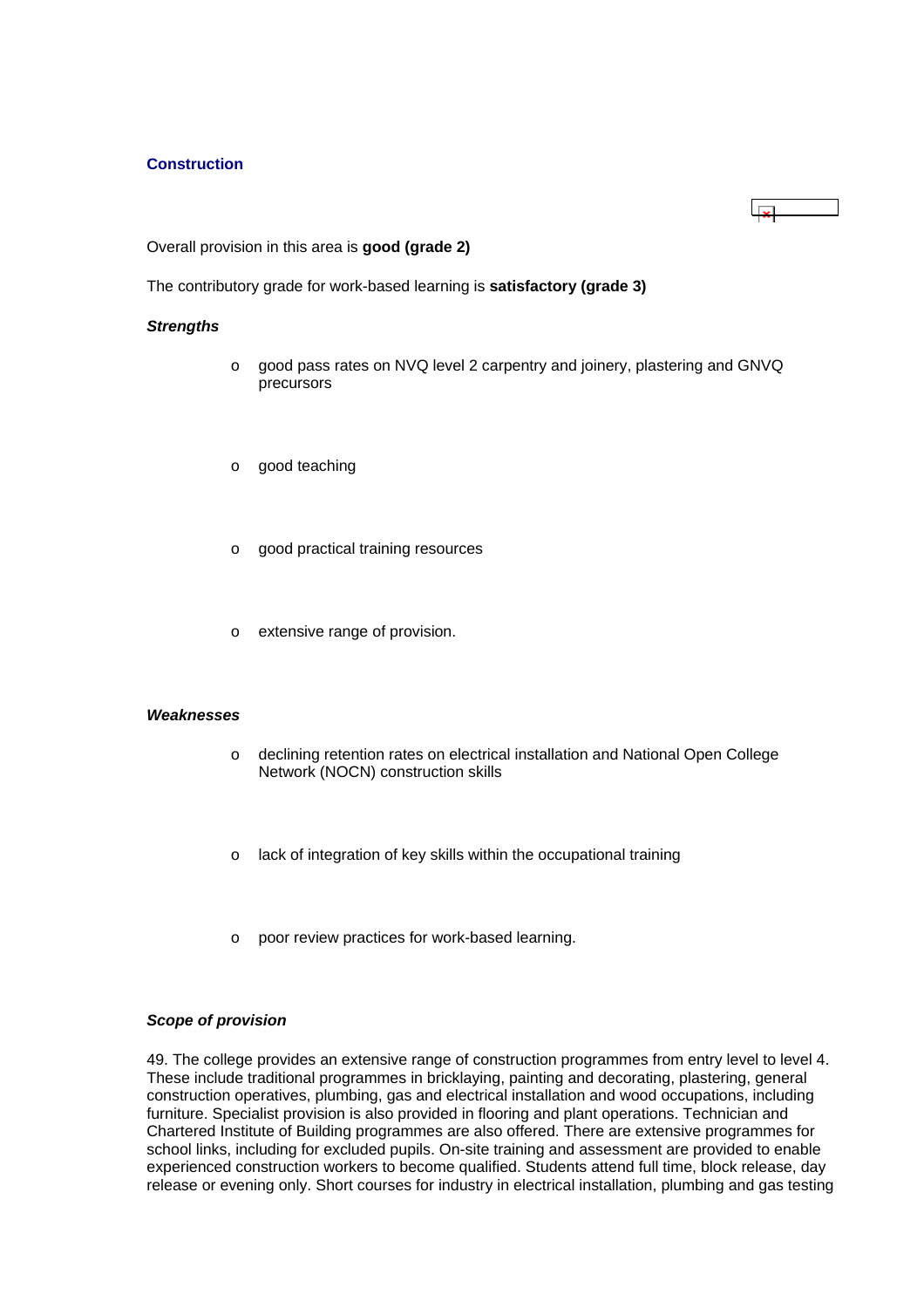### Construction

Overall provision in this area is **good (grade 2)**

The contributory grade for work-based learning is **satisfactory (grade 3)**

***Strengths***

- good pass rates on NVQ level 2 carpentry and joinery, plastering and GNVQ precursors
- good teaching
- good practical training resources
- extensive range of provision.

***Weaknesses***

- declining retention rates on electrical installation and National Open College Network (NOCN) construction skills
- lack of integration of key skills within the occupational training
- poor review practices for work-based learning.

***Scope of provision***

49. The college provides an extensive range of construction programmes from entry level to level 4. These include traditional programmes in bricklaying, painting and decorating, plastering, general construction operatives, plumbing, gas and electrical installation and wood occupations, including furniture. Specialist provision is also provided in flooring and plant operations. Technician and Chartered Institute of Building programmes are also offered. There are extensive programmes for school links, including for excluded pupils. On-site training and assessment are provided to enable experienced construction workers to become qualified. Students attend full time, block release, day release or evening only. Short courses for industry in electrical installation, plumbing and gas testing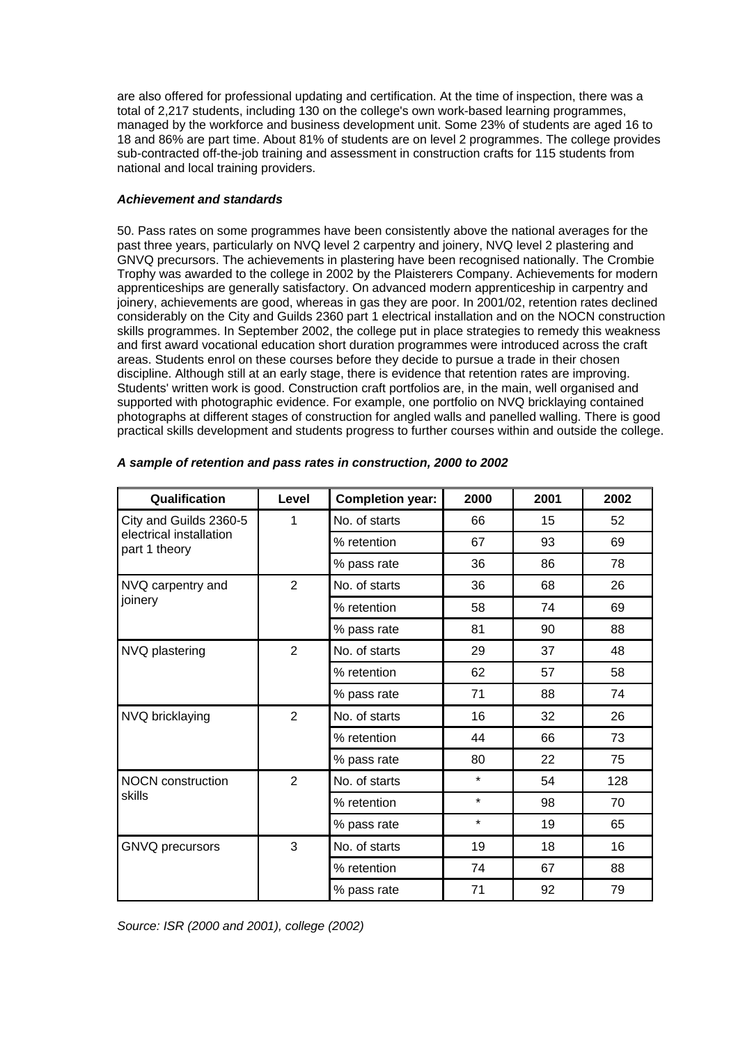are also offered for professional updating and certification. At the time of inspection, there was a total of 2,217 students, including 130 on the college's own work-based learning programmes, managed by the workforce and business development unit. Some 23% of students are aged 16 to 18 and 86% are part time. About 81% of students are on level 2 programmes. The college provides sub-contracted off-the-job training and assessment in construction crafts for 115 students from national and local training providers.

***Achievement and standards***

50. Pass rates on some programmes have been consistently above the national averages for the past three years, particularly on NVQ level 2 carpentry and joinery, NVQ level 2 plastering and GNVQ precursors. The achievements in plastering have been recognised nationally. The Crombie Trophy was awarded to the college in 2002 by the Plaisterers Company. Achievements for modern apprenticeships are generally satisfactory. On advanced modern apprenticeship in carpentry and joinery, achievements are good, whereas in gas they are poor. In 2001/02, retention rates declined considerably on the City and Guilds 2360 part 1 electrical installation and on the NOCN construction skills programmes. In September 2002, the college put in place strategies to remedy this weakness and first award vocational education short duration programmes were introduced across the craft areas. Students enrol on these courses before they decide to pursue a trade in their chosen discipline. Although still at an early stage, there is evidence that retention rates are improving. Students' written work is good. Construction craft portfolios are, in the main, well organised and supported with photographic evidence. For example, one portfolio on NVQ bricklaying contained photographs at different stages of construction for angled walls and panelled walling. There is good practical skills development and students progress to further courses within and outside the college.

***A sample of retention and pass rates in construction, 2000 to 2002***

| Qualification | Level | Completion year: | 2000 | 2001 | 2002 |
|---|---|---|---|---|---|
| City and Guilds 2360-5 electrical installation part 1 theory | 1 | No. of starts | 66 | 15 | 52 |
| | | % retention | 67 | 93 | 69 |
| | | % pass rate | 36 | 86 | 78 |
| NVQ carpentry and joinery | 2 | No. of starts | 36 | 68 | 26 |
| | | % retention | 58 | 74 | 69 |
| | | % pass rate | 81 | 90 | 88 |
| NVQ plastering | 2 | No. of starts | 29 | 37 | 48 |
| | | % retention | 62 | 57 | 58 |
| | | % pass rate | 71 | 88 | 74 |
| NVQ bricklaying | 2 | No. of starts | 16 | 32 | 26 |
| | | % retention | 44 | 66 | 73 |
| | | % pass rate | 80 | 22 | 75 |
| NOCN construction skills | 2 | No. of starts | * | 54 | 128 |
| | | % retention | * | 98 | 70 |
| | | % pass rate | * | 19 | 65 |
| GNVQ precursors | 3 | No. of starts | 19 | 18 | 16 |
| | | % retention | 74 | 67 | 88 |
| | | % pass rate | 71 | 92 | 79 |

*Source: ISR (2000 and 2001), college (2002)*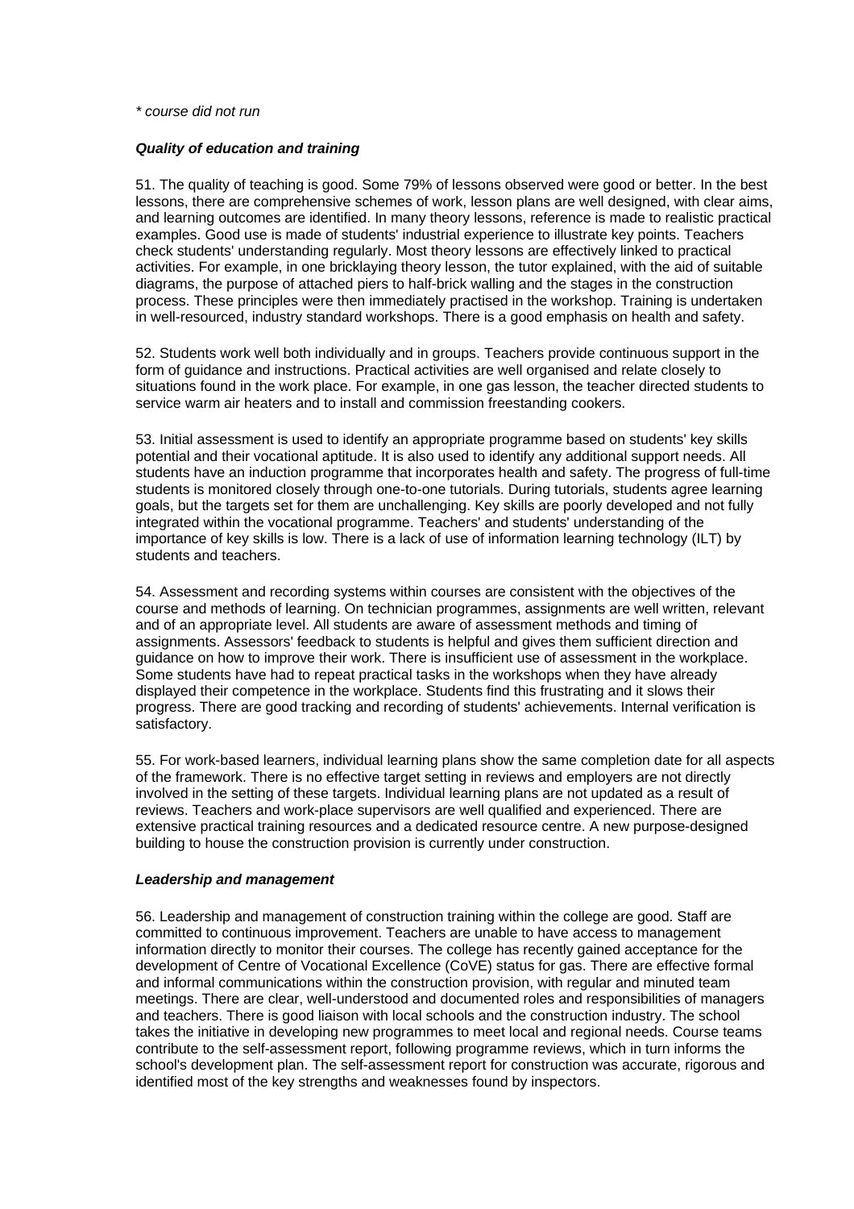*\* course did not run*

***Quality of education and training***

51. The quality of teaching is good. Some 79% of lessons observed were good or better. In the best lessons, there are comprehensive schemes of work, lesson plans are well designed, with clear aims, and learning outcomes are identified. In many theory lessons, reference is made to realistic practical examples. Good use is made of students' industrial experience to illustrate key points. Teachers check students' understanding regularly. Most theory lessons are effectively linked to practical activities. For example, in one bricklaying theory lesson, the tutor explained, with the aid of suitable diagrams, the purpose of attached piers to half-brick walling and the stages in the construction process. These principles were then immediately practised in the workshop. Training is undertaken in well-resourced, industry standard workshops. There is a good emphasis on health and safety.

52. Students work well both individually and in groups. Teachers provide continuous support in the form of guidance and instructions. Practical activities are well organised and relate closely to situations found in the work place. For example, in one gas lesson, the teacher directed students to service warm air heaters and to install and commission freestanding cookers.

53. Initial assessment is used to identify an appropriate programme based on students' key skills potential and their vocational aptitude. It is also used to identify any additional support needs. All students have an induction programme that incorporates health and safety. The progress of full-time students is monitored closely through one-to-one tutorials. During tutorials, students agree learning goals, but the targets set for them are unchallenging. Key skills are poorly developed and not fully integrated within the vocational programme. Teachers' and students' understanding of the importance of key skills is low. There is a lack of use of information learning technology (ILT) by students and teachers.

54. Assessment and recording systems within courses are consistent with the objectives of the course and methods of learning. On technician programmes, assignments are well written, relevant and of an appropriate level. All students are aware of assessment methods and timing of assignments. Assessors' feedback to students is helpful and gives them sufficient direction and guidance on how to improve their work. There is insufficient use of assessment in the workplace. Some students have had to repeat practical tasks in the workshops when they have already displayed their competence in the workplace. Students find this frustrating and it slows their progress. There are good tracking and recording of students' achievements. Internal verification is satisfactory.

55. For work-based learners, individual learning plans show the same completion date for all aspects of the framework. There is no effective target setting in reviews and employers are not directly involved in the setting of these targets. Individual learning plans are not updated as a result of reviews. Teachers and work-place supervisors are well qualified and experienced. There are extensive practical training resources and a dedicated resource centre. A new purpose-designed building to house the construction provision is currently under construction.

***Leadership and management***

56. Leadership and management of construction training within the college are good. Staff are committed to continuous improvement. Teachers are unable to have access to management information directly to monitor their courses. The college has recently gained acceptance for the development of Centre of Vocational Excellence (CoVE) status for gas. There are effective formal and informal communications within the construction provision, with regular and minuted team meetings. There are clear, well-understood and documented roles and responsibilities of managers and teachers. There is good liaison with local schools and the construction industry. The school takes the initiative in developing new programmes to meet local and regional needs. Course teams contribute to the self-assessment report, following programme reviews, which in turn informs the school's development plan. The self-assessment report for construction was accurate, rigorous and identified most of the key strengths and weaknesses found by inspectors.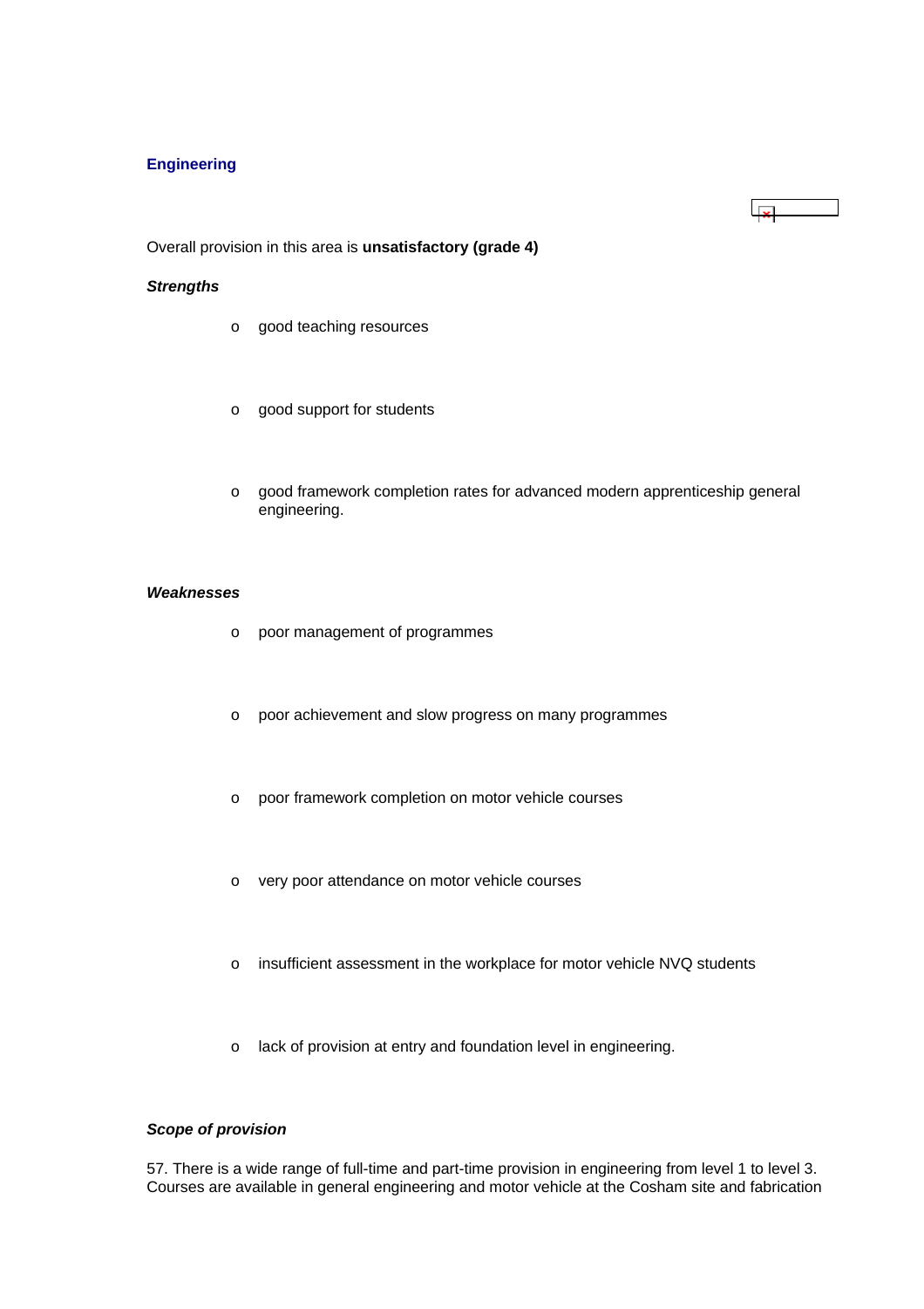## Engineering

Overall provision in this area is **unsatisfactory (grade 4)**

***Strengths***

- good teaching resources
- good support for students
- good framework completion rates for advanced modern apprenticeship general engineering.

***Weaknesses***

- poor management of programmes
- poor achievement and slow progress on many programmes
- poor framework completion on motor vehicle courses
- very poor attendance on motor vehicle courses
- insufficient assessment in the workplace for motor vehicle NVQ students
- lack of provision at entry and foundation level in engineering.

***Scope of provision***

57. There is a wide range of full-time and part-time provision in engineering from level 1 to level 3. Courses are available in general engineering and motor vehicle at the Cosham site and fabrication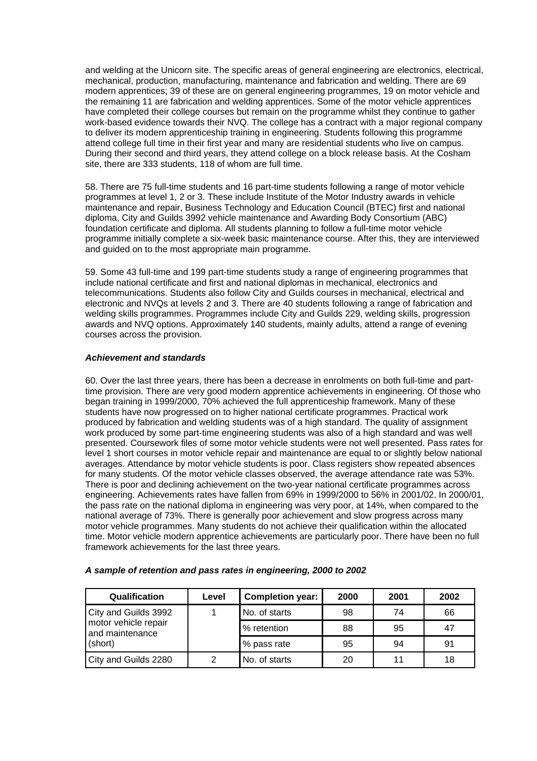and welding at the Unicorn site. The specific areas of general engineering are electronics, electrical, mechanical, production, manufacturing, maintenance and fabrication and welding. There are 69 modern apprentices; 39 of these are on general engineering programmes, 19 on motor vehicle and the remaining 11 are fabrication and welding apprentices. Some of the motor vehicle apprentices have completed their college courses but remain on the programme whilst they continue to gather work-based evidence towards their NVQ. The college has a contract with a major regional company to deliver its modern apprenticeship training in engineering. Students following this programme attend college full time in their first year and many are residential students who live on campus. During their second and third years, they attend college on a block release basis. At the Cosham site, there are 333 students, 118 of whom are full time.

58. There are 75 full-time students and 16 part-time students following a range of motor vehicle programmes at level 1, 2 or 3. These include Institute of the Motor Industry awards in vehicle maintenance and repair, Business Technology and Education Council (BTEC) first and national diploma, City and Guilds 3992 vehicle maintenance and Awarding Body Consortium (ABC) foundation certificate and diploma. All students planning to follow a full-time motor vehicle programme initially complete a six-week basic maintenance course. After this, they are interviewed and guided on to the most appropriate main programme.

59. Some 43 full-time and 199 part-time students study a range of engineering programmes that include national certificate and first and national diplomas in mechanical, electronics and telecommunications. Students also follow City and Guilds courses in mechanical, electrical and electronic and NVQs at levels 2 and 3. There are 40 students following a range of fabrication and welding skills programmes. Programmes include City and Guilds 229, welding skills, progression awards and NVQ options. Approximately 140 students, mainly adults, attend a range of evening courses across the provision.

***Achievement and standards***

60. Over the last three years, there has been a decrease in enrolments on both full-time and part-time provision. There are very good modern apprentice achievements in engineering. Of those who began training in 1999/2000, 70% achieved the full apprenticeship framework. Many of these students have now progressed on to higher national certificate programmes. Practical work produced by fabrication and welding students was of a high standard. The quality of assignment work produced by some part-time engineering students was also of a high standard and was well presented. Coursework files of some motor vehicle students were not well presented. Pass rates for level 1 short courses in motor vehicle repair and maintenance are equal to or slightly below national averages. Attendance by motor vehicle students is poor. Class registers show repeated absences for many students. Of the motor vehicle classes observed, the average attendance rate was 53%. There is poor and declining achievement on the two-year national certificate programmes across engineering. Achievements rates have fallen from 69% in 1999/2000 to 56% in 2001/02. In 2000/01, the pass rate on the national diploma in engineering was very poor, at 14%, when compared to the national average of 73%. There is generally poor achievement and slow progress across many motor vehicle programmes. Many students do not achieve their qualification within the allocated time. Motor vehicle modern apprentice achievements are particularly poor. There have been no full framework achievements for the last three years.

***A sample of retention and pass rates in engineering, 2000 to 2002***

| Qualification | Level | Completion year: | 2000 | 2001 | 2002 |
|---|---|---|---|---|---|
| City and Guilds 3992 motor vehicle repair and maintenance (short) | 1 | No. of starts | 98 | 74 | 66 |
| | | % retention | 88 | 95 | 47 |
| | | % pass rate | 95 | 94 | 91 |
| City and Guilds 2280 | 2 | No. of starts | 20 | 11 | 18 |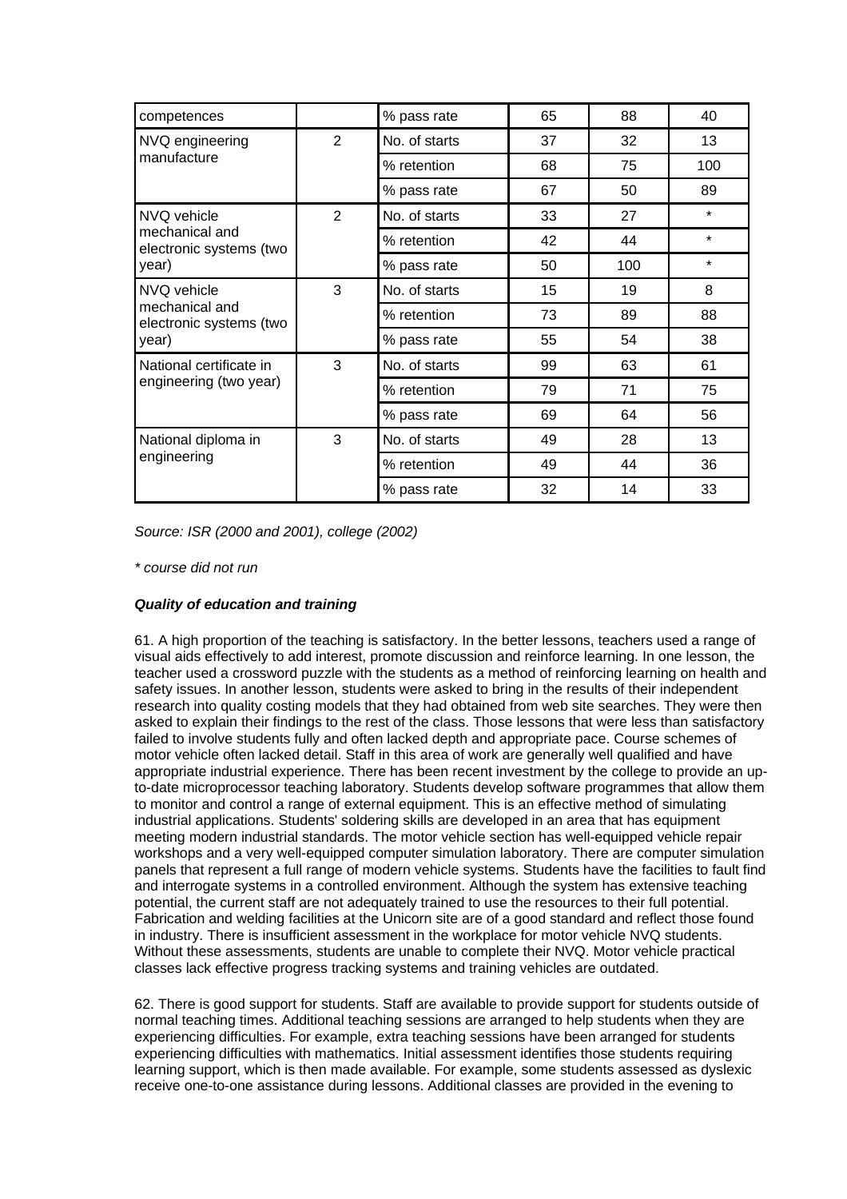| competences | | % pass rate | 65 | 88 | 40 |
|---|---|---|---|---|---|
| NVQ engineering manufacture | 2 | No. of starts | 37 | 32 | 13 |
| | | % retention | 68 | 75 | 100 |
| | | % pass rate | 67 | 50 | 89 |
| NVQ vehicle mechanical and electronic systems (two year) | 2 | No. of starts | 33 | 27 | * |
| | | % retention | 42 | 44 | * |
| | | % pass rate | 50 | 100 | * |
| NVQ vehicle mechanical and electronic systems (two year) | 3 | No. of starts | 15 | 19 | 8 |
| | | % retention | 73 | 89 | 88 |
| | | % pass rate | 55 | 54 | 38 |
| National certificate in engineering (two year) | 3 | No. of starts | 99 | 63 | 61 |
| | | % retention | 79 | 71 | 75 |
| | | % pass rate | 69 | 64 | 56 |
| National diploma in engineering | 3 | No. of starts | 49 | 28 | 13 |
| | | % retention | 49 | 44 | 36 |
| | | % pass rate | 32 | 14 | 33 |

*Source: ISR (2000 and 2001), college (2002)*

*\* course did not run*

***Quality of education and training***

61. A high proportion of the teaching is satisfactory. In the better lessons, teachers used a range of visual aids effectively to add interest, promote discussion and reinforce learning. In one lesson, the teacher used a crossword puzzle with the students as a method of reinforcing learning on health and safety issues. In another lesson, students were asked to bring in the results of their independent research into quality costing models that they had obtained from web site searches. They were then asked to explain their findings to the rest of the class. Those lessons that were less than satisfactory failed to involve students fully and often lacked depth and appropriate pace. Course schemes of motor vehicle often lacked detail. Staff in this area of work are generally well qualified and have appropriate industrial experience. There has been recent investment by the college to provide an up-to-date microprocessor teaching laboratory. Students develop software programmes that allow them to monitor and control a range of external equipment. This is an effective method of simulating industrial applications. Students' soldering skills are developed in an area that has equipment meeting modern industrial standards. The motor vehicle section has well-equipped vehicle repair workshops and a very well-equipped computer simulation laboratory. There are computer simulation panels that represent a full range of modern vehicle systems. Students have the facilities to fault find and interrogate systems in a controlled environment. Although the system has extensive teaching potential, the current staff are not adequately trained to use the resources to their full potential. Fabrication and welding facilities at the Unicorn site are of a good standard and reflect those found in industry. There is insufficient assessment in the workplace for motor vehicle NVQ students. Without these assessments, students are unable to complete their NVQ. Motor vehicle practical classes lack effective progress tracking systems and training vehicles are outdated.

62. There is good support for students. Staff are available to provide support for students outside of normal teaching times. Additional teaching sessions are arranged to help students when they are experiencing difficulties. For example, extra teaching sessions have been arranged for students experiencing difficulties with mathematics. Initial assessment identifies those students requiring learning support, which is then made available. For example, some students assessed as dyslexic receive one-to-one assistance during lessons. Additional classes are provided in the evening to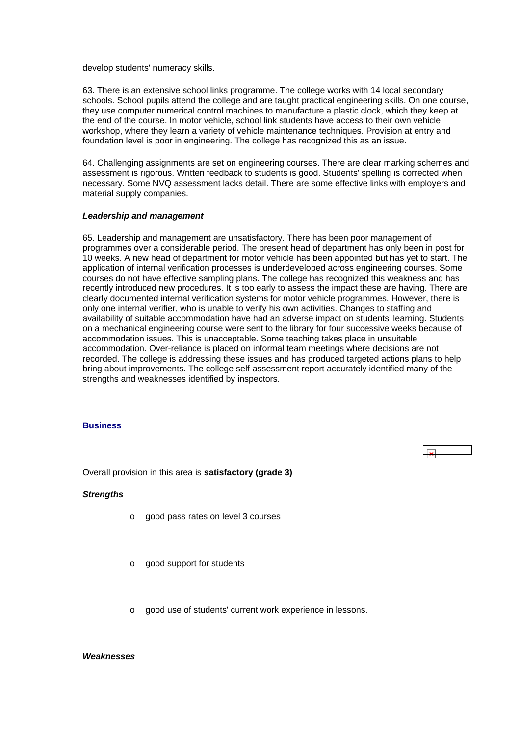develop students' numeracy skills.

63. There is an extensive school links programme. The college works with 14 local secondary schools. School pupils attend the college and are taught practical engineering skills. On one course, they use computer numerical control machines to manufacture a plastic clock, which they keep at the end of the course. In motor vehicle, school link students have access to their own vehicle workshop, where they learn a variety of vehicle maintenance techniques. Provision at entry and foundation level is poor in engineering. The college has recognized this as an issue.

64. Challenging assignments are set on engineering courses. There are clear marking schemes and assessment is rigorous. Written feedback to students is good. Students' spelling is corrected when necessary. Some NVQ assessment lacks detail. There are some effective links with employers and material supply companies.

***Leadership and management***

65. Leadership and management are unsatisfactory. There has been poor management of programmes over a considerable period. The present head of department has only been in post for 10 weeks. A new head of department for motor vehicle has been appointed but has yet to start. The application of internal verification processes is underdeveloped across engineering courses. Some courses do not have effective sampling plans. The college has recognized this weakness and has recently introduced new procedures. It is too early to assess the impact these are having. There are clearly documented internal verification systems for motor vehicle programmes. However, there is only one internal verifier, who is unable to verify his own activities. Changes to staffing and availability of suitable accommodation have had an adverse impact on students' learning. Students on a mechanical engineering course were sent to the library for four successive weeks because of accommodation issues. This is unacceptable. Some teaching takes place in unsuitable accommodation. Over-reliance is placed on informal team meetings where decisions are not recorded. The college is addressing these issues and has produced targeted actions plans to help bring about improvements. The college self-assessment report accurately identified many of the strengths and weaknesses identified by inspectors.

## Business

Overall provision in this area is **satisfactory (grade 3)**

***Strengths***

- good pass rates on level 3 courses
- good support for students
- good use of students' current work experience in lessons.

***Weaknesses***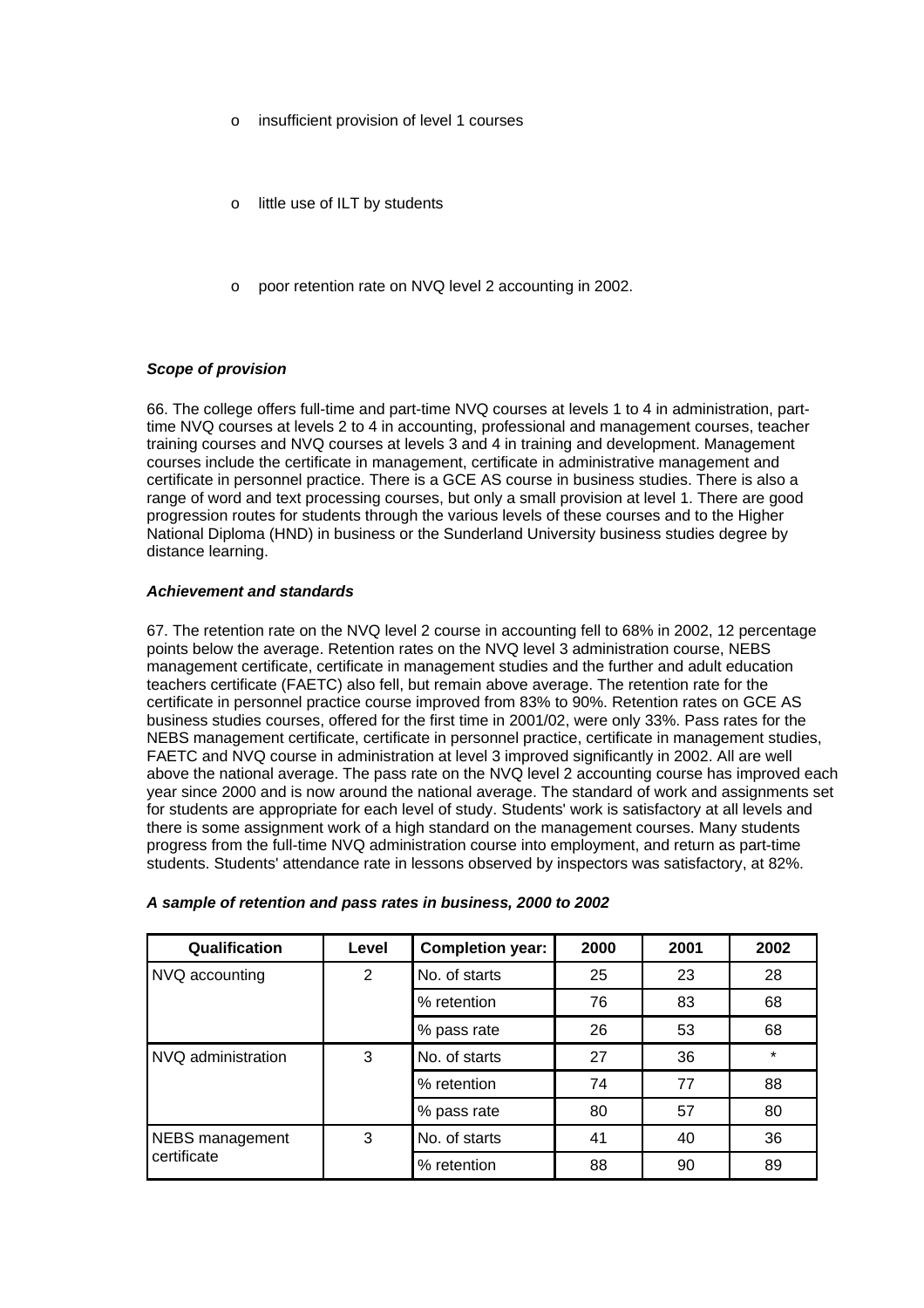- insufficient provision of level 1 courses

- little use of ILT by students

- poor retention rate on NVQ level 2 accounting in 2002.

***Scope of provision***

66. The college offers full-time and part-time NVQ courses at levels 1 to 4 in administration, part-time NVQ courses at levels 2 to 4 in accounting, professional and management courses, teacher training courses and NVQ courses at levels 3 and 4 in training and development. Management courses include the certificate in management, certificate in administrative management and certificate in personnel practice. There is a GCE AS course in business studies. There is also a range of word and text processing courses, but only a small provision at level 1. There are good progression routes for students through the various levels of these courses and to the Higher National Diploma (HND) in business or the Sunderland University business studies degree by distance learning.

***Achievement and standards***

67. The retention rate on the NVQ level 2 course in accounting fell to 68% in 2002, 12 percentage points below the average. Retention rates on the NVQ level 3 administration course, NEBS management certificate, certificate in management studies and the further and adult education teachers certificate (FAETC) also fell, but remain above average. The retention rate for the certificate in personnel practice course improved from 83% to 90%. Retention rates on GCE AS business studies courses, offered for the first time in 2001/02, were only 33%. Pass rates for the NEBS management certificate, certificate in personnel practice, certificate in management studies, FAETC and NVQ course in administration at level 3 improved significantly in 2002. All are well above the national average. The pass rate on the NVQ level 2 accounting course has improved each year since 2000 and is now around the national average. The standard of work and assignments set for students are appropriate for each level of study. Students' work is satisfactory at all levels and there is some assignment work of a high standard on the management courses. Many students progress from the full-time NVQ administration course into employment, and return as part-time students. Students' attendance rate in lessons observed by inspectors was satisfactory, at 82%.

***A sample of retention and pass rates in business, 2000 to 2002***

| Qualification | Level | Completion year: | 2000 | 2001 | 2002 |
|---|---|---|---|---|---|
| NVQ accounting | 2 | No. of starts | 25 | 23 | 28 |
| | | % retention | 76 | 83 | 68 |
| | | % pass rate | 26 | 53 | 68 |
| NVQ administration | 3 | No. of starts | 27 | 36 | * |
| | | % retention | 74 | 77 | 88 |
| | | % pass rate | 80 | 57 | 80 |
| NEBS management certificate | 3 | No. of starts | 41 | 40 | 36 |
| | | % retention | 88 | 90 | 89 |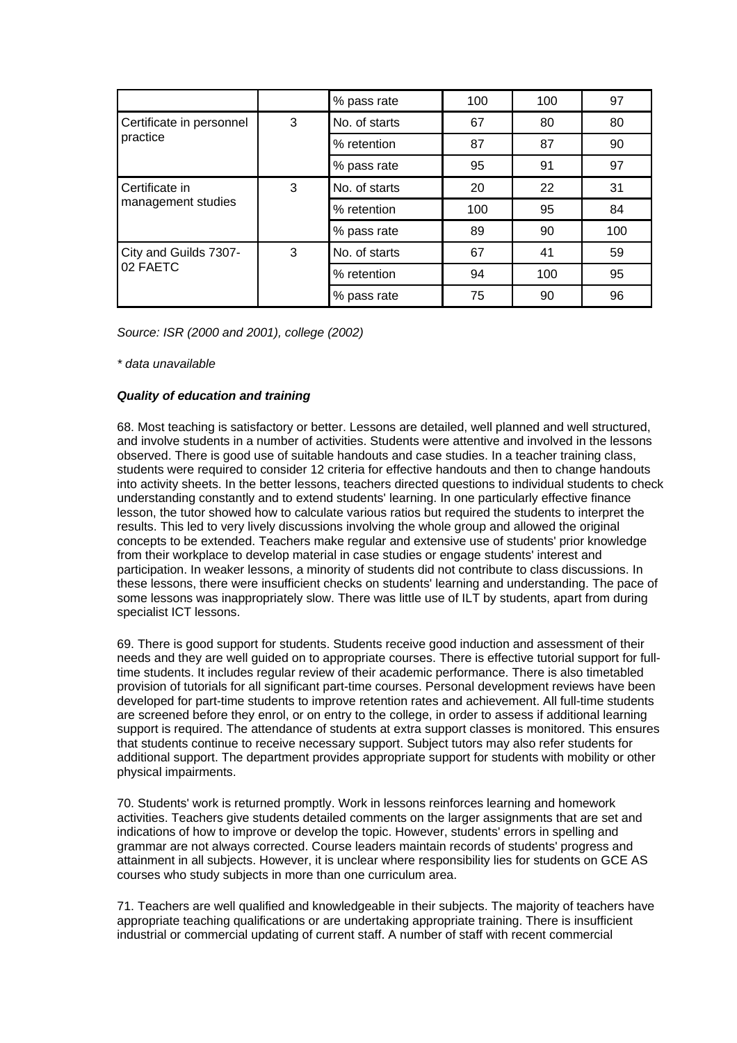| | | % pass rate | 100 | 100 | 97 |
|---|---|---|---|---|---|
| Certificate in personnel practice | 3 | No. of starts | 67 | 80 | 80 |
| | | % retention | 87 | 87 | 90 |
| | | % pass rate | 95 | 91 | 97 |
| Certificate in management studies | 3 | No. of starts | 20 | 22 | 31 |
| | | % retention | 100 | 95 | 84 |
| | | % pass rate | 89 | 90 | 100 |
| City and Guilds 7307-02 FAETC | 3 | No. of starts | 67 | 41 | 59 |
| | | % retention | 94 | 100 | 95 |
| | | % pass rate | 75 | 90 | 96 |

*Source: ISR (2000 and 2001), college (2002)*

*\* data unavailable*

***Quality of education and training***

68. Most teaching is satisfactory or better. Lessons are detailed, well planned and well structured, and involve students in a number of activities. Students were attentive and involved in the lessons observed. There is good use of suitable handouts and case studies. In a teacher training class, students were required to consider 12 criteria for effective handouts and then to change handouts into activity sheets. In the better lessons, teachers directed questions to individual students to check understanding constantly and to extend students' learning. In one particularly effective finance lesson, the tutor showed how to calculate various ratios but required the students to interpret the results. This led to very lively discussions involving the whole group and allowed the original concepts to be extended. Teachers make regular and extensive use of students' prior knowledge from their workplace to develop material in case studies or engage students' interest and participation. In weaker lessons, a minority of students did not contribute to class discussions. In these lessons, there were insufficient checks on students' learning and understanding. The pace of some lessons was inappropriately slow. There was little use of ILT by students, apart from during specialist ICT lessons.

69. There is good support for students. Students receive good induction and assessment of their needs and they are well guided on to appropriate courses. There is effective tutorial support for full-time students. It includes regular review of their academic performance. There is also timetabled provision of tutorials for all significant part-time courses. Personal development reviews have been developed for part-time students to improve retention rates and achievement. All full-time students are screened before they enrol, or on entry to the college, in order to assess if additional learning support is required. The attendance of students at extra support classes is monitored. This ensures that students continue to receive necessary support. Subject tutors may also refer students for additional support. The department provides appropriate support for students with mobility or other physical impairments.

70. Students' work is returned promptly. Work in lessons reinforces learning and homework activities. Teachers give students detailed comments on the larger assignments that are set and indications of how to improve or develop the topic. However, students' errors in spelling and grammar are not always corrected. Course leaders maintain records of students' progress and attainment in all subjects. However, it is unclear where responsibility lies for students on GCE AS courses who study subjects in more than one curriculum area.

71. Teachers are well qualified and knowledgeable in their subjects. The majority of teachers have appropriate teaching qualifications or are undertaking appropriate training. There is insufficient industrial or commercial updating of current staff. A number of staff with recent commercial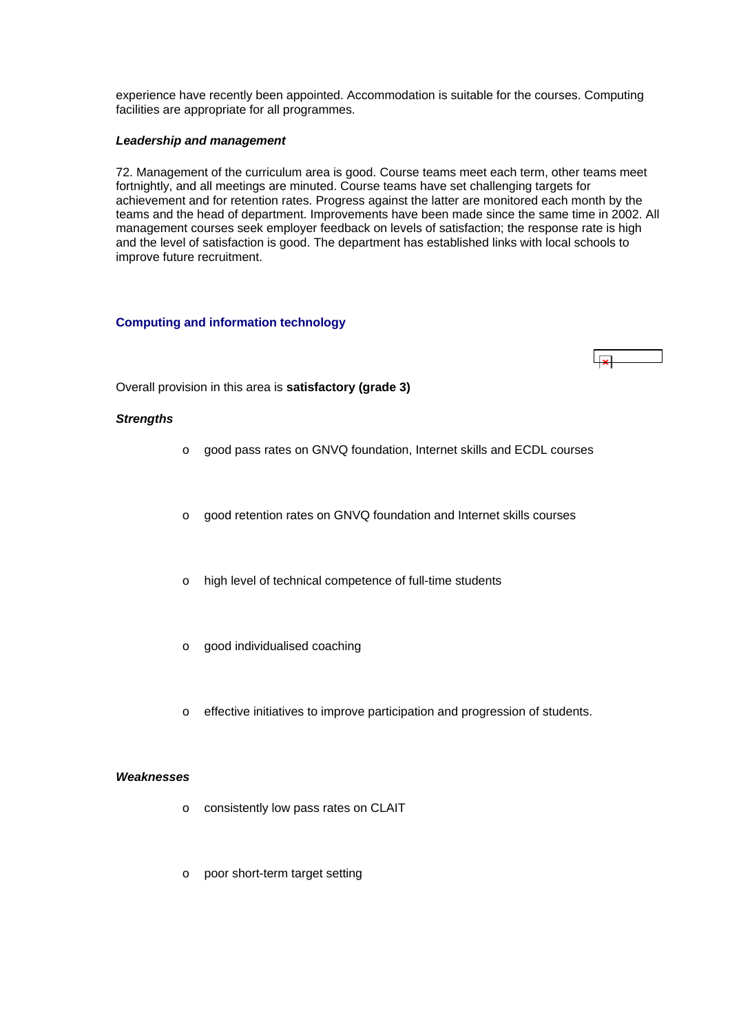experience have recently been appointed. Accommodation is suitable for the courses. Computing facilities are appropriate for all programmes.

***Leadership and management***

72. Management of the curriculum area is good. Course teams meet each term, other teams meet fortnightly, and all meetings are minuted. Course teams have set challenging targets for achievement and for retention rates. Progress against the latter are monitored each month by the teams and the head of department. Improvements have been made since the same time in 2002. All management courses seek employer feedback on levels of satisfaction; the response rate is high and the level of satisfaction is good. The department has established links with local schools to improve future recruitment.

## Computing and information technology

Overall provision in this area is **satisfactory (grade 3)**

***Strengths***

- good pass rates on GNVQ foundation, Internet skills and ECDL courses
- good retention rates on GNVQ foundation and Internet skills courses
- high level of technical competence of full-time students
- good individualised coaching
- effective initiatives to improve participation and progression of students.

***Weaknesses***

- consistently low pass rates on CLAIT
- poor short-term target setting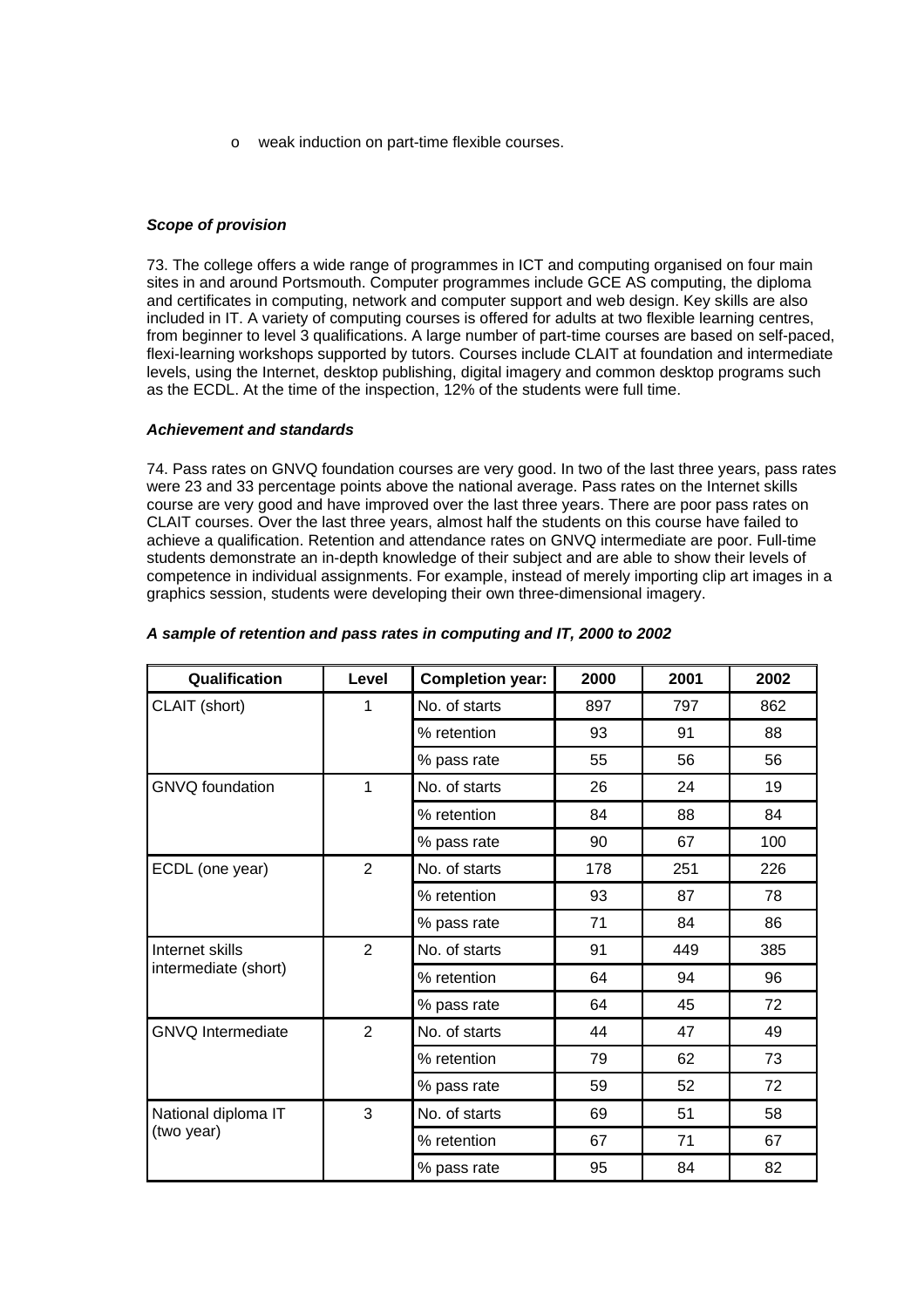- weak induction on part-time flexible courses.

### *Scope of provision*

73. The college offers a wide range of programmes in ICT and computing organised on four main sites in and around Portsmouth. Computer programmes include GCE AS computing, the diploma and certificates in computing, network and computer support and web design. Key skills are also included in IT. A variety of computing courses is offered for adults at two flexible learning centres, from beginner to level 3 qualifications. A large number of part-time courses are based on self-paced, flexi-learning workshops supported by tutors. Courses include CLAIT at foundation and intermediate levels, using the Internet, desktop publishing, digital imagery and common desktop programs such as the ECDL. At the time of the inspection, 12% of the students were full time.

### *Achievement and standards*

74. Pass rates on GNVQ foundation courses are very good. In two of the last three years, pass rates were 23 and 33 percentage points above the national average. Pass rates on the Internet skills course are very good and have improved over the last three years. There are poor pass rates on CLAIT courses. Over the last three years, almost half the students on this course have failed to achieve a qualification. Retention and attendance rates on GNVQ intermediate are poor. Full-time students demonstrate an in-depth knowledge of their subject and are able to show their levels of competence in individual assignments. For example, instead of merely importing clip art images in a graphics session, students were developing their own three-dimensional imagery.

***A sample of retention and pass rates in computing and IT, 2000 to 2002***

| Qualification | Level | Completion year: | 2000 | 2001 | 2002 |
|---|---|---|---|---|---|
| CLAIT (short) | 1 | No. of starts | 897 | 797 | 862 |
| | | % retention | 93 | 91 | 88 |
| | | % pass rate | 55 | 56 | 56 |
| GNVQ foundation | 1 | No. of starts | 26 | 24 | 19 |
| | | % retention | 84 | 88 | 84 |
| | | % pass rate | 90 | 67 | 100 |
| ECDL (one year) | 2 | No. of starts | 178 | 251 | 226 |
| | | % retention | 93 | 87 | 78 |
| | | % pass rate | 71 | 84 | 86 |
| Internet skills intermediate (short) | 2 | No. of starts | 91 | 449 | 385 |
| | | % retention | 64 | 94 | 96 |
| | | % pass rate | 64 | 45 | 72 |
| GNVQ Intermediate | 2 | No. of starts | 44 | 47 | 49 |
| | | % retention | 79 | 62 | 73 |
| | | % pass rate | 59 | 52 | 72 |
| National diploma IT (two year) | 3 | No. of starts | 69 | 51 | 58 |
| | | % retention | 67 | 71 | 67 |
| | | % pass rate | 95 | 84 | 82 |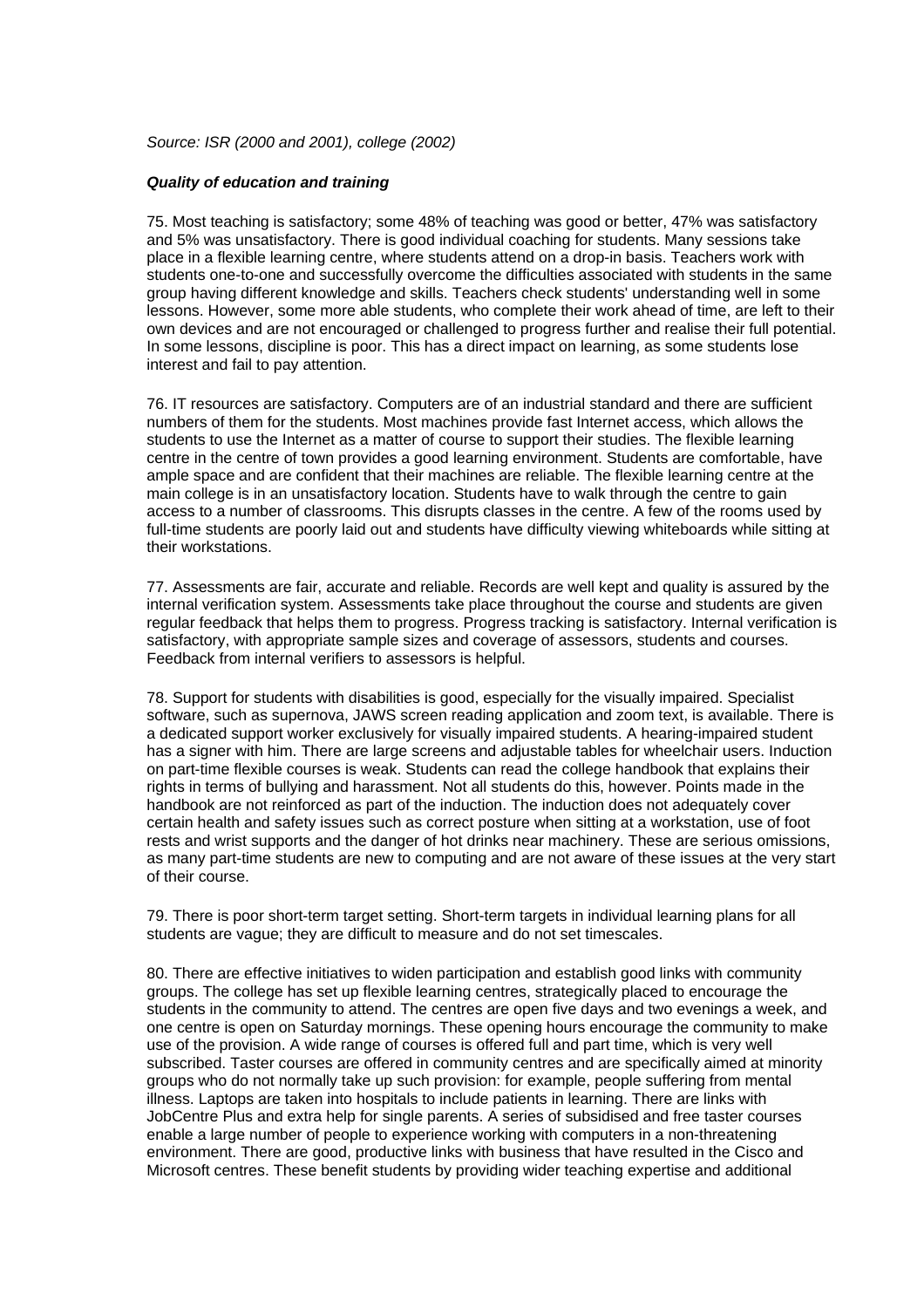*Source: ISR (2000 and 2001), college (2002)*

***Quality of education and training***

75. Most teaching is satisfactory; some 48% of teaching was good or better, 47% was satisfactory and 5% was unsatisfactory. There is good individual coaching for students. Many sessions take place in a flexible learning centre, where students attend on a drop-in basis. Teachers work with students one-to-one and successfully overcome the difficulties associated with students in the same group having different knowledge and skills. Teachers check students' understanding well in some lessons. However, some more able students, who complete their work ahead of time, are left to their own devices and are not encouraged or challenged to progress further and realise their full potential. In some lessons, discipline is poor. This has a direct impact on learning, as some students lose interest and fail to pay attention.

76. IT resources are satisfactory. Computers are of an industrial standard and there are sufficient numbers of them for the students. Most machines provide fast Internet access, which allows the students to use the Internet as a matter of course to support their studies. The flexible learning centre in the centre of town provides a good learning environment. Students are comfortable, have ample space and are confident that their machines are reliable. The flexible learning centre at the main college is in an unsatisfactory location. Students have to walk through the centre to gain access to a number of classrooms. This disrupts classes in the centre. A few of the rooms used by full-time students are poorly laid out and students have difficulty viewing whiteboards while sitting at their workstations.

77. Assessments are fair, accurate and reliable. Records are well kept and quality is assured by the internal verification system. Assessments take place throughout the course and students are given regular feedback that helps them to progress. Progress tracking is satisfactory. Internal verification is satisfactory, with appropriate sample sizes and coverage of assessors, students and courses. Feedback from internal verifiers to assessors is helpful.

78. Support for students with disabilities is good, especially for the visually impaired. Specialist software, such as supernova, JAWS screen reading application and zoom text, is available. There is a dedicated support worker exclusively for visually impaired students. A hearing-impaired student has a signer with him. There are large screens and adjustable tables for wheelchair users. Induction on part-time flexible courses is weak. Students can read the college handbook that explains their rights in terms of bullying and harassment. Not all students do this, however. Points made in the handbook are not reinforced as part of the induction. The induction does not adequately cover certain health and safety issues such as correct posture when sitting at a workstation, use of foot rests and wrist supports and the danger of hot drinks near machinery. These are serious omissions, as many part-time students are new to computing and are not aware of these issues at the very start of their course.

79. There is poor short-term target setting. Short-term targets in individual learning plans for all students are vague; they are difficult to measure and do not set timescales.

80. There are effective initiatives to widen participation and establish good links with community groups. The college has set up flexible learning centres, strategically placed to encourage the students in the community to attend. The centres are open five days and two evenings a week, and one centre is open on Saturday mornings. These opening hours encourage the community to make use of the provision. A wide range of courses is offered full and part time, which is very well subscribed. Taster courses are offered in community centres and are specifically aimed at minority groups who do not normally take up such provision: for example, people suffering from mental illness. Laptops are taken into hospitals to include patients in learning. There are links with JobCentre Plus and extra help for single parents. A series of subsidised and free taster courses enable a large number of people to experience working with computers in a non-threatening environment. There are good, productive links with business that have resulted in the Cisco and Microsoft centres. These benefit students by providing wider teaching expertise and additional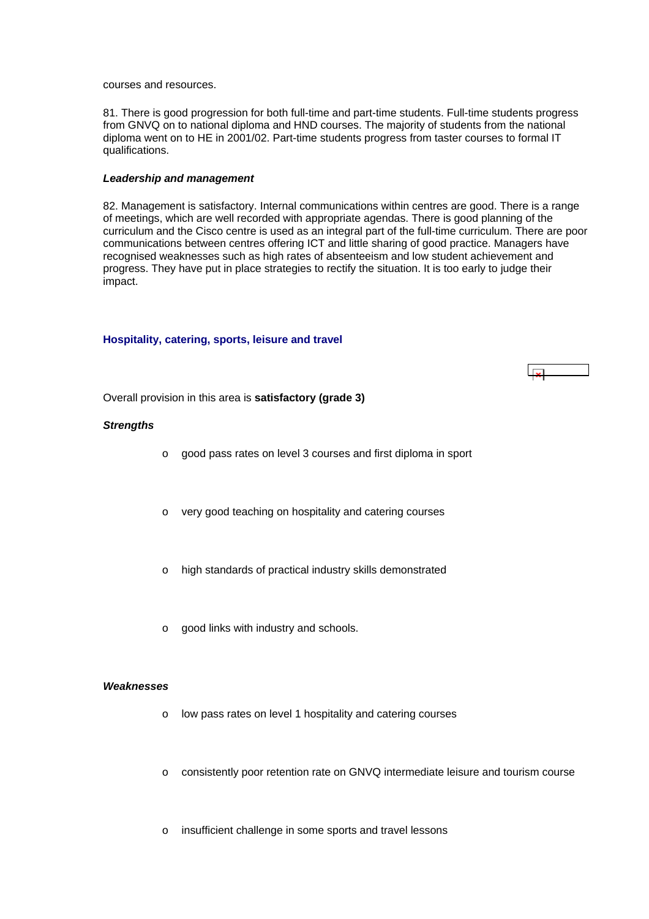courses and resources.

81. There is good progression for both full-time and part-time students. Full-time students progress from GNVQ on to national diploma and HND courses. The majority of students from the national diploma went on to HE in 2001/02. Part-time students progress from taster courses to formal IT qualifications.

***Leadership and management***

82. Management is satisfactory. Internal communications within centres are good. There is a range of meetings, which are well recorded with appropriate agendas. There is good planning of the curriculum and the Cisco centre is used as an integral part of the full-time curriculum. There are poor communications between centres offering ICT and little sharing of good practice. Managers have recognised weaknesses such as high rates of absenteeism and low student achievement and progress. They have put in place strategies to rectify the situation. It is too early to judge their impact.

### Hospitality, catering, sports, leisure and travel

Overall provision in this area is **satisfactory (grade 3)**

***Strengths***

- good pass rates on level 3 courses and first diploma in sport
- very good teaching on hospitality and catering courses
- high standards of practical industry skills demonstrated
- good links with industry and schools.

***Weaknesses***

- low pass rates on level 1 hospitality and catering courses
- consistently poor retention rate on GNVQ intermediate leisure and tourism course
- insufficient challenge in some sports and travel lessons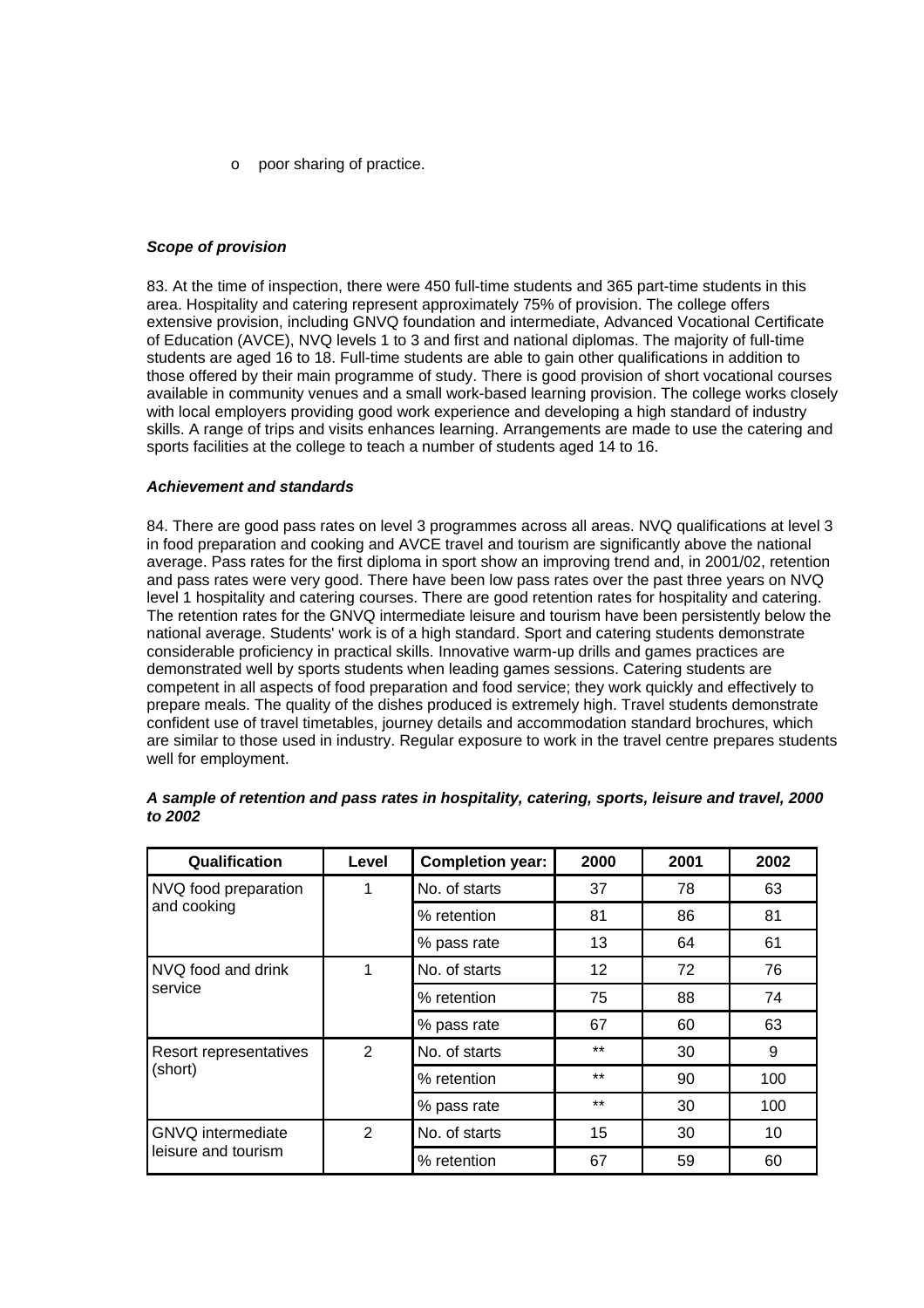- poor sharing of practice.

### *Scope of provision*

83. At the time of inspection, there were 450 full-time students and 365 part-time students in this area. Hospitality and catering represent approximately 75% of provision. The college offers extensive provision, including GNVQ foundation and intermediate, Advanced Vocational Certificate of Education (AVCE), NVQ levels 1 to 3 and first and national diplomas. The majority of full-time students are aged 16 to 18. Full-time students are able to gain other qualifications in addition to those offered by their main programme of study. There is good provision of short vocational courses available in community venues and a small work-based learning provision. The college works closely with local employers providing good work experience and developing a high standard of industry skills. A range of trips and visits enhances learning. Arrangements are made to use the catering and sports facilities at the college to teach a number of students aged 14 to 16.

### *Achievement and standards*

84. There are good pass rates on level 3 programmes across all areas. NVQ qualifications at level 3 in food preparation and cooking and AVCE travel and tourism are significantly above the national average. Pass rates for the first diploma in sport show an improving trend and, in 2001/02, retention and pass rates were very good. There have been low pass rates over the past three years on NVQ level 1 hospitality and catering courses. There are good retention rates for hospitality and catering. The retention rates for the GNVQ intermediate leisure and tourism have been persistently below the national average. Students' work is of a high standard. Sport and catering students demonstrate considerable proficiency in practical skills. Innovative warm-up drills and games practices are demonstrated well by sports students when leading games sessions. Catering students are competent in all aspects of food preparation and food service; they work quickly and effectively to prepare meals. The quality of the dishes produced is extremely high. Travel students demonstrate confident use of travel timetables, journey details and accommodation standard brochures, which are similar to those used in industry. Regular exposure to work in the travel centre prepares students well for employment.

***A sample of retention and pass rates in hospitality, catering, sports, leisure and travel, 2000 to 2002***

| Qualification | Level | Completion year: | 2000 | 2001 | 2002 |
|---|---|---|---|---|---|
| NVQ food preparation and cooking | 1 | No. of starts | 37 | 78 | 63 |
| | | % retention | 81 | 86 | 81 |
| | | % pass rate | 13 | 64 | 61 |
| NVQ food and drink service | 1 | No. of starts | 12 | 72 | 76 |
| | | % retention | 75 | 88 | 74 |
| | | % pass rate | 67 | 60 | 63 |
| Resort representatives (short) | 2 | No. of starts | ** | 30 | 9 |
| | | % retention | ** | 90 | 100 |
| | | % pass rate | ** | 30 | 100 |
| GNVQ intermediate leisure and tourism | 2 | No. of starts | 15 | 30 | 10 |
| | | % retention | 67 | 59 | 60 |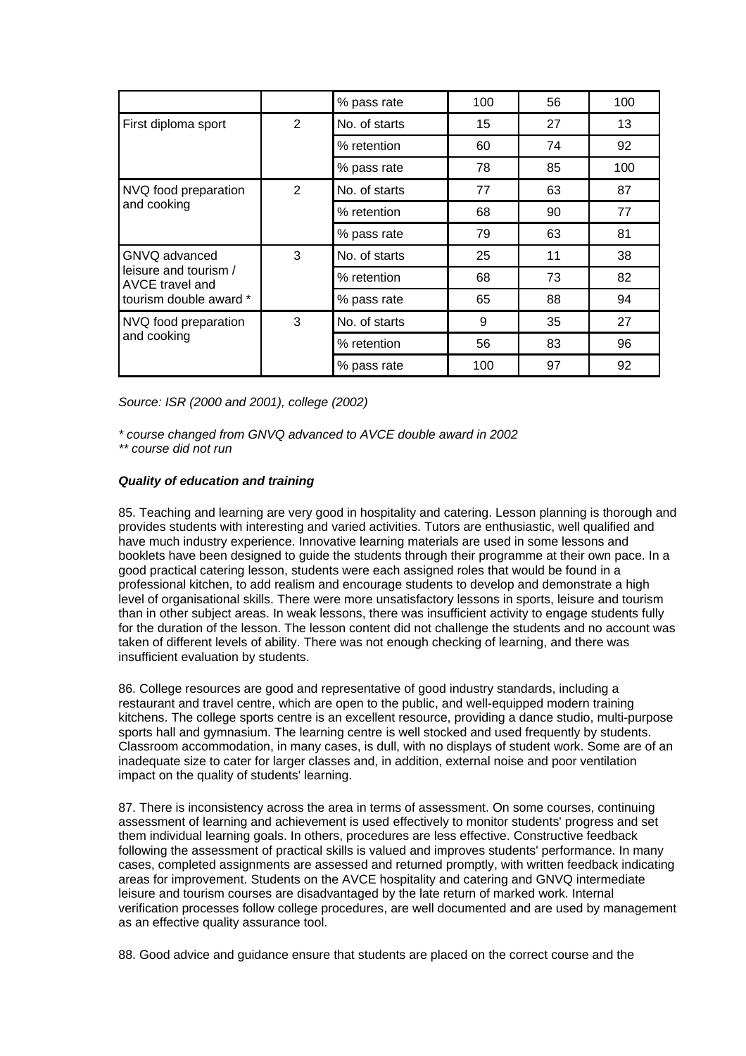| | | % pass rate | 100 | 56 | 100 |
|---|---|---|---|---|---|
| First diploma sport | 2 | No. of starts | 15 | 27 | 13 |
| | | % retention | 60 | 74 | 92 |
| | | % pass rate | 78 | 85 | 100 |
| NVQ food preparation and cooking | 2 | No. of starts | 77 | 63 | 87 |
| | | % retention | 68 | 90 | 77 |
| | | % pass rate | 79 | 63 | 81 |
| GNVQ advanced leisure and tourism / AVCE travel and tourism double award * | 3 | No. of starts | 25 | 11 | 38 |
| | | % retention | 68 | 73 | 82 |
| | | % pass rate | 65 | 88 | 94 |
| NVQ food preparation and cooking | 3 | No. of starts | 9 | 35 | 27 |
| | | % retention | 56 | 83 | 96 |
| | | % pass rate | 100 | 97 | 92 |

*Source: ISR (2000 and 2001), college (2002)*

*\* course changed from GNVQ advanced to AVCE double award in 2002*
*\*\* course did not run*

***Quality of education and training***

85. Teaching and learning are very good in hospitality and catering. Lesson planning is thorough and provides students with interesting and varied activities. Tutors are enthusiastic, well qualified and have much industry experience. Innovative learning materials are used in some lessons and booklets have been designed to guide the students through their programme at their own pace. In a good practical catering lesson, students were each assigned roles that would be found in a professional kitchen, to add realism and encourage students to develop and demonstrate a high level of organisational skills. There were more unsatisfactory lessons in sports, leisure and tourism than in other subject areas. In weak lessons, there was insufficient activity to engage students fully for the duration of the lesson. The lesson content did not challenge the students and no account was taken of different levels of ability. There was not enough checking of learning, and there was insufficient evaluation by students.

86. College resources are good and representative of good industry standards, including a restaurant and travel centre, which are open to the public, and well-equipped modern training kitchens. The college sports centre is an excellent resource, providing a dance studio, multi-purpose sports hall and gymnasium. The learning centre is well stocked and used frequently by students. Classroom accommodation, in many cases, is dull, with no displays of student work. Some are of an inadequate size to cater for larger classes and, in addition, external noise and poor ventilation impact on the quality of students' learning.

87. There is inconsistency across the area in terms of assessment. On some courses, continuing assessment of learning and achievement is used effectively to monitor students' progress and set them individual learning goals. In others, procedures are less effective. Constructive feedback following the assessment of practical skills is valued and improves students' performance. In many cases, completed assignments are assessed and returned promptly, with written feedback indicating areas for improvement. Students on the AVCE hospitality and catering and GNVQ intermediate leisure and tourism courses are disadvantaged by the late return of marked work. Internal verification processes follow college procedures, are well documented and are used by management as an effective quality assurance tool.

88. Good advice and guidance ensure that students are placed on the correct course and the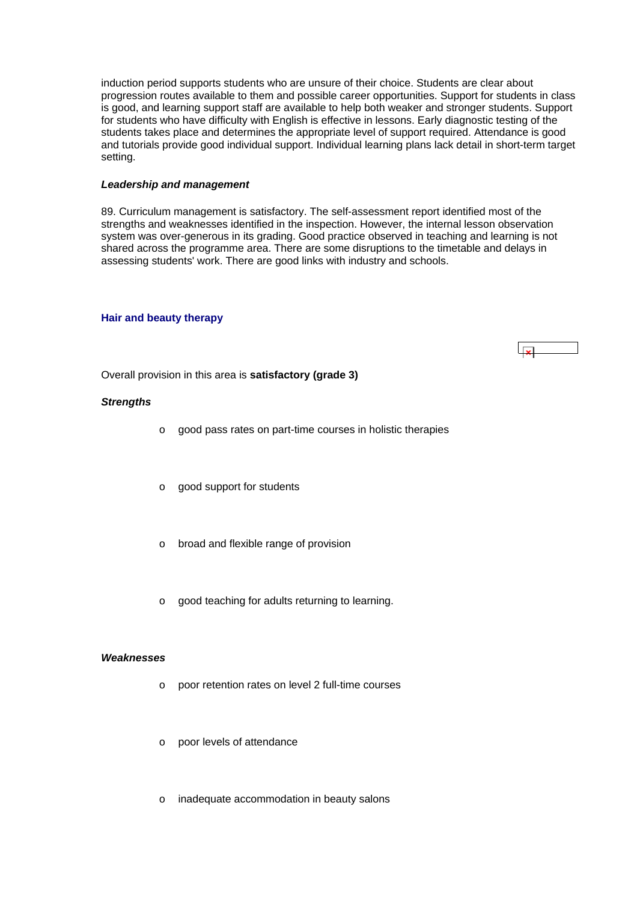induction period supports students who are unsure of their choice. Students are clear about progression routes available to them and possible career opportunities. Support for students in class is good, and learning support staff are available to help both weaker and stronger students. Support for students who have difficulty with English is effective in lessons. Early diagnostic testing of the students takes place and determines the appropriate level of support required. Attendance is good and tutorials provide good individual support. Individual learning plans lack detail in short-term target setting.

***Leadership and management***

89. Curriculum management is satisfactory. The self-assessment report identified most of the strengths and weaknesses identified in the inspection. However, the internal lesson observation system was over-generous in its grading. Good practice observed in teaching and learning is not shared across the programme area. There are some disruptions to the timetable and delays in assessing students' work. There are good links with industry and schools.

### Hair and beauty therapy

Overall provision in this area is **satisfactory (grade 3)**

***Strengths***

- good pass rates on part-time courses in holistic therapies
- good support for students
- broad and flexible range of provision
- good teaching for adults returning to learning.

***Weaknesses***

- poor retention rates on level 2 full-time courses
- poor levels of attendance
- inadequate accommodation in beauty salons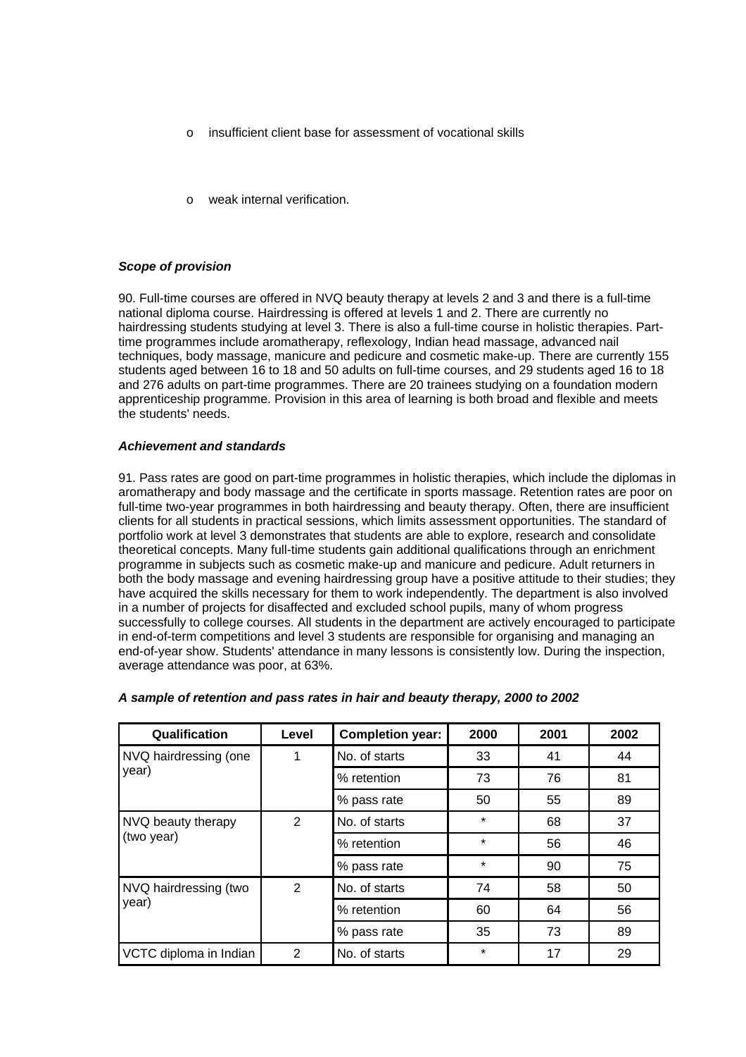- insufficient client base for assessment of vocational skills
- weak internal verification.

***Scope of provision***

90. Full-time courses are offered in NVQ beauty therapy at levels 2 and 3 and there is a full-time national diploma course. Hairdressing is offered at levels 1 and 2. There are currently no hairdressing students studying at level 3. There is also a full-time course in holistic therapies. Part-time programmes include aromatherapy, reflexology, Indian head massage, advanced nail techniques, body massage, manicure and pedicure and cosmetic make-up. There are currently 155 students aged between 16 to 18 and 50 adults on full-time courses, and 29 students aged 16 to 18 and 276 adults on part-time programmes. There are 20 trainees studying on a foundation modern apprenticeship programme. Provision in this area of learning is both broad and flexible and meets the students' needs.

***Achievement and standards***

91. Pass rates are good on part-time programmes in holistic therapies, which include the diplomas in aromatherapy and body massage and the certificate in sports massage. Retention rates are poor on full-time two-year programmes in both hairdressing and beauty therapy. Often, there are insufficient clients for all students in practical sessions, which limits assessment opportunities. The standard of portfolio work at level 3 demonstrates that students are able to explore, research and consolidate theoretical concepts. Many full-time students gain additional qualifications through an enrichment programme in subjects such as cosmetic make-up and manicure and pedicure. Adult returners in both the body massage and evening hairdressing group have a positive attitude to their studies; they have acquired the skills necessary for them to work independently. The department is also involved in a number of projects for disaffected and excluded school pupils, many of whom progress successfully to college courses. All students in the department are actively encouraged to participate in end-of-term competitions and level 3 students are responsible for organising and managing an end-of-year show. Students' attendance in many lessons is consistently low. During the inspection, average attendance was poor, at 63%.

***A sample of retention and pass rates in hair and beauty therapy, 2000 to 2002***

| Qualification | Level | Completion year: | 2000 | 2001 | 2002 |
|---|---|---|---|---|---|
| NVQ hairdressing (one year) | 1 | No. of starts | 33 | 41 | 44 |
| | | % retention | 73 | 76 | 81 |
| | | % pass rate | 50 | 55 | 89 |
| NVQ beauty therapy (two year) | 2 | No. of starts | * | 68 | 37 |
| | | % retention | * | 56 | 46 |
| | | % pass rate | * | 90 | 75 |
| NVQ hairdressing (two year) | 2 | No. of starts | 74 | 58 | 50 |
| | | % retention | 60 | 64 | 56 |
| | | % pass rate | 35 | 73 | 89 |
| VCTC diploma in Indian | 2 | No. of starts | * | 17 | 29 |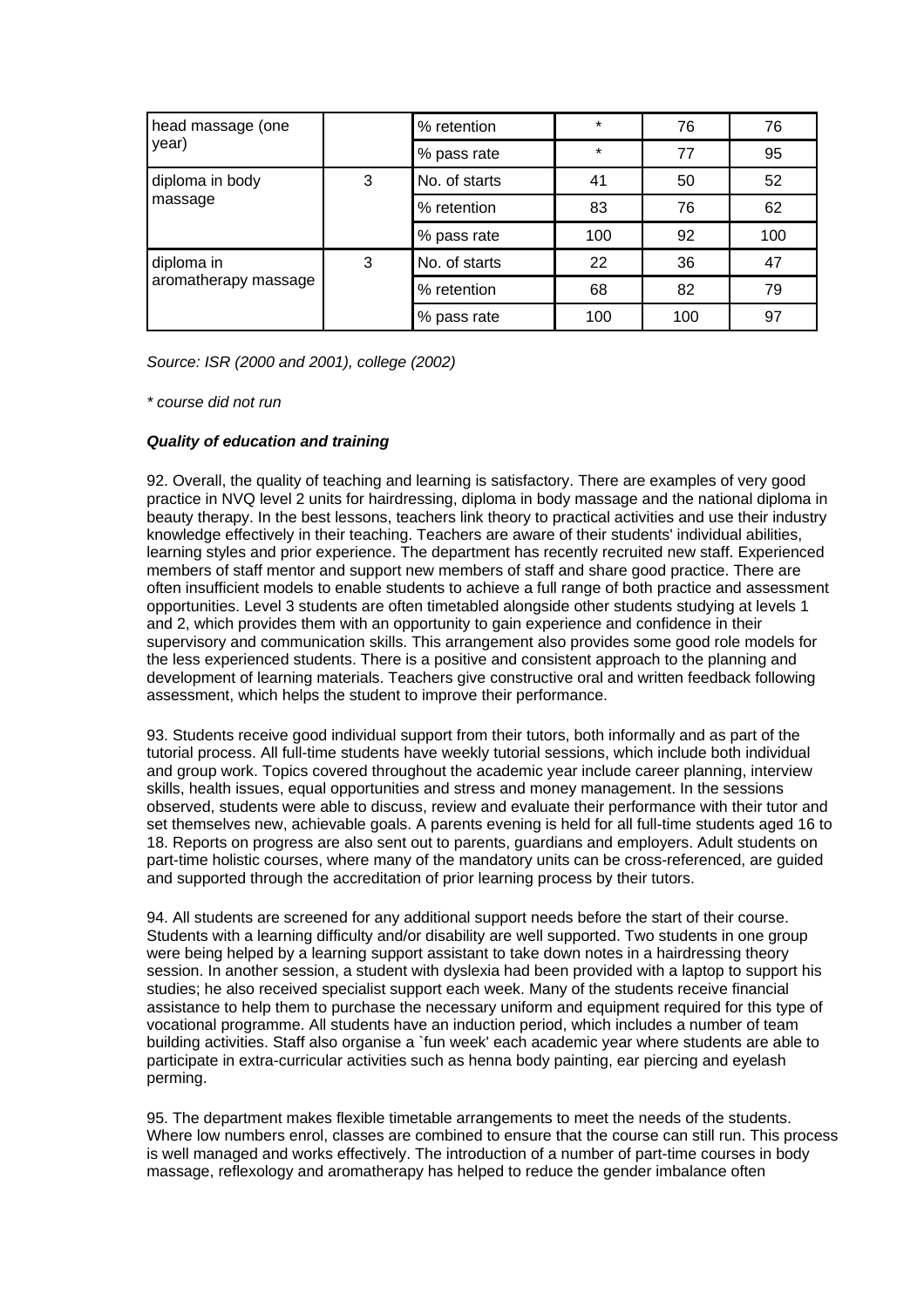| | | | | | |
|---|---|---|---|---|---|
| head massage (one year) | | % retention | * | 76 | 76 |
| | | % pass rate | * | 77 | 95 |
| diploma in body massage | 3 | No. of starts | 41 | 50 | 52 |
| | | % retention | 83 | 76 | 62 |
| | | % pass rate | 100 | 92 | 100 |
| diploma in aromatherapy massage | 3 | No. of starts | 22 | 36 | 47 |
| | | % retention | 68 | 82 | 79 |
| | | % pass rate | 100 | 100 | 97 |

*Source: ISR (2000 and 2001), college (2002)*

*\* course did not run*

***Quality of education and training***

92. Overall, the quality of teaching and learning is satisfactory. There are examples of very good practice in NVQ level 2 units for hairdressing, diploma in body massage and the national diploma in beauty therapy. In the best lessons, teachers link theory to practical activities and use their industry knowledge effectively in their teaching. Teachers are aware of their students' individual abilities, learning styles and prior experience. The department has recently recruited new staff. Experienced members of staff mentor and support new members of staff and share good practice. There are often insufficient models to enable students to achieve a full range of both practice and assessment opportunities. Level 3 students are often timetabled alongside other students studying at levels 1 and 2, which provides them with an opportunity to gain experience and confidence in their supervisory and communication skills. This arrangement also provides some good role models for the less experienced students. There is a positive and consistent approach to the planning and development of learning materials. Teachers give constructive oral and written feedback following assessment, which helps the student to improve their performance.

93. Students receive good individual support from their tutors, both informally and as part of the tutorial process. All full-time students have weekly tutorial sessions, which include both individual and group work. Topics covered throughout the academic year include career planning, interview skills, health issues, equal opportunities and stress and money management. In the sessions observed, students were able to discuss, review and evaluate their performance with their tutor and set themselves new, achievable goals. A parents evening is held for all full-time students aged 16 to 18. Reports on progress are also sent out to parents, guardians and employers. Adult students on part-time holistic courses, where many of the mandatory units can be cross-referenced, are guided and supported through the accreditation of prior learning process by their tutors.

94. All students are screened for any additional support needs before the start of their course. Students with a learning difficulty and/or disability are well supported. Two students in one group were being helped by a learning support assistant to take down notes in a hairdressing theory session. In another session, a student with dyslexia had been provided with a laptop to support his studies; he also received specialist support each week. Many of the students receive financial assistance to help them to purchase the necessary uniform and equipment required for this type of vocational programme. All students have an induction period, which includes a number of team building activities. Staff also organise a `fun week' each academic year where students are able to participate in extra-curricular activities such as henna body painting, ear piercing and eyelash perming.

95. The department makes flexible timetable arrangements to meet the needs of the students. Where low numbers enrol, classes are combined to ensure that the course can still run. This process is well managed and works effectively. The introduction of a number of part-time courses in body massage, reflexology and aromatherapy has helped to reduce the gender imbalance often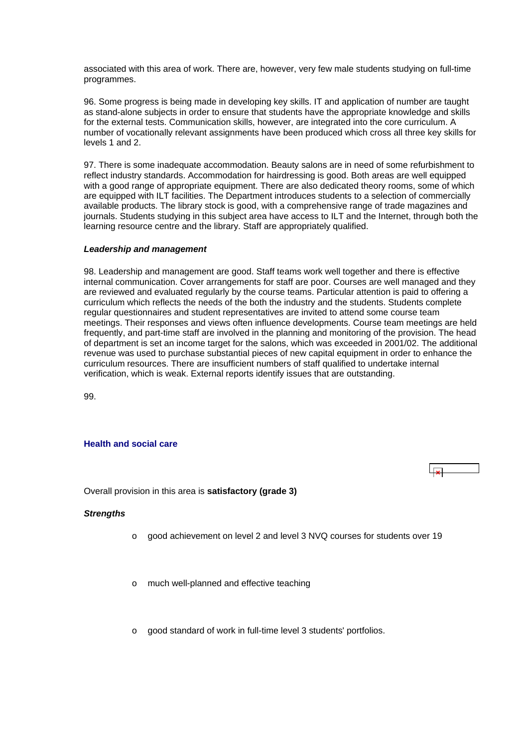associated with this area of work. There are, however, very few male students studying on full-time programmes.

96. Some progress is being made in developing key skills. IT and application of number are taught as stand-alone subjects in order to ensure that students have the appropriate knowledge and skills for the external tests. Communication skills, however, are integrated into the core curriculum. A number of vocationally relevant assignments have been produced which cross all three key skills for levels 1 and 2.

97. There is some inadequate accommodation. Beauty salons are in need of some refurbishment to reflect industry standards. Accommodation for hairdressing is good. Both areas are well equipped with a good range of appropriate equipment. There are also dedicated theory rooms, some of which are equipped with ILT facilities. The Department introduces students to a selection of commercially available products. The library stock is good, with a comprehensive range of trade magazines and journals. Students studying in this subject area have access to ILT and the Internet, through both the learning resource centre and the library. Staff are appropriately qualified.

***Leadership and management***

98. Leadership and management are good. Staff teams work well together and there is effective internal communication. Cover arrangements for staff are poor. Courses are well managed and they are reviewed and evaluated regularly by the course teams. Particular attention is paid to offering a curriculum which reflects the needs of the both the industry and the students. Students complete regular questionnaires and student representatives are invited to attend some course team meetings. Their responses and views often influence developments. Course team meetings are held frequently, and part-time staff are involved in the planning and monitoring of the provision. The head of department is set an income target for the salons, which was exceeded in 2001/02. The additional revenue was used to purchase substantial pieces of new capital equipment in order to enhance the curriculum resources. There are insufficient numbers of staff qualified to undertake internal verification, which is weak. External reports identify issues that are outstanding.

99.

### Health and social care

Overall provision in this area is **satisfactory (grade 3)**

***Strengths***

- good achievement on level 2 and level 3 NVQ courses for students over 19
- much well-planned and effective teaching
- good standard of work in full-time level 3 students' portfolios.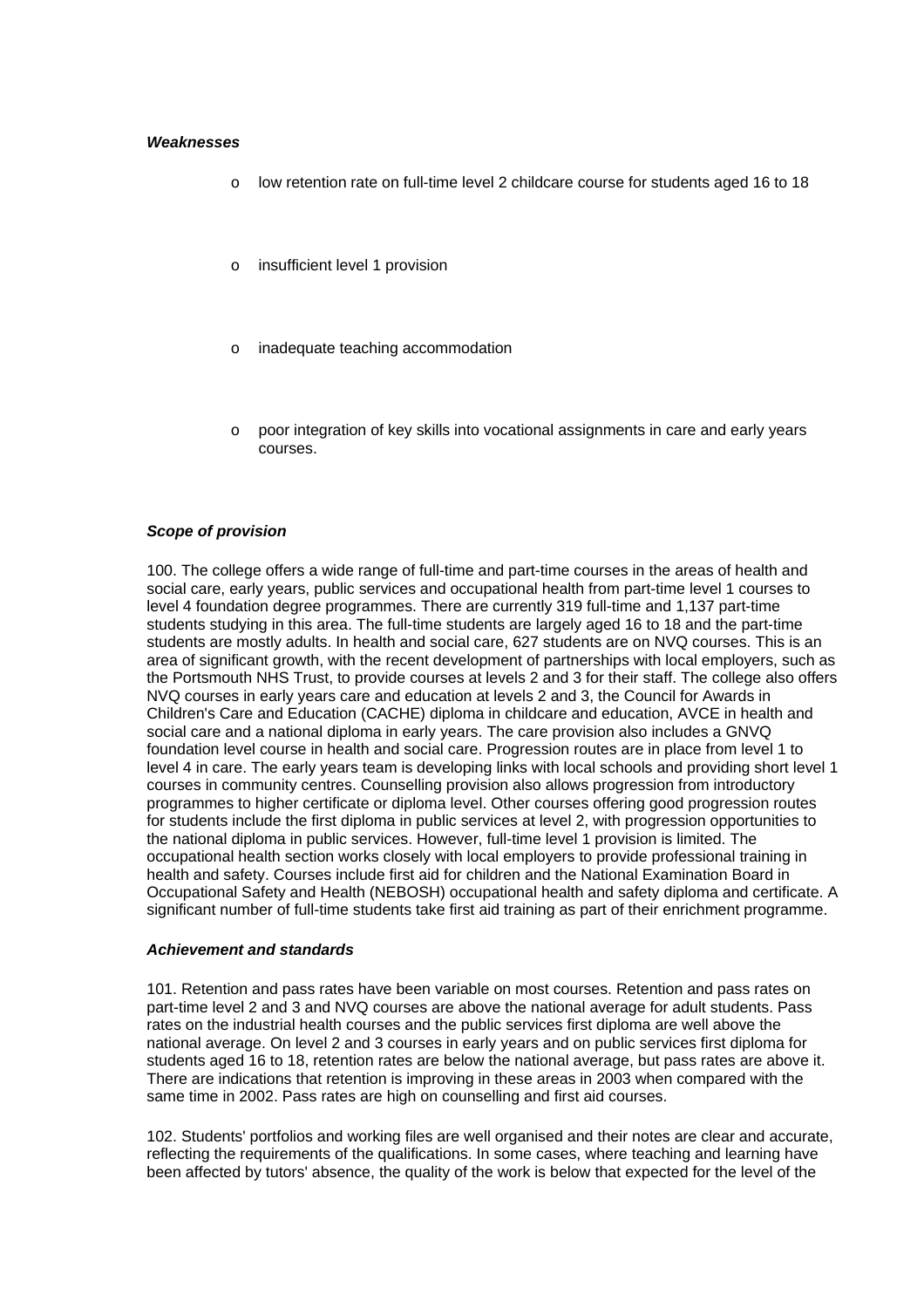***Weaknesses***

- low retention rate on full-time level 2 childcare course for students aged 16 to 18
- insufficient level 1 provision
- inadequate teaching accommodation
- poor integration of key skills into vocational assignments in care and early years courses.

***Scope of provision***

100. The college offers a wide range of full-time and part-time courses in the areas of health and social care, early years, public services and occupational health from part-time level 1 courses to level 4 foundation degree programmes. There are currently 319 full-time and 1,137 part-time students studying in this area. The full-time students are largely aged 16 to 18 and the part-time students are mostly adults. In health and social care, 627 students are on NVQ courses. This is an area of significant growth, with the recent development of partnerships with local employers, such as the Portsmouth NHS Trust, to provide courses at levels 2 and 3 for their staff. The college also offers NVQ courses in early years care and education at levels 2 and 3, the Council for Awards in Children's Care and Education (CACHE) diploma in childcare and education, AVCE in health and social care and a national diploma in early years. The care provision also includes a GNVQ foundation level course in health and social care. Progression routes are in place from level 1 to level 4 in care. The early years team is developing links with local schools and providing short level 1 courses in community centres. Counselling provision also allows progression from introductory programmes to higher certificate or diploma level. Other courses offering good progression routes for students include the first diploma in public services at level 2, with progression opportunities to the national diploma in public services. However, full-time level 1 provision is limited. The occupational health section works closely with local employers to provide professional training in health and safety. Courses include first aid for children and the National Examination Board in Occupational Safety and Health (NEBOSH) occupational health and safety diploma and certificate. A significant number of full-time students take first aid training as part of their enrichment programme.

***Achievement and standards***

101. Retention and pass rates have been variable on most courses. Retention and pass rates on part-time level 2 and 3 and NVQ courses are above the national average for adult students. Pass rates on the industrial health courses and the public services first diploma are well above the national average. On level 2 and 3 courses in early years and on public services first diploma for students aged 16 to 18, retention rates are below the national average, but pass rates are above it. There are indications that retention is improving in these areas in 2003 when compared with the same time in 2002. Pass rates are high on counselling and first aid courses.

102. Students' portfolios and working files are well organised and their notes are clear and accurate, reflecting the requirements of the qualifications. In some cases, where teaching and learning have been affected by tutors' absence, the quality of the work is below that expected for the level of the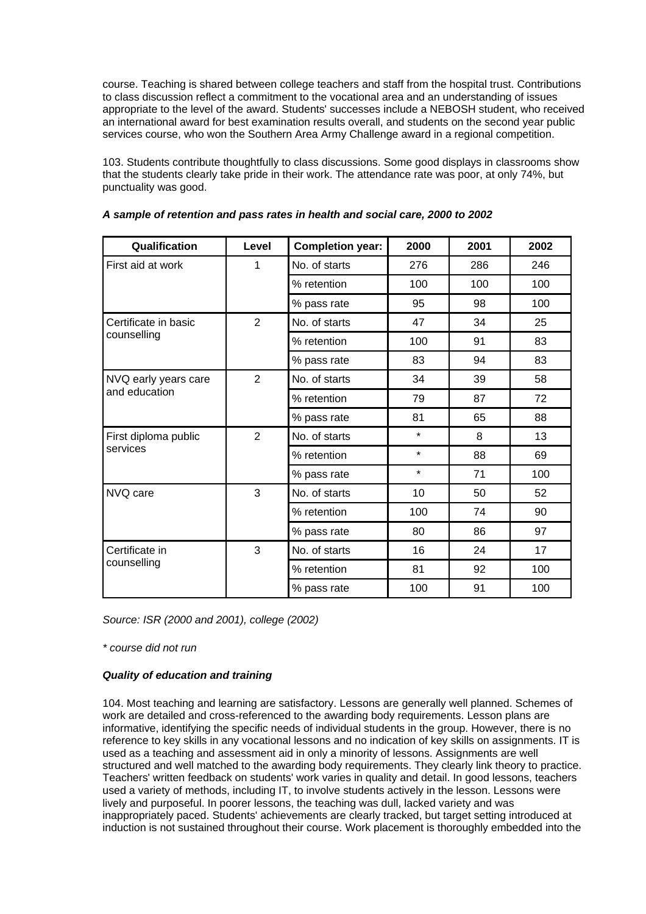course. Teaching is shared between college teachers and staff from the hospital trust. Contributions to class discussion reflect a commitment to the vocational area and an understanding of issues appropriate to the level of the award. Students' successes include a NEBOSH student, who received an international award for best examination results overall, and students on the second year public services course, who won the Southern Area Army Challenge award in a regional competition.

103. Students contribute thoughtfully to class discussions. Some good displays in classrooms show that the students clearly take pride in their work. The attendance rate was poor, at only 74%, but punctuality was good.

***A sample of retention and pass rates in health and social care, 2000 to 2002***

| Qualification | Level | Completion year: | 2000 | 2001 | 2002 |
|---|---|---|---|---|---|
| First aid at work | 1 | No. of starts | 276 | 286 | 246 |
| | | % retention | 100 | 100 | 100 |
| | | % pass rate | 95 | 98 | 100 |
| Certificate in basic counselling | 2 | No. of starts | 47 | 34 | 25 |
| | | % retention | 100 | 91 | 83 |
| | | % pass rate | 83 | 94 | 83 |
| NVQ early years care and education | 2 | No. of starts | 34 | 39 | 58 |
| | | % retention | 79 | 87 | 72 |
| | | % pass rate | 81 | 65 | 88 |
| First diploma public services | 2 | No. of starts | * | 8 | 13 |
| | | % retention | * | 88 | 69 |
| | | % pass rate | * | 71 | 100 |
| NVQ care | 3 | No. of starts | 10 | 50 | 52 |
| | | % retention | 100 | 74 | 90 |
| | | % pass rate | 80 | 86 | 97 |
| Certificate in counselling | 3 | No. of starts | 16 | 24 | 17 |
| | | % retention | 81 | 92 | 100 |
| | | % pass rate | 100 | 91 | 100 |

*Source: ISR (2000 and 2001), college (2002)*

*\* course did not run*

***Quality of education and training***

104. Most teaching and learning are satisfactory. Lessons are generally well planned. Schemes of work are detailed and cross-referenced to the awarding body requirements. Lesson plans are informative, identifying the specific needs of individual students in the group. However, there is no reference to key skills in any vocational lessons and no indication of key skills on assignments. IT is used as a teaching and assessment aid in only a minority of lessons. Assignments are well structured and well matched to the awarding body requirements. They clearly link theory to practice. Teachers' written feedback on students' work varies in quality and detail. In good lessons, teachers used a variety of methods, including IT, to involve students actively in the lesson. Lessons were lively and purposeful. In poorer lessons, the teaching was dull, lacked variety and was inappropriately paced. Students' achievements are clearly tracked, but target setting introduced at induction is not sustained throughout their course. Work placement is thoroughly embedded into the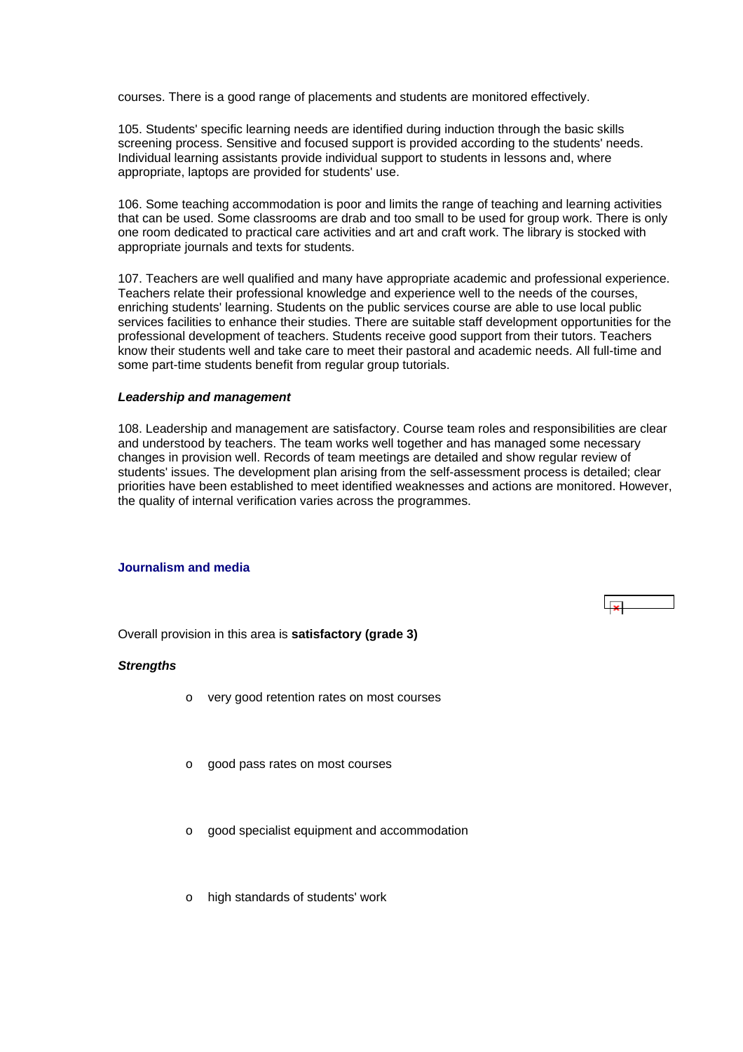courses. There is a good range of placements and students are monitored effectively.

105. Students' specific learning needs are identified during induction through the basic skills screening process. Sensitive and focused support is provided according to the students' needs. Individual learning assistants provide individual support to students in lessons and, where appropriate, laptops are provided for students' use.

106. Some teaching accommodation is poor and limits the range of teaching and learning activities that can be used. Some classrooms are drab and too small to be used for group work. There is only one room dedicated to practical care activities and art and craft work. The library is stocked with appropriate journals and texts for students.

107. Teachers are well qualified and many have appropriate academic and professional experience. Teachers relate their professional knowledge and experience well to the needs of the courses, enriching students' learning. Students on the public services course are able to use local public services facilities to enhance their studies. There are suitable staff development opportunities for the professional development of teachers. Students receive good support from their tutors. Teachers know their students well and take care to meet their pastoral and academic needs. All full-time and some part-time students benefit from regular group tutorials.

***Leadership and management***

108. Leadership and management are satisfactory. Course team roles and responsibilities are clear and understood by teachers. The team works well together and has managed some necessary changes in provision well. Records of team meetings are detailed and show regular review of students' issues. The development plan arising from the self-assessment process is detailed; clear priorities have been established to meet identified weaknesses and actions are monitored. However, the quality of internal verification varies across the programmes.

### Journalism and media

Overall provision in this area is **satisfactory (grade 3)**

***Strengths***

- very good retention rates on most courses
- good pass rates on most courses
- good specialist equipment and accommodation
- high standards of students' work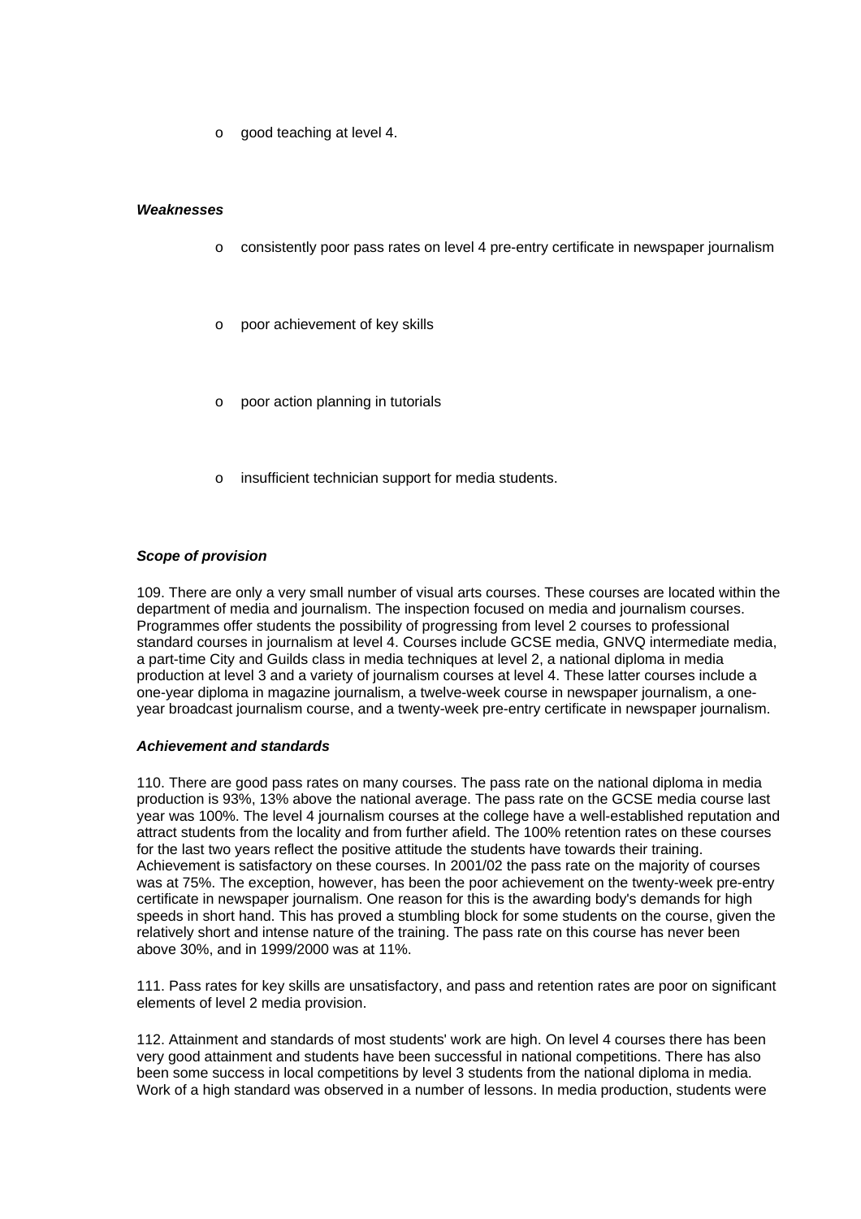- good teaching at level 4.

***Weaknesses***

- consistently poor pass rates on level 4 pre-entry certificate in newspaper journalism
- poor achievement of key skills
- poor action planning in tutorials
- insufficient technician support for media students.

***Scope of provision***

109. There are only a very small number of visual arts courses. These courses are located within the department of media and journalism. The inspection focused on media and journalism courses. Programmes offer students the possibility of progressing from level 2 courses to professional standard courses in journalism at level 4. Courses include GCSE media, GNVQ intermediate media, a part-time City and Guilds class in media techniques at level 2, a national diploma in media production at level 3 and a variety of journalism courses at level 4. These latter courses include a one-year diploma in magazine journalism, a twelve-week course in newspaper journalism, a one-year broadcast journalism course, and a twenty-week pre-entry certificate in newspaper journalism.

***Achievement and standards***

110. There are good pass rates on many courses. The pass rate on the national diploma in media production is 93%, 13% above the national average. The pass rate on the GCSE media course last year was 100%. The level 4 journalism courses at the college have a well-established reputation and attract students from the locality and from further afield. The 100% retention rates on these courses for the last two years reflect the positive attitude the students have towards their training. Achievement is satisfactory on these courses. In 2001/02 the pass rate on the majority of courses was at 75%. The exception, however, has been the poor achievement on the twenty-week pre-entry certificate in newspaper journalism. One reason for this is the awarding body's demands for high speeds in short hand. This has proved a stumbling block for some students on the course, given the relatively short and intense nature of the training. The pass rate on this course has never been above 30%, and in 1999/2000 was at 11%.

111. Pass rates for key skills are unsatisfactory, and pass and retention rates are poor on significant elements of level 2 media provision.

112. Attainment and standards of most students' work are high. On level 4 courses there has been very good attainment and students have been successful in national competitions. There has also been some success in local competitions by level 3 students from the national diploma in media. Work of a high standard was observed in a number of lessons. In media production, students were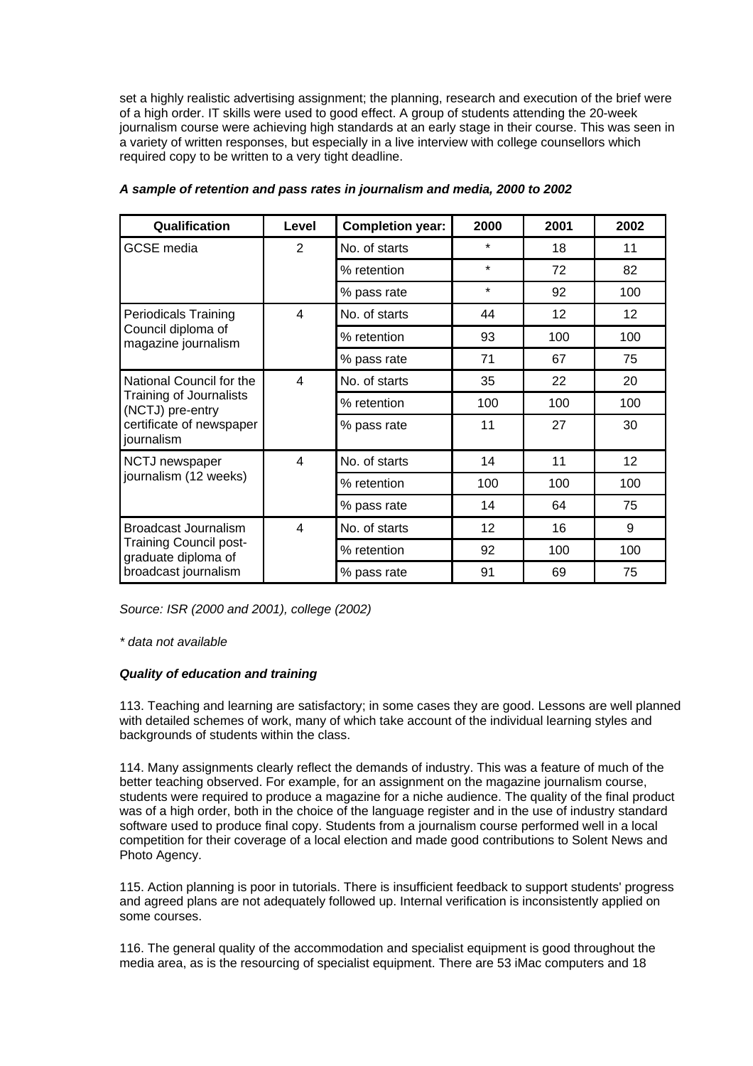set a highly realistic advertising assignment; the planning, research and execution of the brief were of a high order. IT skills were used to good effect. A group of students attending the 20-week journalism course were achieving high standards at an early stage in their course. This was seen in a variety of written responses, but especially in a live interview with college counsellors which required copy to be written to a very tight deadline.

***A sample of retention and pass rates in journalism and media, 2000 to 2002***

| Qualification | Level | Completion year: | 2000 | 2001 | 2002 |
|---|---|---|---|---|---|
| GCSE media | 2 | No. of starts | * | 18 | 11 |
| | | % retention | * | 72 | 82 |
| | | % pass rate | * | 92 | 100 |
| Periodicals Training Council diploma of magazine journalism | 4 | No. of starts | 44 | 12 | 12 |
| | | % retention | 93 | 100 | 100 |
| | | % pass rate | 71 | 67 | 75 |
| National Council for the Training of Journalists (NCTJ) pre-entry certificate of newspaper journalism | 4 | No. of starts | 35 | 22 | 20 |
| | | % retention | 100 | 100 | 100 |
| | | % pass rate | 11 | 27 | 30 |
| NCTJ newspaper journalism (12 weeks) | 4 | No. of starts | 14 | 11 | 12 |
| | | % retention | 100 | 100 | 100 |
| | | % pass rate | 14 | 64 | 75 |
| Broadcast Journalism Training Council post-graduate diploma of broadcast journalism | 4 | No. of starts | 12 | 16 | 9 |
| | | % retention | 92 | 100 | 100 |
| | | % pass rate | 91 | 69 | 75 |

*Source: ISR (2000 and 2001), college (2002)*

*\* data not available*

***Quality of education and training***

113. Teaching and learning are satisfactory; in some cases they are good. Lessons are well planned with detailed schemes of work, many of which take account of the individual learning styles and backgrounds of students within the class.

114. Many assignments clearly reflect the demands of industry. This was a feature of much of the better teaching observed. For example, for an assignment on the magazine journalism course, students were required to produce a magazine for a niche audience. The quality of the final product was of a high order, both in the choice of the language register and in the use of industry standard software used to produce final copy. Students from a journalism course performed well in a local competition for their coverage of a local election and made good contributions to Solent News and Photo Agency.

115. Action planning is poor in tutorials. There is insufficient feedback to support students' progress and agreed plans are not adequately followed up. Internal verification is inconsistently applied on some courses.

116. The general quality of the accommodation and specialist equipment is good throughout the media area, as is the resourcing of specialist equipment. There are 53 iMac computers and 18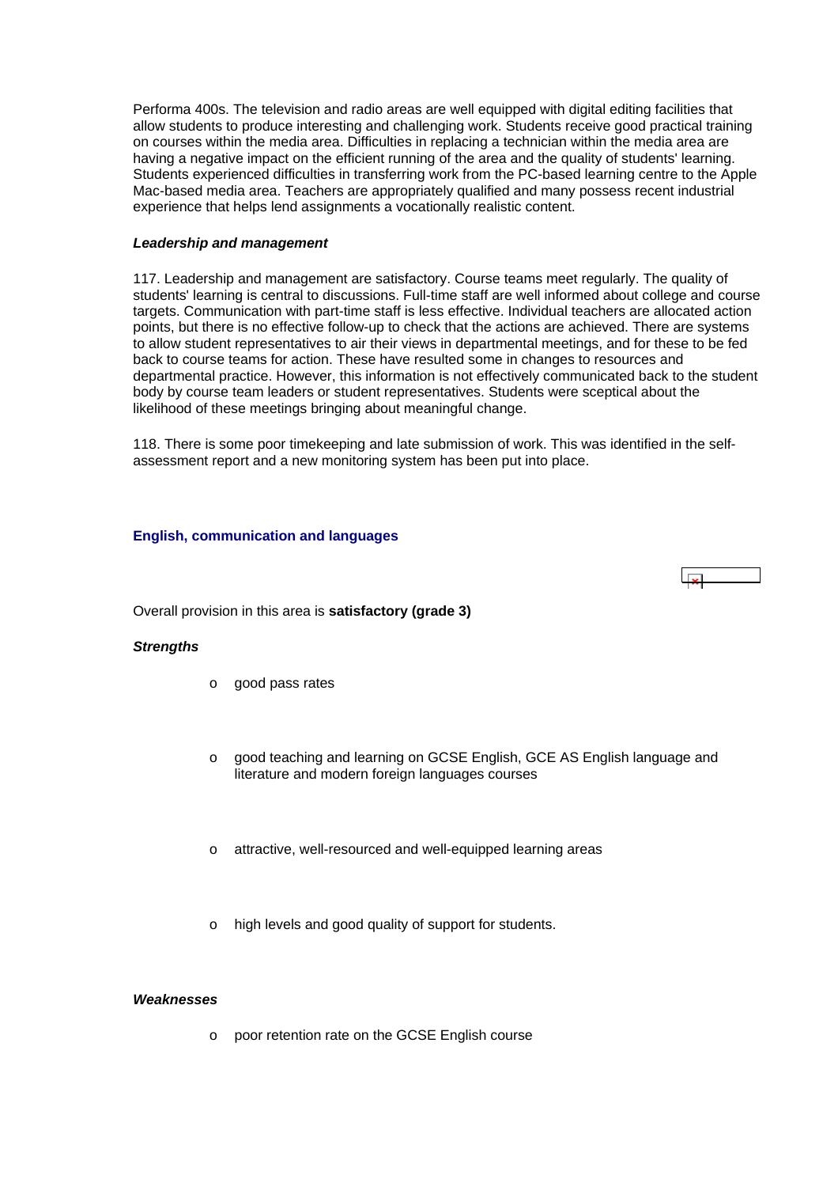Performa 400s. The television and radio areas are well equipped with digital editing facilities that allow students to produce interesting and challenging work. Students receive good practical training on courses within the media area. Difficulties in replacing a technician within the media area are having a negative impact on the efficient running of the area and the quality of students' learning. Students experienced difficulties in transferring work from the PC-based learning centre to the Apple Mac-based media area. Teachers are appropriately qualified and many possess recent industrial experience that helps lend assignments a vocationally realistic content.

*Leadership and management*

117. Leadership and management are satisfactory. Course teams meet regularly. The quality of students' learning is central to discussions. Full-time staff are well informed about college and course targets. Communication with part-time staff is less effective. Individual teachers are allocated action points, but there is no effective follow-up to check that the actions are achieved. There are systems to allow student representatives to air their views in departmental meetings, and for these to be fed back to course teams for action. These have resulted some in changes to resources and departmental practice. However, this information is not effectively communicated back to the student body by course team leaders or student representatives. Students were sceptical about the likelihood of these meetings bringing about meaningful change.

118. There is some poor timekeeping and late submission of work. This was identified in the self-assessment report and a new monitoring system has been put into place.

## English, communication and languages

Overall provision in this area is **satisfactory (grade 3)**

***Strengths***

- good pass rates
- good teaching and learning on GCSE English, GCE AS English language and literature and modern foreign languages courses
- attractive, well-resourced and well-equipped learning areas
- high levels and good quality of support for students.

***Weaknesses***

- poor retention rate on the GCSE English course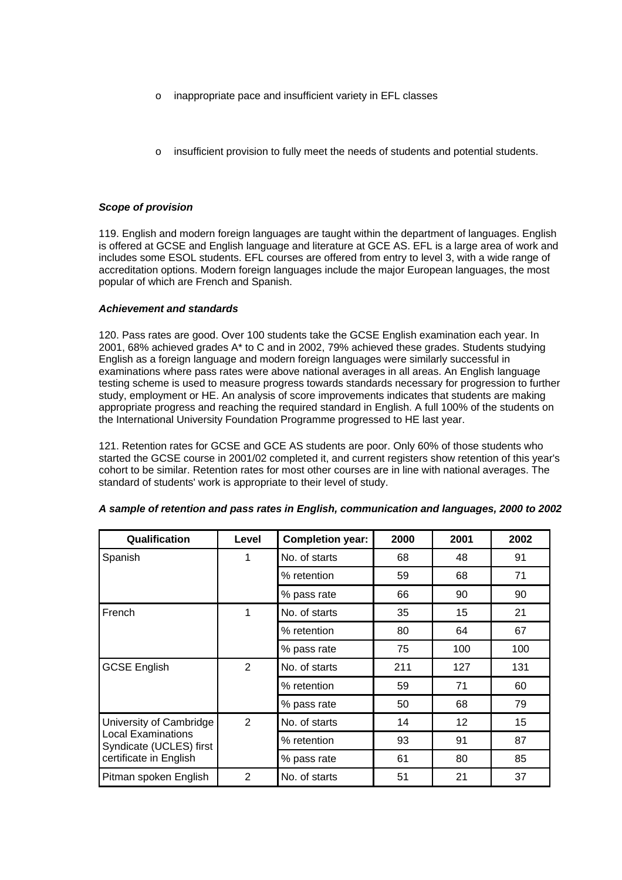- inappropriate pace and insufficient variety in EFL classes

- insufficient provision to fully meet the needs of students and potential students.

***Scope of provision***

119. English and modern foreign languages are taught within the department of languages. English is offered at GCSE and English language and literature at GCE AS. EFL is a large area of work and includes some ESOL students. EFL courses are offered from entry to level 3, with a wide range of accreditation options. Modern foreign languages include the major European languages, the most popular of which are French and Spanish.

***Achievement and standards***

120. Pass rates are good. Over 100 students take the GCSE English examination each year. In 2001, 68% achieved grades A* to C and in 2002, 79% achieved these grades. Students studying English as a foreign language and modern foreign languages were similarly successful in examinations where pass rates were above national averages in all areas. An English language testing scheme is used to measure progress towards standards necessary for progression to further study, employment or HE. An analysis of score improvements indicates that students are making appropriate progress and reaching the required standard in English. A full 100% of the students on the International University Foundation Programme progressed to HE last year.

121. Retention rates for GCSE and GCE AS students are poor. Only 60% of those students who started the GCSE course in 2001/02 completed it, and current registers show retention of this year's cohort to be similar. Retention rates for most other courses are in line with national averages. The standard of students' work is appropriate to their level of study.

***A sample of retention and pass rates in English, communication and languages, 2000 to 2002***

| Qualification | Level | Completion year: | 2000 | 2001 | 2002 |
|---|---|---|---|---|---|
| Spanish | 1 | No. of starts | 68 | 48 | 91 |
| | | % retention | 59 | 68 | 71 |
| | | % pass rate | 66 | 90 | 90 |
| French | 1 | No. of starts | 35 | 15 | 21 |
| | | % retention | 80 | 64 | 67 |
| | | % pass rate | 75 | 100 | 100 |
| GCSE English | 2 | No. of starts | 211 | 127 | 131 |
| | | % retention | 59 | 71 | 60 |
| | | % pass rate | 50 | 68 | 79 |
| University of Cambridge Local Examinations Syndicate (UCLES) first certificate in English | 2 | No. of starts | 14 | 12 | 15 |
| | | % retention | 93 | 91 | 87 |
| | | % pass rate | 61 | 80 | 85 |
| Pitman spoken English | 2 | No. of starts | 51 | 21 | 37 |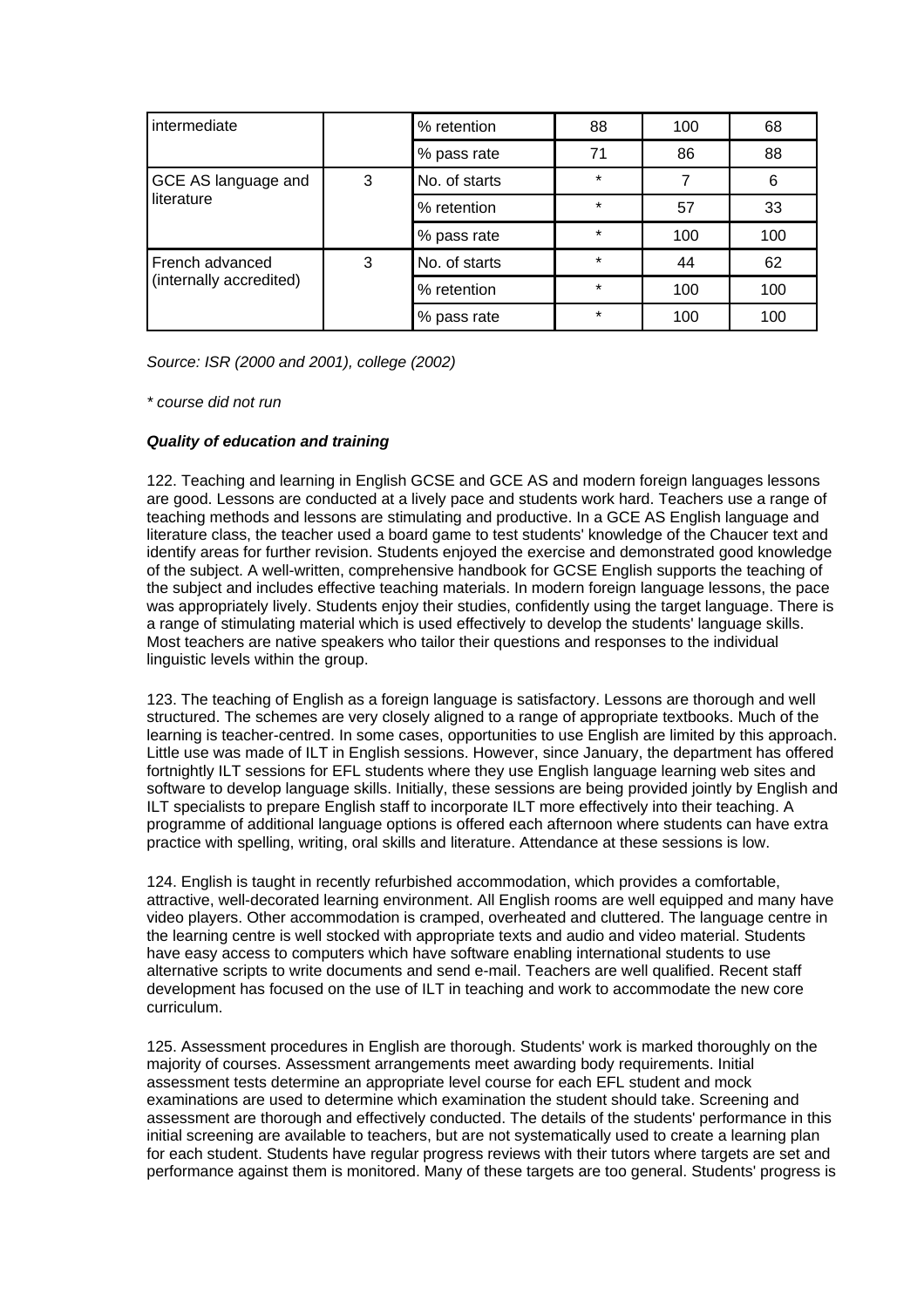| intermediate | | % retention | 88 | 100 | 68 |
|---|---|---|---|---|---|
| | | % pass rate | 71 | 86 | 88 |
| GCE AS language and literature | 3 | No. of starts | * | 7 | 6 |
| | | % retention | * | 57 | 33 |
| | | % pass rate | * | 100 | 100 |
| French advanced (internally accredited) | 3 | No. of starts | * | 44 | 62 |
| | | % retention | * | 100 | 100 |
| | | % pass rate | * | 100 | 100 |

*Source: ISR (2000 and 2001), college (2002)*

*\* course did not run*

***Quality of education and training***

122. Teaching and learning in English GCSE and GCE AS and modern foreign languages lessons are good. Lessons are conducted at a lively pace and students work hard. Teachers use a range of teaching methods and lessons are stimulating and productive. In a GCE AS English language and literature class, the teacher used a board game to test students' knowledge of the Chaucer text and identify areas for further revision. Students enjoyed the exercise and demonstrated good knowledge of the subject. A well-written, comprehensive handbook for GCSE English supports the teaching of the subject and includes effective teaching materials. In modern foreign language lessons, the pace was appropriately lively. Students enjoy their studies, confidently using the target language. There is a range of stimulating material which is used effectively to develop the students' language skills. Most teachers are native speakers who tailor their questions and responses to the individual linguistic levels within the group.

123. The teaching of English as a foreign language is satisfactory. Lessons are thorough and well structured. The schemes are very closely aligned to a range of appropriate textbooks. Much of the learning is teacher-centred. In some cases, opportunities to use English are limited by this approach. Little use was made of ILT in English sessions. However, since January, the department has offered fortnightly ILT sessions for EFL students where they use English language learning web sites and software to develop language skills. Initially, these sessions are being provided jointly by English and ILT specialists to prepare English staff to incorporate ILT more effectively into their teaching. A programme of additional language options is offered each afternoon where students can have extra practice with spelling, writing, oral skills and literature. Attendance at these sessions is low.

124. English is taught in recently refurbished accommodation, which provides a comfortable, attractive, well-decorated learning environment. All English rooms are well equipped and many have video players. Other accommodation is cramped, overheated and cluttered. The language centre in the learning centre is well stocked with appropriate texts and audio and video material. Students have easy access to computers which have software enabling international students to use alternative scripts to write documents and send e-mail. Teachers are well qualified. Recent staff development has focused on the use of ILT in teaching and work to accommodate the new core curriculum.

125. Assessment procedures in English are thorough. Students' work is marked thoroughly on the majority of courses. Assessment arrangements meet awarding body requirements. Initial assessment tests determine an appropriate level course for each EFL student and mock examinations are used to determine which examination the student should take. Screening and assessment are thorough and effectively conducted. The details of the students' performance in this initial screening are available to teachers, but are not systematically used to create a learning plan for each student. Students have regular progress reviews with their tutors where targets are set and performance against them is monitored. Many of these targets are too general. Students' progress is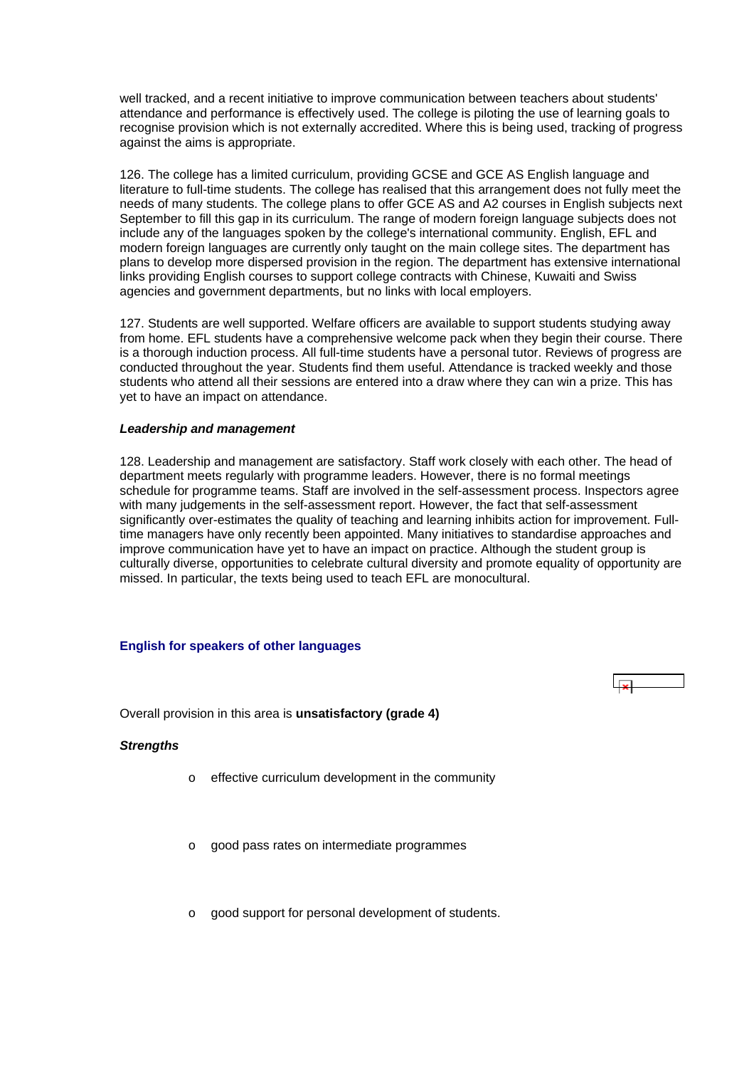well tracked, and a recent initiative to improve communication between teachers about students' attendance and performance is effectively used. The college is piloting the use of learning goals to recognise provision which is not externally accredited. Where this is being used, tracking of progress against the aims is appropriate.

126. The college has a limited curriculum, providing GCSE and GCE AS English language and literature to full-time students. The college has realised that this arrangement does not fully meet the needs of many students. The college plans to offer GCE AS and A2 courses in English subjects next September to fill this gap in its curriculum. The range of modern foreign language subjects does not include any of the languages spoken by the college's international community. English, EFL and modern foreign languages are currently only taught on the main college sites. The department has plans to develop more dispersed provision in the region. The department has extensive international links providing English courses to support college contracts with Chinese, Kuwaiti and Swiss agencies and government departments, but no links with local employers.

127. Students are well supported. Welfare officers are available to support students studying away from home. EFL students have a comprehensive welcome pack when they begin their course. There is a thorough induction process. All full-time students have a personal tutor. Reviews of progress are conducted throughout the year. Students find them useful. Attendance is tracked weekly and those students who attend all their sessions are entered into a draw where they can win a prize. This has yet to have an impact on attendance.

***Leadership and management***

128. Leadership and management are satisfactory. Staff work closely with each other. The head of department meets regularly with programme leaders. However, there is no formal meetings schedule for programme teams. Staff are involved in the self-assessment process. Inspectors agree with many judgements in the self-assessment report. However, the fact that self-assessment significantly over-estimates the quality of teaching and learning inhibits action for improvement. Full-time managers have only recently been appointed. Many initiatives to standardise approaches and improve communication have yet to have an impact on practice. Although the student group is culturally diverse, opportunities to celebrate cultural diversity and promote equality of opportunity are missed. In particular, the texts being used to teach EFL are monocultural.

### English for speakers of other languages

Overall provision in this area is **unsatisfactory (grade 4)**

***Strengths***

- effective curriculum development in the community
- good pass rates on intermediate programmes
- good support for personal development of students.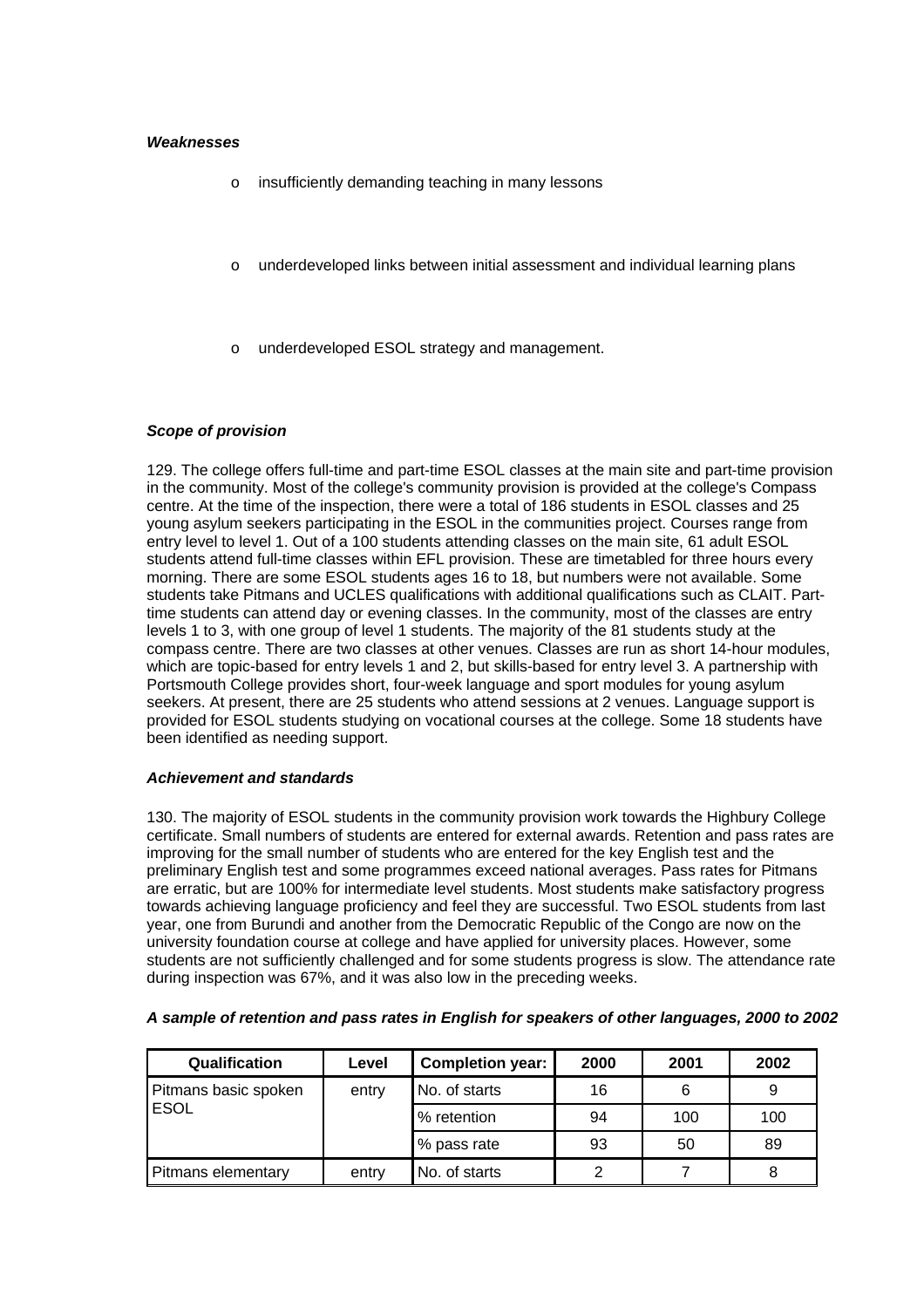***Weaknesses***

- insufficiently demanding teaching in many lessons
- underdeveloped links between initial assessment and individual learning plans
- underdeveloped ESOL strategy and management.

***Scope of provision***

129. The college offers full-time and part-time ESOL classes at the main site and part-time provision in the community. Most of the college's community provision is provided at the college's Compass centre. At the time of the inspection, there were a total of 186 students in ESOL classes and 25 young asylum seekers participating in the ESOL in the communities project. Courses range from entry level to level 1. Out of a 100 students attending classes on the main site, 61 adult ESOL students attend full-time classes within EFL provision. These are timetabled for three hours every morning. There are some ESOL students ages 16 to 18, but numbers were not available. Some students take Pitmans and UCLES qualifications with additional qualifications such as CLAIT. Part-time students can attend day or evening classes. In the community, most of the classes are entry levels 1 to 3, with one group of level 1 students. The majority of the 81 students study at the compass centre. There are two classes at other venues. Classes are run as short 14-hour modules, which are topic-based for entry levels 1 and 2, but skills-based for entry level 3. A partnership with Portsmouth College provides short, four-week language and sport modules for young asylum seekers. At present, there are 25 students who attend sessions at 2 venues. Language support is provided for ESOL students studying on vocational courses at the college. Some 18 students have been identified as needing support.

***Achievement and standards***

130. The majority of ESOL students in the community provision work towards the Highbury College certificate. Small numbers of students are entered for external awards. Retention and pass rates are improving for the small number of students who are entered for the key English test and the preliminary English test and some programmes exceed national averages. Pass rates for Pitmans are erratic, but are 100% for intermediate level students. Most students make satisfactory progress towards achieving language proficiency and feel they are successful. Two ESOL students from last year, one from Burundi and another from the Democratic Republic of the Congo are now on the university foundation course at college and have applied for university places. However, some students are not sufficiently challenged and for some students progress is slow. The attendance rate during inspection was 67%, and it was also low in the preceding weeks.

***A sample of retention and pass rates in English for speakers of other languages, 2000 to 2002***

| Qualification | Level | Completion year: | 2000 | 2001 | 2002 |
|---|---|---|---|---|---|
| Pitmans basic spoken ESOL | entry | No. of starts | 16 | 6 | 9 |
| | | % retention | 94 | 100 | 100 |
| | | % pass rate | 93 | 50 | 89 |
| Pitmans elementary | entry | No. of starts | 2 | 7 | 8 |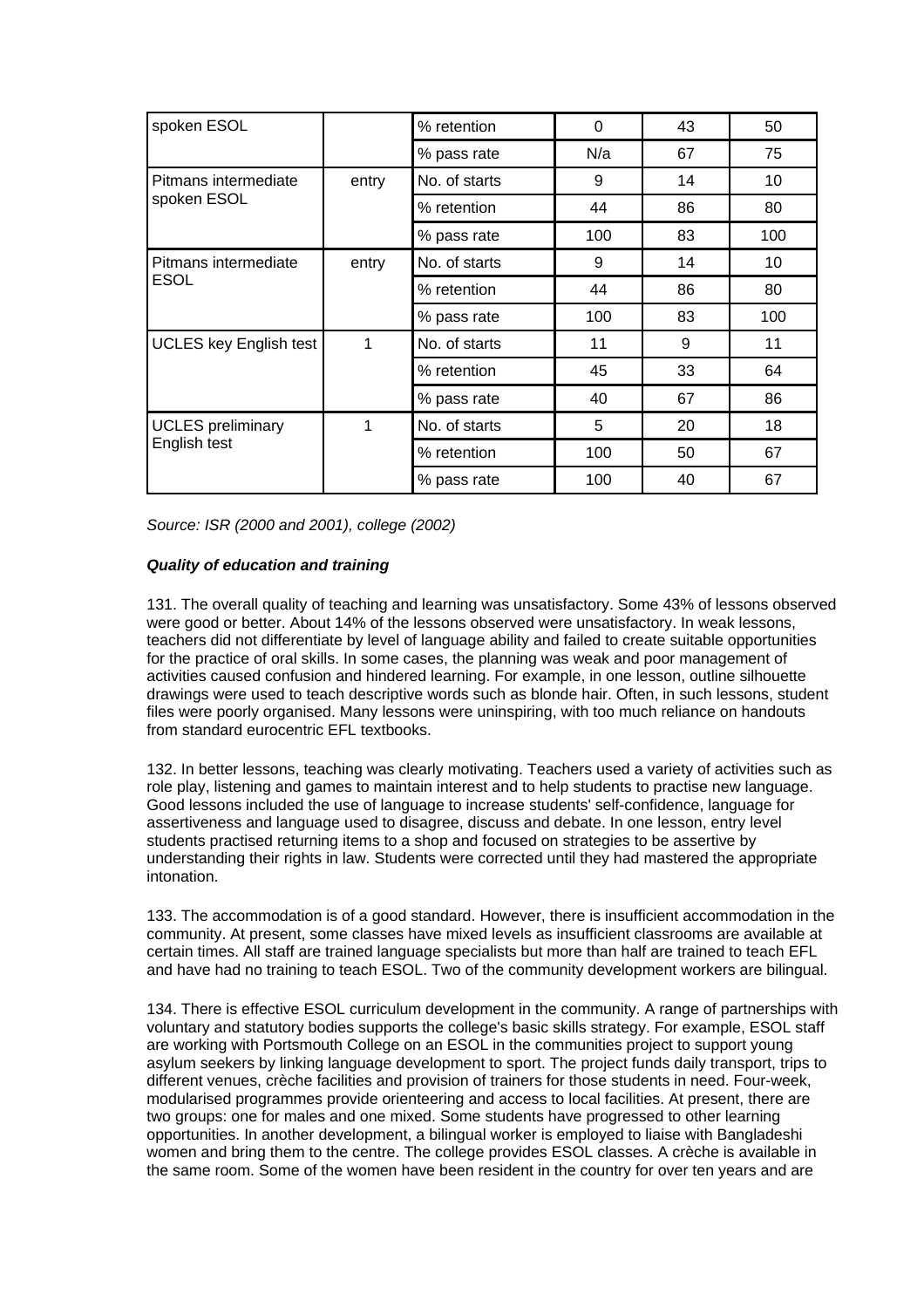| | | | | | |
|---|---|---|---|---|---|
| spoken ESOL | | % retention | 0 | 43 | 50 |
| | | % pass rate | N/a | 67 | 75 |
| Pitmans intermediate spoken ESOL | entry | No. of starts | 9 | 14 | 10 |
| | | % retention | 44 | 86 | 80 |
| | | % pass rate | 100 | 83 | 100 |
| Pitmans intermediate ESOL | entry | No. of starts | 9 | 14 | 10 |
| | | % retention | 44 | 86 | 80 |
| | | % pass rate | 100 | 83 | 100 |
| UCLES key English test | 1 | No. of starts | 11 | 9 | 11 |
| | | % retention | 45 | 33 | 64 |
| | | % pass rate | 40 | 67 | 86 |
| UCLES preliminary English test | 1 | No. of starts | 5 | 20 | 18 |
| | | % retention | 100 | 50 | 67 |
| | | % pass rate | 100 | 40 | 67 |

*Source: ISR (2000 and 2001), college (2002)*

***Quality of education and training***

131. The overall quality of teaching and learning was unsatisfactory. Some 43% of lessons observed were good or better. About 14% of the lessons observed were unsatisfactory. In weak lessons, teachers did not differentiate by level of language ability and failed to create suitable opportunities for the practice of oral skills. In some cases, the planning was weak and poor management of activities caused confusion and hindered learning. For example, in one lesson, outline silhouette drawings were used to teach descriptive words such as blonde hair. Often, in such lessons, student files were poorly organised. Many lessons were uninspiring, with too much reliance on handouts from standard eurocentric EFL textbooks.

132. In better lessons, teaching was clearly motivating. Teachers used a variety of activities such as role play, listening and games to maintain interest and to help students to practise new language. Good lessons included the use of language to increase students' self-confidence, language for assertiveness and language used to disagree, discuss and debate. In one lesson, entry level students practised returning items to a shop and focused on strategies to be assertive by understanding their rights in law. Students were corrected until they had mastered the appropriate intonation.

133. The accommodation is of a good standard. However, there is insufficient accommodation in the community. At present, some classes have mixed levels as insufficient classrooms are available at certain times. All staff are trained language specialists but more than half are trained to teach EFL and have had no training to teach ESOL. Two of the community development workers are bilingual.

134. There is effective ESOL curriculum development in the community. A range of partnerships with voluntary and statutory bodies supports the college's basic skills strategy. For example, ESOL staff are working with Portsmouth College on an ESOL in the communities project to support young asylum seekers by linking language development to sport. The project funds daily transport, trips to different venues, crèche facilities and provision of trainers for those students in need. Four-week, modularised programmes provide orienteering and access to local facilities. At present, there are two groups: one for males and one mixed. Some students have progressed to other learning opportunities. In another development, a bilingual worker is employed to liaise with Bangladeshi women and bring them to the centre. The college provides ESOL classes. A crèche is available in the same room. Some of the women have been resident in the country for over ten years and are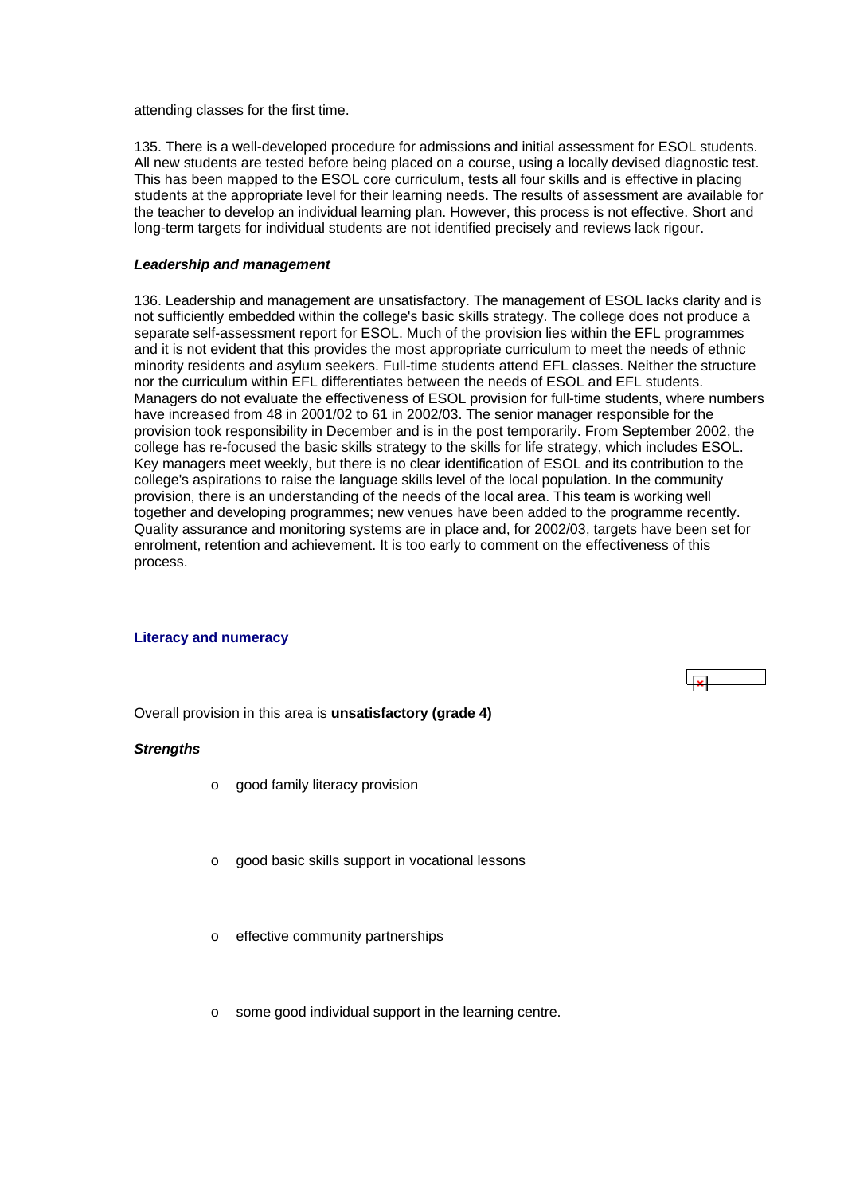attending classes for the first time.

135. There is a well-developed procedure for admissions and initial assessment for ESOL students. All new students are tested before being placed on a course, using a locally devised diagnostic test. This has been mapped to the ESOL core curriculum, tests all four skills and is effective in placing students at the appropriate level for their learning needs. The results of assessment are available for the teacher to develop an individual learning plan. However, this process is not effective. Short and long-term targets for individual students are not identified precisely and reviews lack rigour.

***Leadership and management***

136. Leadership and management are unsatisfactory. The management of ESOL lacks clarity and is not sufficiently embedded within the college's basic skills strategy. The college does not produce a separate self-assessment report for ESOL. Much of the provision lies within the EFL programmes and it is not evident that this provides the most appropriate curriculum to meet the needs of ethnic minority residents and asylum seekers. Full-time students attend EFL classes. Neither the structure nor the curriculum within EFL differentiates between the needs of ESOL and EFL students. Managers do not evaluate the effectiveness of ESOL provision for full-time students, where numbers have increased from 48 in 2001/02 to 61 in 2002/03. The senior manager responsible for the provision took responsibility in December and is in the post temporarily. From September 2002, the college has re-focused the basic skills strategy to the skills for life strategy, which includes ESOL. Key managers meet weekly, but there is no clear identification of ESOL and its contribution to the college's aspirations to raise the language skills level of the local population. In the community provision, there is an understanding of the needs of the local area. This team is working well together and developing programmes; new venues have been added to the programme recently. Quality assurance and monitoring systems are in place and, for 2002/03, targets have been set for enrolment, retention and achievement. It is too early to comment on the effectiveness of this process.

**Literacy and numeracy**

Overall provision in this area is **unsatisfactory (grade 4)**

***Strengths***

- good family literacy provision
- good basic skills support in vocational lessons
- effective community partnerships
- some good individual support in the learning centre.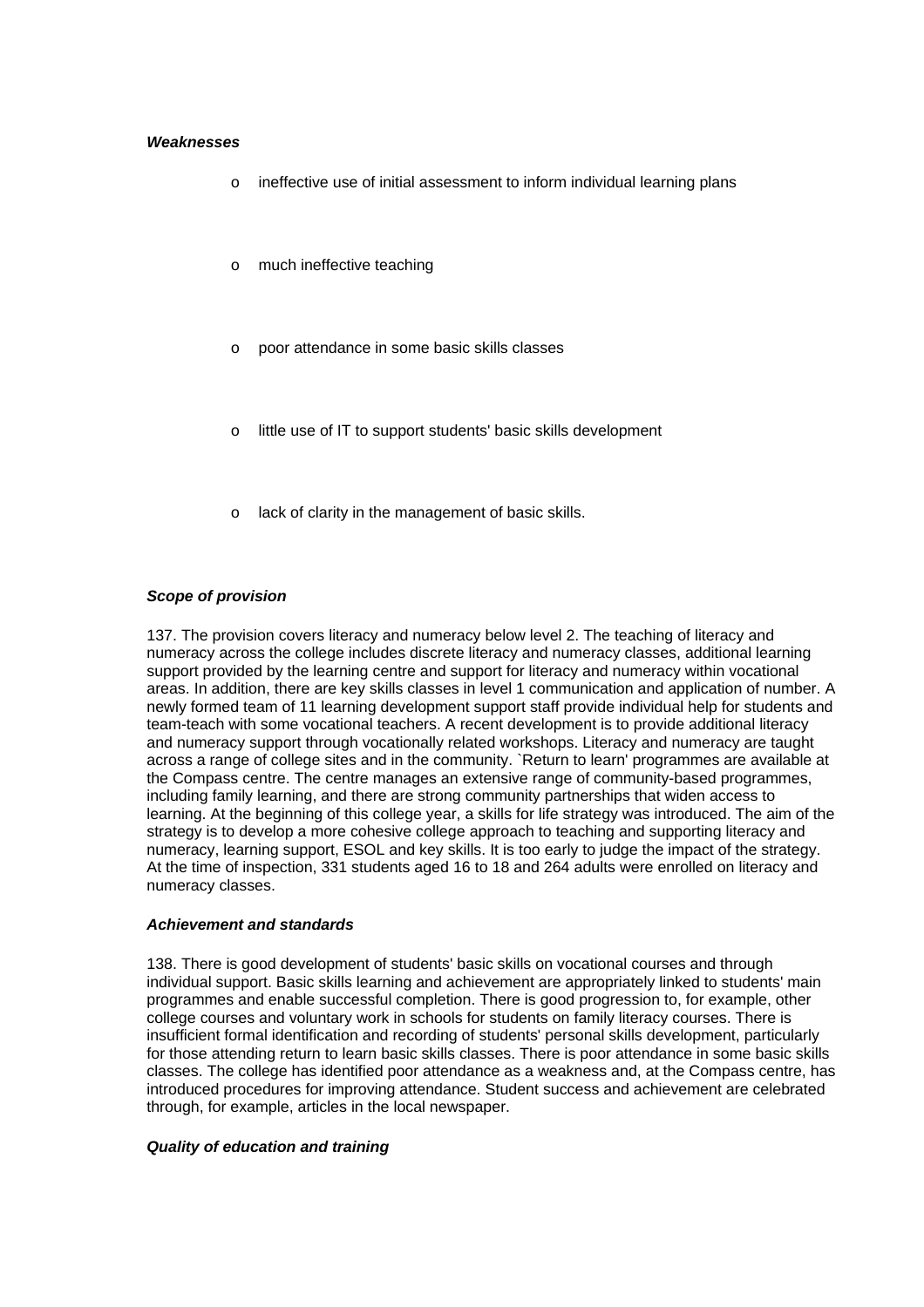***Weaknesses***

- ineffective use of initial assessment to inform individual learning plans
- much ineffective teaching
- poor attendance in some basic skills classes
- little use of IT to support students' basic skills development
- lack of clarity in the management of basic skills.

***Scope of provision***

137. The provision covers literacy and numeracy below level 2. The teaching of literacy and numeracy across the college includes discrete literacy and numeracy classes, additional learning support provided by the learning centre and support for literacy and numeracy within vocational areas. In addition, there are key skills classes in level 1 communication and application of number. A newly formed team of 11 learning development support staff provide individual help for students and team-teach with some vocational teachers. A recent development is to provide additional literacy and numeracy support through vocationally related workshops. Literacy and numeracy are taught across a range of college sites and in the community. `Return to learn' programmes are available at the Compass centre. The centre manages an extensive range of community-based programmes, including family learning, and there are strong community partnerships that widen access to learning. At the beginning of this college year, a skills for life strategy was introduced. The aim of the strategy is to develop a more cohesive college approach to teaching and supporting literacy and numeracy, learning support, ESOL and key skills. It is too early to judge the impact of the strategy. At the time of inspection, 331 students aged 16 to 18 and 264 adults were enrolled on literacy and numeracy classes.

***Achievement and standards***

138. There is good development of students' basic skills on vocational courses and through individual support. Basic skills learning and achievement are appropriately linked to students' main programmes and enable successful completion. There is good progression to, for example, other college courses and voluntary work in schools for students on family literacy courses. There is insufficient formal identification and recording of students' personal skills development, particularly for those attending return to learn basic skills classes. There is poor attendance in some basic skills classes. The college has identified poor attendance as a weakness and, at the Compass centre, has introduced procedures for improving attendance. Student success and achievement are celebrated through, for example, articles in the local newspaper.

***Quality of education and training***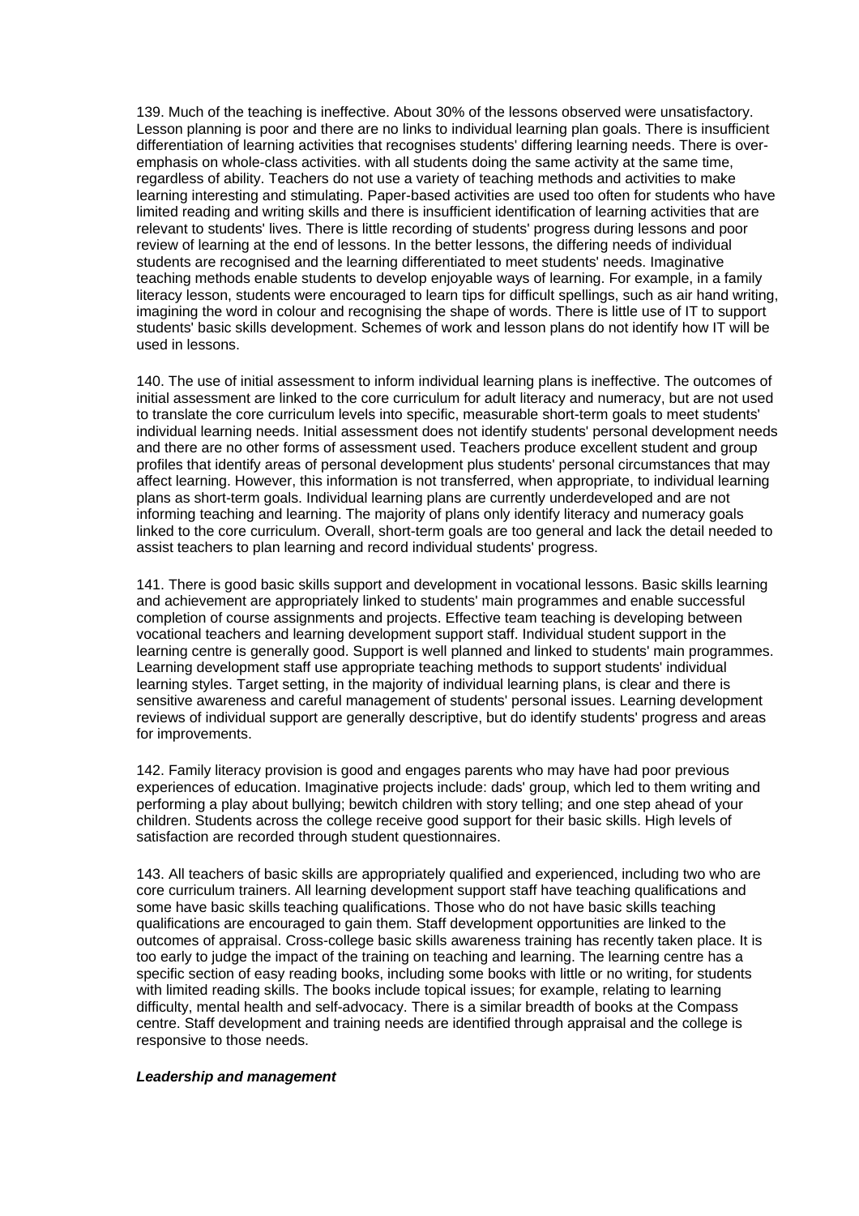139. Much of the teaching is ineffective. About 30% of the lessons observed were unsatisfactory. Lesson planning is poor and there are no links to individual learning plan goals. There is insufficient differentiation of learning activities that recognises students' differing learning needs. There is over-emphasis on whole-class activities. with all students doing the same activity at the same time, regardless of ability. Teachers do not use a variety of teaching methods and activities to make learning interesting and stimulating. Paper-based activities are used too often for students who have limited reading and writing skills and there is insufficient identification of learning activities that are relevant to students' lives. There is little recording of students' progress during lessons and poor review of learning at the end of lessons. In the better lessons, the differing needs of individual students are recognised and the learning differentiated to meet students' needs. Imaginative teaching methods enable students to develop enjoyable ways of learning. For example, in a family literacy lesson, students were encouraged to learn tips for difficult spellings, such as air hand writing, imagining the word in colour and recognising the shape of words. There is little use of IT to support students' basic skills development. Schemes of work and lesson plans do not identify how IT will be used in lessons.

140. The use of initial assessment to inform individual learning plans is ineffective. The outcomes of initial assessment are linked to the core curriculum for adult literacy and numeracy, but are not used to translate the core curriculum levels into specific, measurable short-term goals to meet students' individual learning needs. Initial assessment does not identify students' personal development needs and there are no other forms of assessment used. Teachers produce excellent student and group profiles that identify areas of personal development plus students' personal circumstances that may affect learning. However, this information is not transferred, when appropriate, to individual learning plans as short-term goals. Individual learning plans are currently underdeveloped and are not informing teaching and learning. The majority of plans only identify literacy and numeracy goals linked to the core curriculum. Overall, short-term goals are too general and lack the detail needed to assist teachers to plan learning and record individual students' progress.

141. There is good basic skills support and development in vocational lessons. Basic skills learning and achievement are appropriately linked to students' main programmes and enable successful completion of course assignments and projects. Effective team teaching is developing between vocational teachers and learning development support staff. Individual student support in the learning centre is generally good. Support is well planned and linked to students' main programmes. Learning development staff use appropriate teaching methods to support students' individual learning styles. Target setting, in the majority of individual learning plans, is clear and there is sensitive awareness and careful management of students' personal issues. Learning development reviews of individual support are generally descriptive, but do identify students' progress and areas for improvements.

142. Family literacy provision is good and engages parents who may have had poor previous experiences of education. Imaginative projects include: dads' group, which led to them writing and performing a play about bullying; bewitch children with story telling; and one step ahead of your children. Students across the college receive good support for their basic skills. High levels of satisfaction are recorded through student questionnaires.

143. All teachers of basic skills are appropriately qualified and experienced, including two who are core curriculum trainers. All learning development support staff have teaching qualifications and some have basic skills teaching qualifications. Those who do not have basic skills teaching qualifications are encouraged to gain them. Staff development opportunities are linked to the outcomes of appraisal. Cross-college basic skills awareness training has recently taken place. It is too early to judge the impact of the training on teaching and learning. The learning centre has a specific section of easy reading books, including some books with little or no writing, for students with limited reading skills. The books include topical issues; for example, relating to learning difficulty, mental health and self-advocacy. There is a similar breadth of books at the Compass centre. Staff development and training needs are identified through appraisal and the college is responsive to those needs.

***Leadership and management***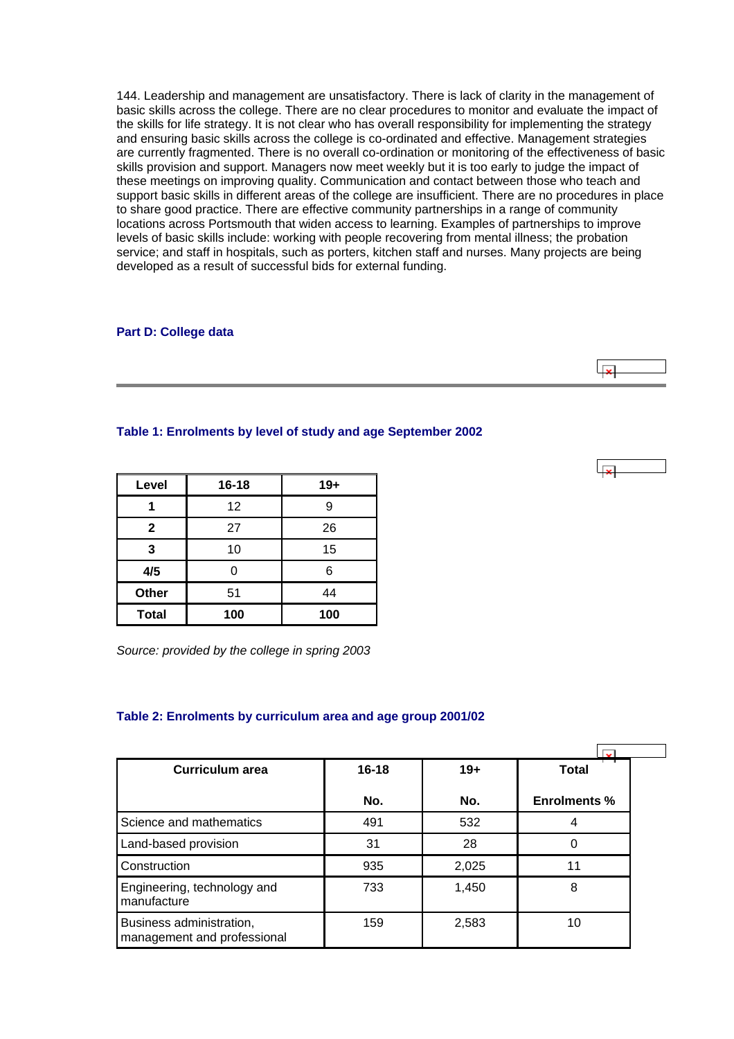144. Leadership and management are unsatisfactory. There is lack of clarity in the management of basic skills across the college. There are no clear procedures to monitor and evaluate the impact of the skills for life strategy. It is not clear who has overall responsibility for implementing the strategy and ensuring basic skills across the college is co-ordinated and effective. Management strategies are currently fragmented. There is no overall co-ordination or monitoring of the effectiveness of basic skills provision and support. Managers now meet weekly but it is too early to judge the impact of these meetings on improving quality. Communication and contact between those who teach and support basic skills in different areas of the college are insufficient. There are no procedures in place to share good practice. There are effective community partnerships in a range of community locations across Portsmouth that widen access to learning. Examples of partnerships to improve levels of basic skills include: working with people recovering from mental illness; the probation service; and staff in hospitals, such as porters, kitchen staff and nurses. Many projects are being developed as a result of successful bids for external funding.

## Part D: College data

### Table 1: Enrolments by level of study and age September 2002

| Level | 16-18 | 19+ |
|---|---|---|
| **1** | 12 | 9 |
| **2** | 27 | 26 |
| **3** | 10 | 15 |
| **4/5** | 0 | 6 |
| **Other** | 51 | 44 |
| **Total** | **100** | **100** |

*Source: provided by the college in spring 2003*

### Table 2: Enrolments by curriculum area and age group 2001/02

| Curriculum area | 16-18 No. | 19+ No. | Total Enrolments % |
|---|---|---|---|
| Science and mathematics | 491 | 532 | 4 |
| Land-based provision | 31 | 28 | 0 |
| Construction | 935 | 2,025 | 11 |
| Engineering, technology and manufacture | 733 | 1,450 | 8 |
| Business administration, management and professional | 159 | 2,583 | 10 |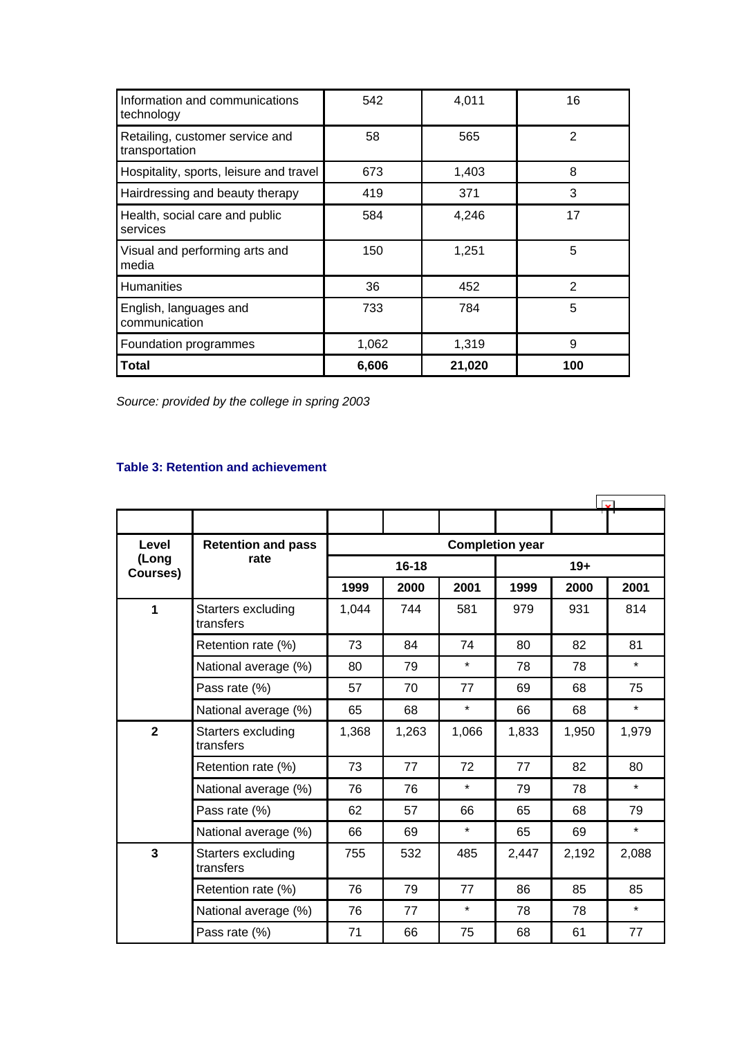| Information and communications technology | 542 | 4,011 | 16 |
|---|---|---|---|
| Retailing, customer service and transportation | 58 | 565 | 2 |
| Hospitality, sports, leisure and travel | 673 | 1,403 | 8 |
| Hairdressing and beauty therapy | 419 | 371 | 3 |
| Health, social care and public services | 584 | 4,246 | 17 |
| Visual and performing arts and media | 150 | 1,251 | 5 |
| Humanities | 36 | 452 | 2 |
| English, languages and communication | 733 | 784 | 5 |
| Foundation programmes | 1,062 | 1,319 | 9 |
| **Total** | **6,606** | **21,020** | **100** |

*Source: provided by the college in spring 2003*

### Table 3: Retention and achievement

| Level (Long Courses) | Retention and pass rate | Completion year | | | | | |
|---|---|---|---|---|---|---|---|
| | | 16-18 | | | 19+ | | |
| | | 1999 | 2000 | 2001 | 1999 | 2000 | 2001 |
| 1 | Starters excluding transfers | 1,044 | 744 | 581 | 979 | 931 | 814 |
| | Retention rate (%) | 73 | 84 | 74 | 80 | 82 | 81 |
| | National average (%) | 80 | 79 | * | 78 | 78 | * |
| | Pass rate (%) | 57 | 70 | 77 | 69 | 68 | 75 |
| | National average (%) | 65 | 68 | * | 66 | 68 | * |
| 2 | Starters excluding transfers | 1,368 | 1,263 | 1,066 | 1,833 | 1,950 | 1,979 |
| | Retention rate (%) | 73 | 77 | 72 | 77 | 82 | 80 |
| | National average (%) | 76 | 76 | * | 79 | 78 | * |
| | Pass rate (%) | 62 | 57 | 66 | 65 | 68 | 79 |
| | National average (%) | 66 | 69 | * | 65 | 69 | * |
| 3 | Starters excluding transfers | 755 | 532 | 485 | 2,447 | 2,192 | 2,088 |
| | Retention rate (%) | 76 | 79 | 77 | 86 | 85 | 85 |
| | National average (%) | 76 | 77 | * | 78 | 78 | * |
| | Pass rate (%) | 71 | 66 | 75 | 68 | 61 | 77 |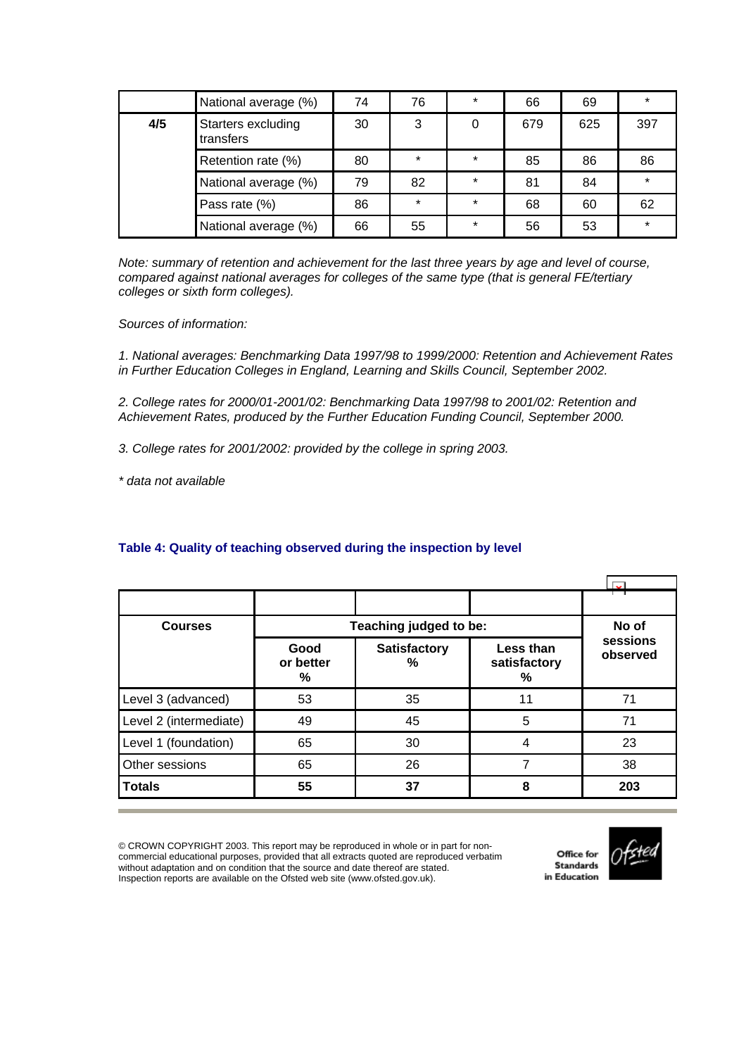| | | | | | | | |
|---|---|---|---|---|---|---|---|
| | National average (%) | 74 | 76 | * | 66 | 69 | * |
| **4/5** | Starters excluding transfers | 30 | 3 | 0 | 679 | 625 | 397 |
| | Retention rate (%) | 80 | * | * | 85 | 86 | 86 |
| | National average (%) | 79 | 82 | * | 81 | 84 | * |
| | Pass rate (%) | 86 | * | * | 68 | 60 | 62 |
| | National average (%) | 66 | 55 | * | 56 | 53 | * |

*Note: summary of retention and achievement for the last three years by age and level of course, compared against national averages for colleges of the same type (that is general FE/tertiary colleges or sixth form colleges).*

*Sources of information:*

*1. National averages: Benchmarking Data 1997/98 to 1999/2000: Retention and Achievement Rates in Further Education Colleges in England, Learning and Skills Council, September 2002.*

*2. College rates for 2000/01-2001/02: Benchmarking Data 1997/98 to 2001/02: Retention and Achievement Rates, produced by the Further Education Funding Council, September 2000.*

*3. College rates for 2001/2002: provided by the college in spring 2003.*

*\* data not available*

### Table 4: Quality of teaching observed during the inspection by level

| **Courses** | **Teaching judged to be:** | | | **No of sessions observed** |
|---|---|---|---|---|
| | **Good or better %** | **Satisfactory %** | **Less than satisfactory %** | |
| Level 3 (advanced) | 53 | 35 | 11 | 71 |
| Level 2 (intermediate) | 49 | 45 | 5 | 71 |
| Level 1 (foundation) | 65 | 30 | 4 | 23 |
| Other sessions | 65 | 26 | 7 | 38 |
| **Totals** | **55** | **37** | **8** | **203** |

© CROWN COPYRIGHT 2003. This report may be reproduced in whole or in part for non-commercial educational purposes, provided that all extracts quoted are reproduced verbatim without adaptation and on condition that the source and date thereof are stated.
Inspection reports are available on the Ofsted web site (www.ofsted.gov.uk).

Office for Standards in Education